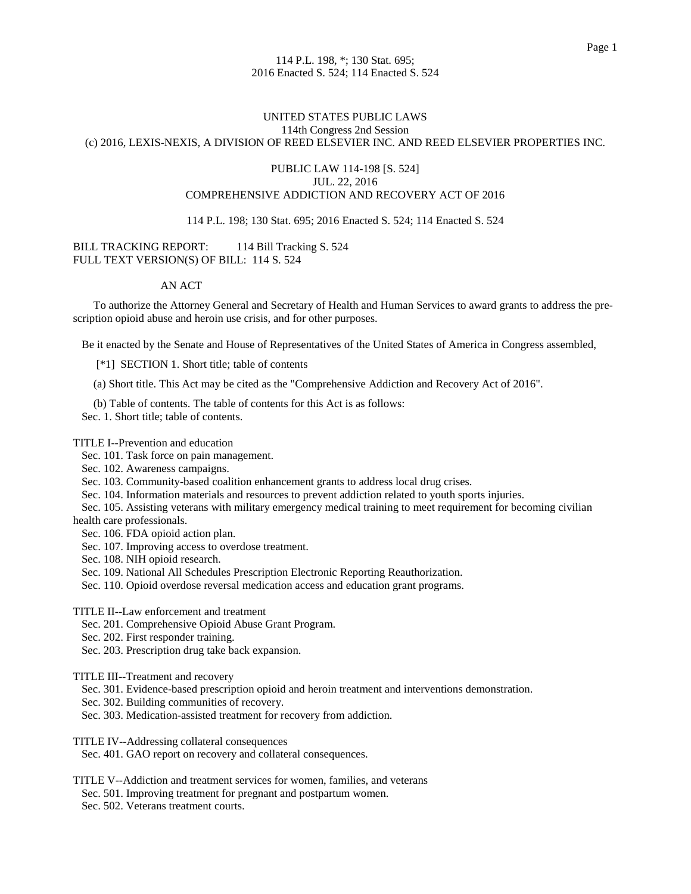114 P.L. 198, *; 130 Stat. 695;
2016 Enacted S. 524; 114 Enacted S. 524

UNITED STATES PUBLIC LAWS
114th Congress 2nd Session
(c) 2016, LEXIS-NEXIS, A DIVISION OF REED ELSEVIER INC. AND REED ELSEVIER PROPERTIES INC.

# PUBLIC LAW 114-198 [S. 524]
JUL. 22, 2016
COMPREHENSIVE ADDICTION AND RECOVERY ACT OF 2016

114 P.L. 198; 130 Stat. 695; 2016 Enacted S. 524; 114 Enacted S. 524

BILL TRACKING REPORT: 114 Bill Tracking S. 524
FULL TEXT VERSION(S) OF BILL: 114 S. 524

## AN ACT

To authorize the Attorney General and Secretary of Health and Human Services to award grants to address the prescription opioid abuse and heroin use crisis, and for other purposes.

Be it enacted by the Senate and House of Representatives of the United States of America in Congress assembled,

[*1] SECTION 1. Short title; table of contents

(a) Short title. This Act may be cited as the "Comprehensive Addiction and Recovery Act of 2016".

(b) Table of contents. The table of contents for this Act is as follows:
Sec. 1. Short title; table of contents.

TITLE I--Prevention and education
Sec. 101. Task force on pain management.
Sec. 102. Awareness campaigns.
Sec. 103. Community-based coalition enhancement grants to address local drug crises.
Sec. 104. Information materials and resources to prevent addiction related to youth sports injuries.
Sec. 105. Assisting veterans with military emergency medical training to meet requirement for becoming civilian health care professionals.
Sec. 106. FDA opioid action plan.
Sec. 107. Improving access to overdose treatment.
Sec. 108. NIH opioid research.
Sec. 109. National All Schedules Prescription Electronic Reporting Reauthorization.
Sec. 110. Opioid overdose reversal medication access and education grant programs.

TITLE II--Law enforcement and treatment
Sec. 201. Comprehensive Opioid Abuse Grant Program.
Sec. 202. First responder training.
Sec. 203. Prescription drug take back expansion.

TITLE III--Treatment and recovery
Sec. 301. Evidence-based prescription opioid and heroin treatment and interventions demonstration.
Sec. 302. Building communities of recovery.
Sec. 303. Medication-assisted treatment for recovery from addiction.

TITLE IV--Addressing collateral consequences
Sec. 401. GAO report on recovery and collateral consequences.

TITLE V--Addiction and treatment services for women, families, and veterans
Sec. 501. Improving treatment for pregnant and postpartum women.
Sec. 502. Veterans treatment courts.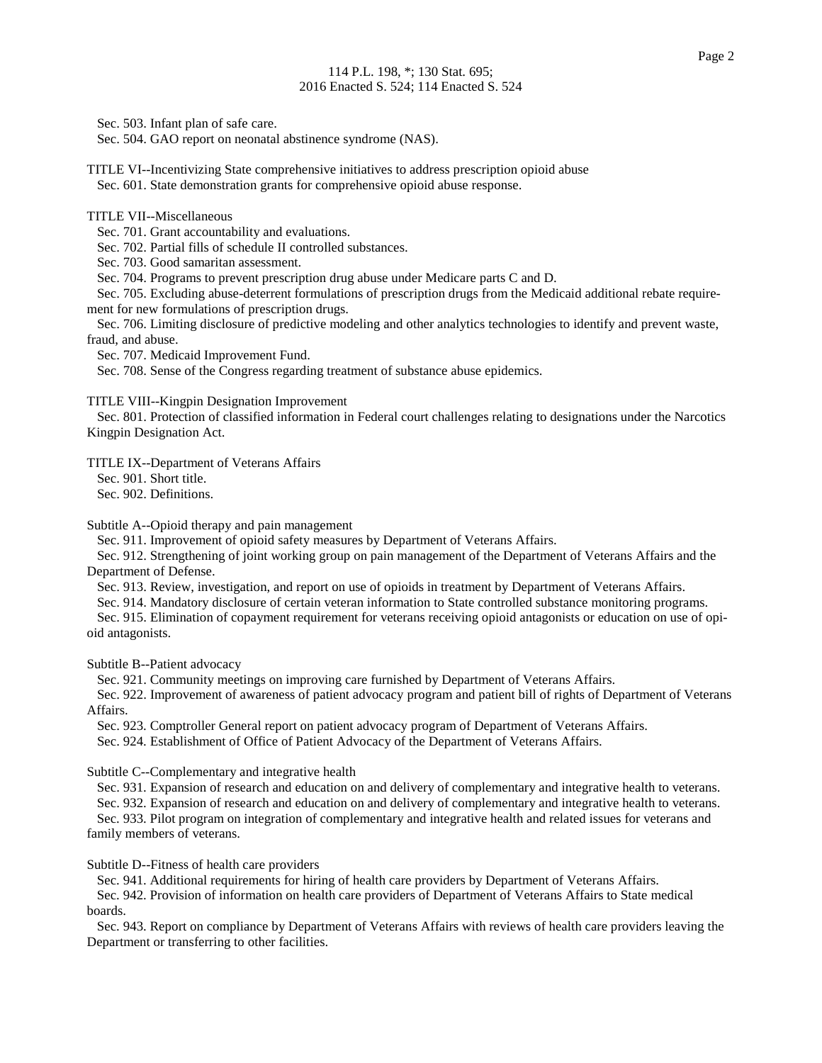Sec. 503. Infant plan of safe care.

Sec. 504. GAO report on neonatal abstinence syndrome (NAS).

TITLE VI--Incentivizing State comprehensive initiatives to address prescription opioid abuse

Sec. 601. State demonstration grants for comprehensive opioid abuse response.

TITLE VII--Miscellaneous

Sec. 701. Grant accountability and evaluations.

Sec. 702. Partial fills of schedule II controlled substances.

Sec. 703. Good samaritan assessment.

Sec. 704. Programs to prevent prescription drug abuse under Medicare parts C and D.

Sec. 705. Excluding abuse-deterrent formulations of prescription drugs from the Medicaid additional rebate requirement for new formulations of prescription drugs.

Sec. 706. Limiting disclosure of predictive modeling and other analytics technologies to identify and prevent waste, fraud, and abuse.

Sec. 707. Medicaid Improvement Fund.

Sec. 708. Sense of the Congress regarding treatment of substance abuse epidemics.

TITLE VIII--Kingpin Designation Improvement

Sec. 801. Protection of classified information in Federal court challenges relating to designations under the Narcotics Kingpin Designation Act.

TITLE IX--Department of Veterans Affairs

Sec. 901. Short title.

Sec. 902. Definitions.

Subtitle A--Opioid therapy and pain management

Sec. 911. Improvement of opioid safety measures by Department of Veterans Affairs.

Sec. 912. Strengthening of joint working group on pain management of the Department of Veterans Affairs and the Department of Defense.

Sec. 913. Review, investigation, and report on use of opioids in treatment by Department of Veterans Affairs.

Sec. 914. Mandatory disclosure of certain veteran information to State controlled substance monitoring programs.

Sec. 915. Elimination of copayment requirement for veterans receiving opioid antagonists or education on use of opioid antagonists.

Subtitle B--Patient advocacy

Sec. 921. Community meetings on improving care furnished by Department of Veterans Affairs.

Sec. 922. Improvement of awareness of patient advocacy program and patient bill of rights of Department of Veterans Affairs.

Sec. 923. Comptroller General report on patient advocacy program of Department of Veterans Affairs.

Sec. 924. Establishment of Office of Patient Advocacy of the Department of Veterans Affairs.

Subtitle C--Complementary and integrative health

Sec. 931. Expansion of research and education on and delivery of complementary and integrative health to veterans.

Sec. 932. Expansion of research and education on and delivery of complementary and integrative health to veterans.

Sec. 933. Pilot program on integration of complementary and integrative health and related issues for veterans and family members of veterans.

Subtitle D--Fitness of health care providers

Sec. 941. Additional requirements for hiring of health care providers by Department of Veterans Affairs.

Sec. 942. Provision of information on health care providers of Department of Veterans Affairs to State medical boards.

Sec. 943. Report on compliance by Department of Veterans Affairs with reviews of health care providers leaving the Department or transferring to other facilities.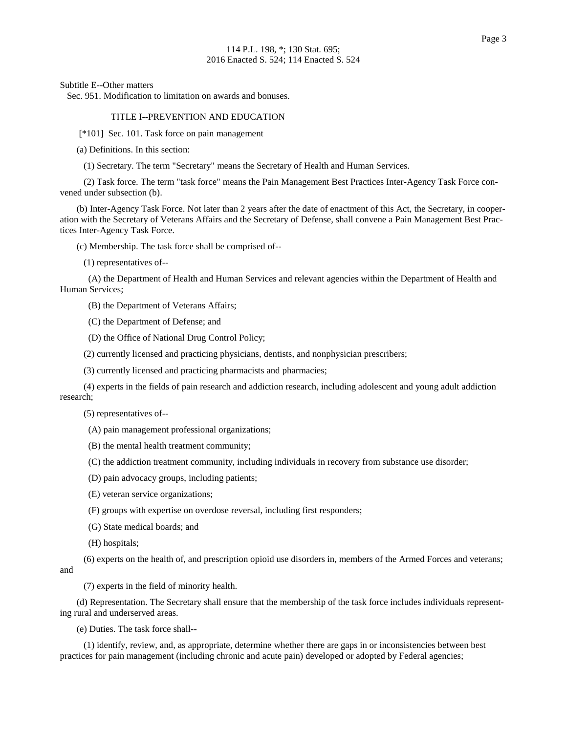Subtitle E--Other matters

Sec. 951. Modification to limitation on awards and bonuses.

TITLE I--PREVENTION AND EDUCATION

[*101] Sec. 101. Task force on pain management

(a) Definitions. In this section:

(1) Secretary. The term "Secretary" means the Secretary of Health and Human Services.

(2) Task force. The term "task force" means the Pain Management Best Practices Inter-Agency Task Force convened under subsection (b).

(b) Inter-Agency Task Force. Not later than 2 years after the date of enactment of this Act, the Secretary, in cooperation with the Secretary of Veterans Affairs and the Secretary of Defense, shall convene a Pain Management Best Practices Inter-Agency Task Force.

(c) Membership. The task force shall be comprised of--

(1) representatives of--

(A) the Department of Health and Human Services and relevant agencies within the Department of Health and Human Services;

(B) the Department of Veterans Affairs;

(C) the Department of Defense; and

(D) the Office of National Drug Control Policy;

(2) currently licensed and practicing physicians, dentists, and nonphysician prescribers;

(3) currently licensed and practicing pharmacists and pharmacies;

(4) experts in the fields of pain research and addiction research, including adolescent and young adult addiction research;

(5) representatives of--

(A) pain management professional organizations;

(B) the mental health treatment community;

(C) the addiction treatment community, including individuals in recovery from substance use disorder;

(D) pain advocacy groups, including patients;

(E) veteran service organizations;

(F) groups with expertise on overdose reversal, including first responders;

(G) State medical boards; and

(H) hospitals;

(6) experts on the health of, and prescription opioid use disorders in, members of the Armed Forces and veterans; and

(7) experts in the field of minority health.

(d) Representation. The Secretary shall ensure that the membership of the task force includes individuals representing rural and underserved areas.

(e) Duties. The task force shall--

(1) identify, review, and, as appropriate, determine whether there are gaps in or inconsistencies between best practices for pain management (including chronic and acute pain) developed or adopted by Federal agencies;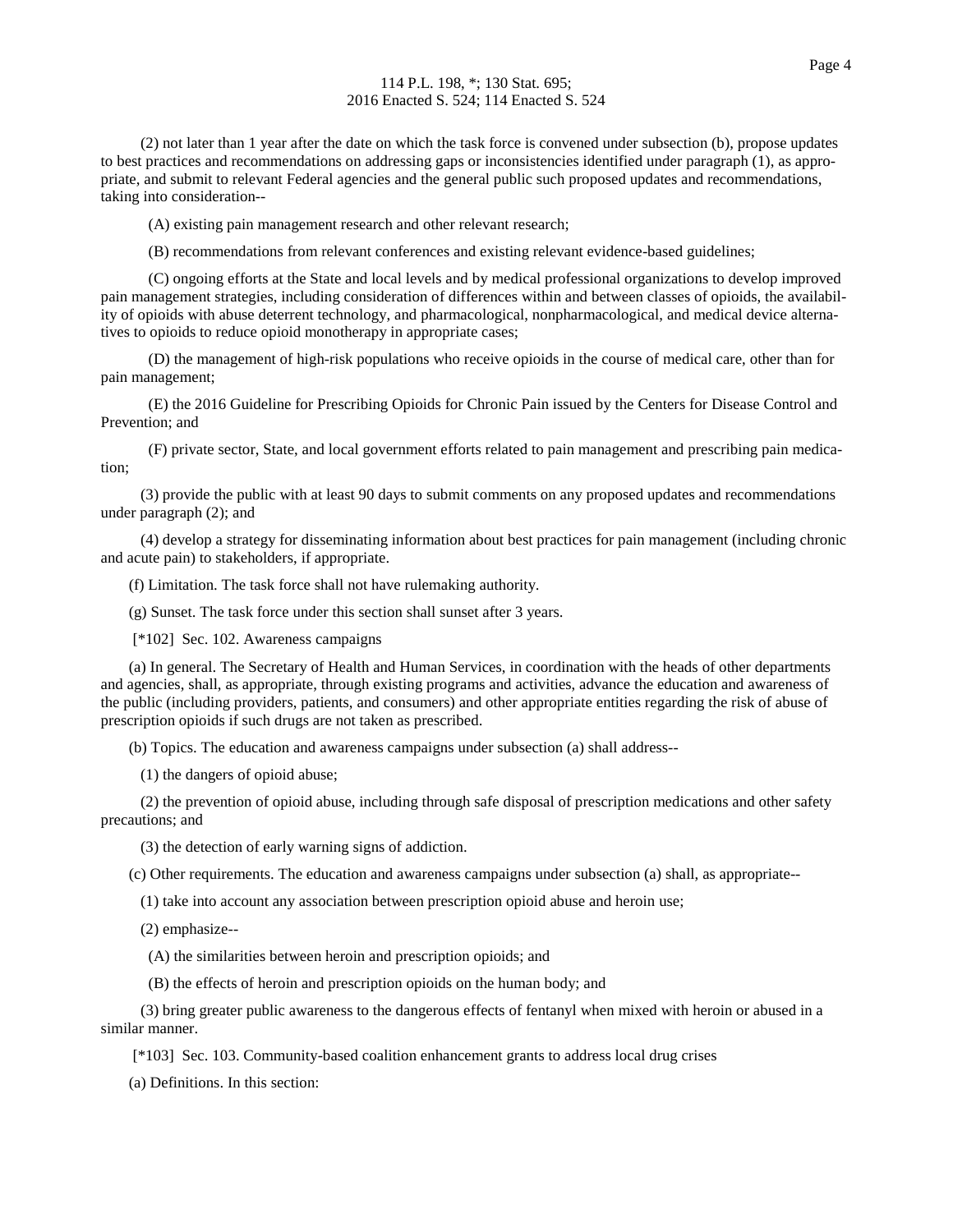(2) not later than 1 year after the date on which the task force is convened under subsection (b), propose updates to best practices and recommendations on addressing gaps or inconsistencies identified under paragraph (1), as appropriate, and submit to relevant Federal agencies and the general public such proposed updates and recommendations, taking into consideration--

(A) existing pain management research and other relevant research;

(B) recommendations from relevant conferences and existing relevant evidence-based guidelines;

(C) ongoing efforts at the State and local levels and by medical professional organizations to develop improved pain management strategies, including consideration of differences within and between classes of opioids, the availability of opioids with abuse deterrent technology, and pharmacological, nonpharmacological, and medical device alternatives to opioids to reduce opioid monotherapy in appropriate cases;

(D) the management of high-risk populations who receive opioids in the course of medical care, other than for pain management;

(E) the 2016 Guideline for Prescribing Opioids for Chronic Pain issued by the Centers for Disease Control and Prevention; and

(F) private sector, State, and local government efforts related to pain management and prescribing pain medication;

(3) provide the public with at least 90 days to submit comments on any proposed updates and recommendations under paragraph (2); and

(4) develop a strategy for disseminating information about best practices for pain management (including chronic and acute pain) to stakeholders, if appropriate.

(f) Limitation. The task force shall not have rulemaking authority.

(g) Sunset. The task force under this section shall sunset after 3 years.

[*102] Sec. 102. Awareness campaigns

(a) In general. The Secretary of Health and Human Services, in coordination with the heads of other departments and agencies, shall, as appropriate, through existing programs and activities, advance the education and awareness of the public (including providers, patients, and consumers) and other appropriate entities regarding the risk of abuse of prescription opioids if such drugs are not taken as prescribed.

(b) Topics. The education and awareness campaigns under subsection (a) shall address--

(1) the dangers of opioid abuse;

(2) the prevention of opioid abuse, including through safe disposal of prescription medications and other safety precautions; and

(3) the detection of early warning signs of addiction.

(c) Other requirements. The education and awareness campaigns under subsection (a) shall, as appropriate--

(1) take into account any association between prescription opioid abuse and heroin use;

(2) emphasize--

(A) the similarities between heroin and prescription opioids; and

(B) the effects of heroin and prescription opioids on the human body; and

(3) bring greater public awareness to the dangerous effects of fentanyl when mixed with heroin or abused in a similar manner.

[*103] Sec. 103. Community-based coalition enhancement grants to address local drug crises

(a) Definitions. In this section: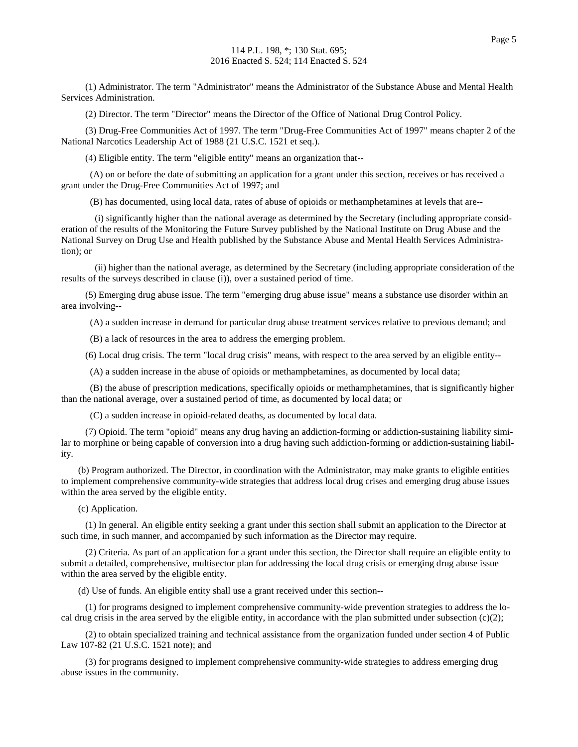(1) Administrator. The term "Administrator" means the Administrator of the Substance Abuse and Mental Health Services Administration.

(2) Director. The term "Director" means the Director of the Office of National Drug Control Policy.

(3) Drug-Free Communities Act of 1997. The term "Drug-Free Communities Act of 1997" means chapter 2 of the National Narcotics Leadership Act of 1988 (21 U.S.C. 1521 et seq.).

(4) Eligible entity. The term "eligible entity" means an organization that--

(A) on or before the date of submitting an application for a grant under this section, receives or has received a grant under the Drug-Free Communities Act of 1997; and

(B) has documented, using local data, rates of abuse of opioids or methamphetamines at levels that are--

(i) significantly higher than the national average as determined by the Secretary (including appropriate consideration of the results of the Monitoring the Future Survey published by the National Institute on Drug Abuse and the National Survey on Drug Use and Health published by the Substance Abuse and Mental Health Services Administration); or

(ii) higher than the national average, as determined by the Secretary (including appropriate consideration of the results of the surveys described in clause (i)), over a sustained period of time.

(5) Emerging drug abuse issue. The term "emerging drug abuse issue" means a substance use disorder within an area involving--

(A) a sudden increase in demand for particular drug abuse treatment services relative to previous demand; and

(B) a lack of resources in the area to address the emerging problem.

(6) Local drug crisis. The term "local drug crisis" means, with respect to the area served by an eligible entity--

(A) a sudden increase in the abuse of opioids or methamphetamines, as documented by local data;

(B) the abuse of prescription medications, specifically opioids or methamphetamines, that is significantly higher than the national average, over a sustained period of time, as documented by local data; or

(C) a sudden increase in opioid-related deaths, as documented by local data.

(7) Opioid. The term "opioid" means any drug having an addiction-forming or addiction-sustaining liability similar to morphine or being capable of conversion into a drug having such addiction-forming or addiction-sustaining liability.

(b) Program authorized. The Director, in coordination with the Administrator, may make grants to eligible entities to implement comprehensive community-wide strategies that address local drug crises and emerging drug abuse issues within the area served by the eligible entity.

(c) Application.

(1) In general. An eligible entity seeking a grant under this section shall submit an application to the Director at such time, in such manner, and accompanied by such information as the Director may require.

(2) Criteria. As part of an application for a grant under this section, the Director shall require an eligible entity to submit a detailed, comprehensive, multisector plan for addressing the local drug crisis or emerging drug abuse issue within the area served by the eligible entity.

(d) Use of funds. An eligible entity shall use a grant received under this section--

(1) for programs designed to implement comprehensive community-wide prevention strategies to address the local drug crisis in the area served by the eligible entity, in accordance with the plan submitted under subsection (c)(2);

(2) to obtain specialized training and technical assistance from the organization funded under section 4 of Public Law 107-82 (21 U.S.C. 1521 note); and

(3) for programs designed to implement comprehensive community-wide strategies to address emerging drug abuse issues in the community.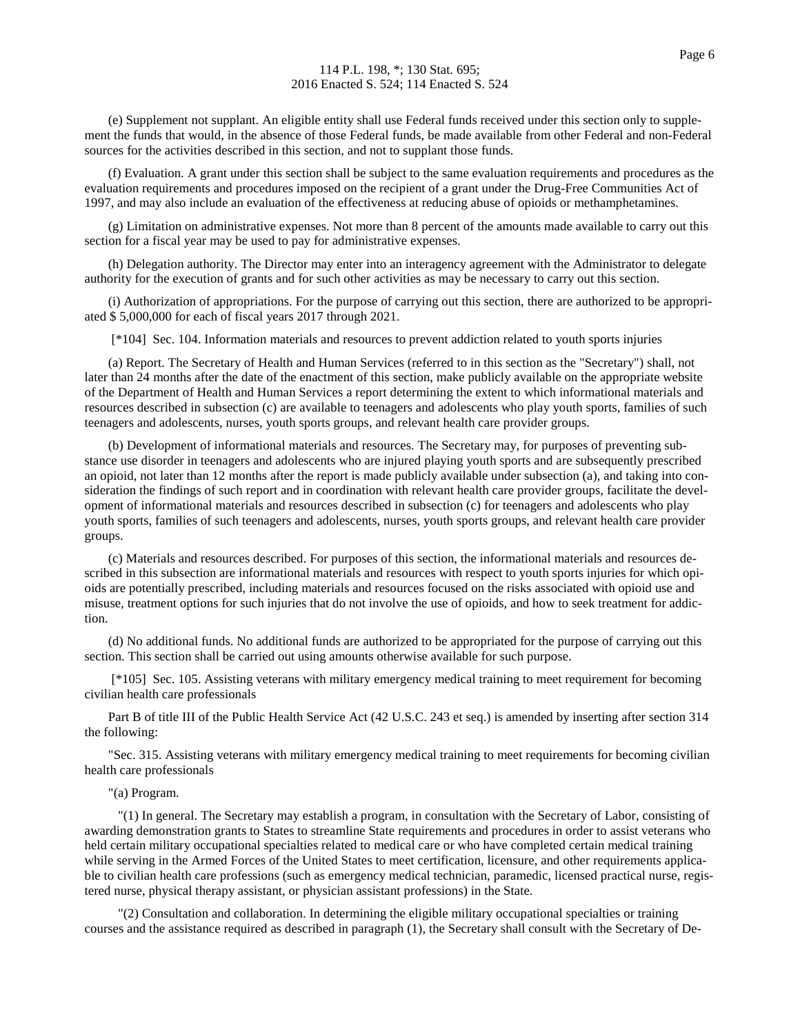(e) Supplement not supplant. An eligible entity shall use Federal funds received under this section only to supplement the funds that would, in the absence of those Federal funds, be made available from other Federal and non-Federal sources for the activities described in this section, and not to supplant those funds.

(f) Evaluation. A grant under this section shall be subject to the same evaluation requirements and procedures as the evaluation requirements and procedures imposed on the recipient of a grant under the Drug-Free Communities Act of 1997, and may also include an evaluation of the effectiveness at reducing abuse of opioids or methamphetamines.

(g) Limitation on administrative expenses. Not more than 8 percent of the amounts made available to carry out this section for a fiscal year may be used to pay for administrative expenses.

(h) Delegation authority. The Director may enter into an interagency agreement with the Administrator to delegate authority for the execution of grants and for such other activities as may be necessary to carry out this section.

(i) Authorization of appropriations. For the purpose of carrying out this section, there are authorized to be appropriated $ 5,000,000 for each of fiscal years 2017 through 2021.

[*104] Sec. 104. Information materials and resources to prevent addiction related to youth sports injuries

(a) Report. The Secretary of Health and Human Services (referred to in this section as the "Secretary") shall, not later than 24 months after the date of the enactment of this section, make publicly available on the appropriate website of the Department of Health and Human Services a report determining the extent to which informational materials and resources described in subsection (c) are available to teenagers and adolescents who play youth sports, families of such teenagers and adolescents, nurses, youth sports groups, and relevant health care provider groups.

(b) Development of informational materials and resources. The Secretary may, for purposes of preventing substance use disorder in teenagers and adolescents who are injured playing youth sports and are subsequently prescribed an opioid, not later than 12 months after the report is made publicly available under subsection (a), and taking into consideration the findings of such report and in coordination with relevant health care provider groups, facilitate the development of informational materials and resources described in subsection (c) for teenagers and adolescents who play youth sports, families of such teenagers and adolescents, nurses, youth sports groups, and relevant health care provider groups.

(c) Materials and resources described. For purposes of this section, the informational materials and resources described in this subsection are informational materials and resources with respect to youth sports injuries for which opioids are potentially prescribed, including materials and resources focused on the risks associated with opioid use and misuse, treatment options for such injuries that do not involve the use of opioids, and how to seek treatment for addiction.

(d) No additional funds. No additional funds are authorized to be appropriated for the purpose of carrying out this section. This section shall be carried out using amounts otherwise available for such purpose.

[*105] Sec. 105. Assisting veterans with military emergency medical training to meet requirement for becoming civilian health care professionals

Part B of title III of the Public Health Service Act (42 U.S.C. 243 et seq.) is amended by inserting after section 314 the following:

"Sec. 315. Assisting veterans with military emergency medical training to meet requirements for becoming civilian health care professionals

"(a) Program.

"(1) In general. The Secretary may establish a program, in consultation with the Secretary of Labor, consisting of awarding demonstration grants to States to streamline State requirements and procedures in order to assist veterans who held certain military occupational specialties related to medical care or who have completed certain medical training while serving in the Armed Forces of the United States to meet certification, licensure, and other requirements applicable to civilian health care professions (such as emergency medical technician, paramedic, licensed practical nurse, registered nurse, physical therapy assistant, or physician assistant professions) in the State.

"(2) Consultation and collaboration. In determining the eligible military occupational specialties or training courses and the assistance required as described in paragraph (1), the Secretary shall consult with the Secretary of De-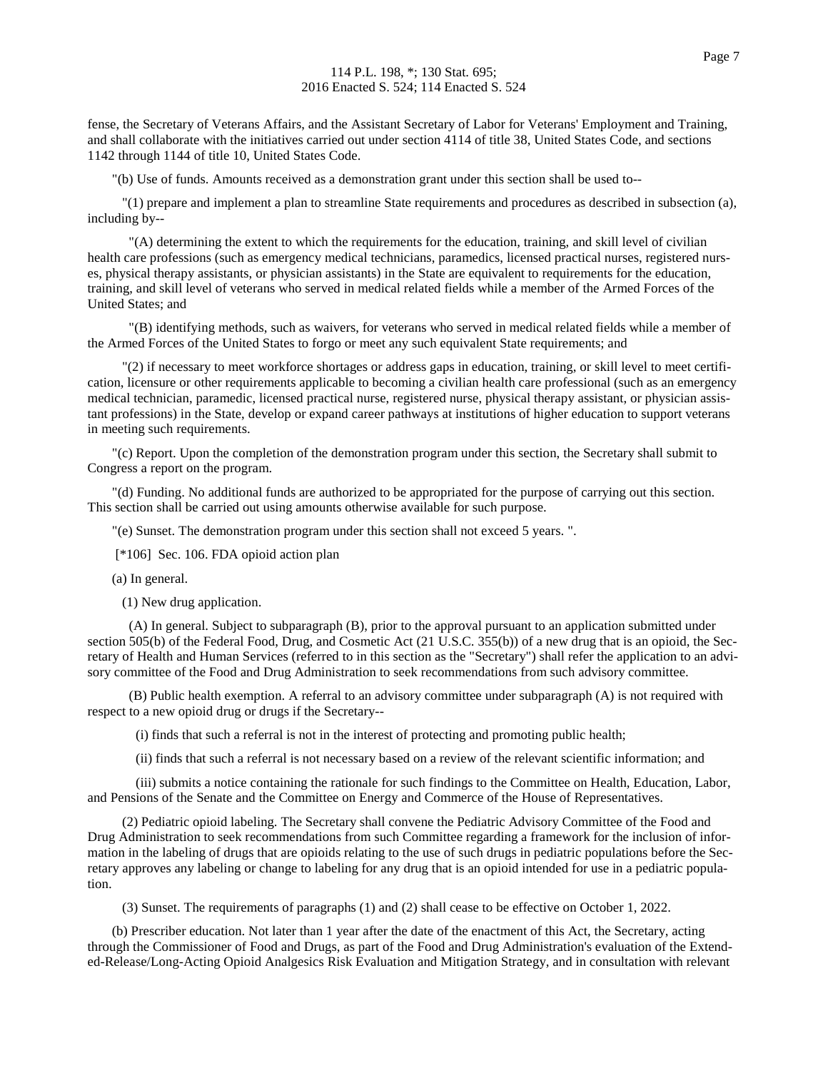fense, the Secretary of Veterans Affairs, and the Assistant Secretary of Labor for Veterans' Employment and Training, and shall collaborate with the initiatives carried out under section 4114 of title 38, United States Code, and sections 1142 through 1144 of title 10, United States Code.

"(b) Use of funds. Amounts received as a demonstration grant under this section shall be used to--

"(1) prepare and implement a plan to streamline State requirements and procedures as described in subsection (a), including by--

"(A) determining the extent to which the requirements for the education, training, and skill level of civilian health care professions (such as emergency medical technicians, paramedics, licensed practical nurses, registered nurses, physical therapy assistants, or physician assistants) in the State are equivalent to requirements for the education, training, and skill level of veterans who served in medical related fields while a member of the Armed Forces of the United States; and

"(B) identifying methods, such as waivers, for veterans who served in medical related fields while a member of the Armed Forces of the United States to forgo or meet any such equivalent State requirements; and

"(2) if necessary to meet workforce shortages or address gaps in education, training, or skill level to meet certification, licensure or other requirements applicable to becoming a civilian health care professional (such as an emergency medical technician, paramedic, licensed practical nurse, registered nurse, physical therapy assistant, or physician assistant professions) in the State, develop or expand career pathways at institutions of higher education to support veterans in meeting such requirements.

"(c) Report. Upon the completion of the demonstration program under this section, the Secretary shall submit to Congress a report on the program.

"(d) Funding. No additional funds are authorized to be appropriated for the purpose of carrying out this section. This section shall be carried out using amounts otherwise available for such purpose.

"(e) Sunset. The demonstration program under this section shall not exceed 5 years. ".

[*106] Sec. 106. FDA opioid action plan

(a) In general.

(1) New drug application.

(A) In general. Subject to subparagraph (B), prior to the approval pursuant to an application submitted under section 505(b) of the Federal Food, Drug, and Cosmetic Act (21 U.S.C. 355(b)) of a new drug that is an opioid, the Secretary of Health and Human Services (referred to in this section as the "Secretary") shall refer the application to an advisory committee of the Food and Drug Administration to seek recommendations from such advisory committee.

(B) Public health exemption. A referral to an advisory committee under subparagraph (A) is not required with respect to a new opioid drug or drugs if the Secretary--

(i) finds that such a referral is not in the interest of protecting and promoting public health;

(ii) finds that such a referral is not necessary based on a review of the relevant scientific information; and

(iii) submits a notice containing the rationale for such findings to the Committee on Health, Education, Labor, and Pensions of the Senate and the Committee on Energy and Commerce of the House of Representatives.

(2) Pediatric opioid labeling. The Secretary shall convene the Pediatric Advisory Committee of the Food and Drug Administration to seek recommendations from such Committee regarding a framework for the inclusion of information in the labeling of drugs that are opioids relating to the use of such drugs in pediatric populations before the Secretary approves any labeling or change to labeling for any drug that is an opioid intended for use in a pediatric population.

(3) Sunset. The requirements of paragraphs (1) and (2) shall cease to be effective on October 1, 2022.

(b) Prescriber education. Not later than 1 year after the date of the enactment of this Act, the Secretary, acting through the Commissioner of Food and Drugs, as part of the Food and Drug Administration's evaluation of the Extended-Release/Long-Acting Opioid Analgesics Risk Evaluation and Mitigation Strategy, and in consultation with relevant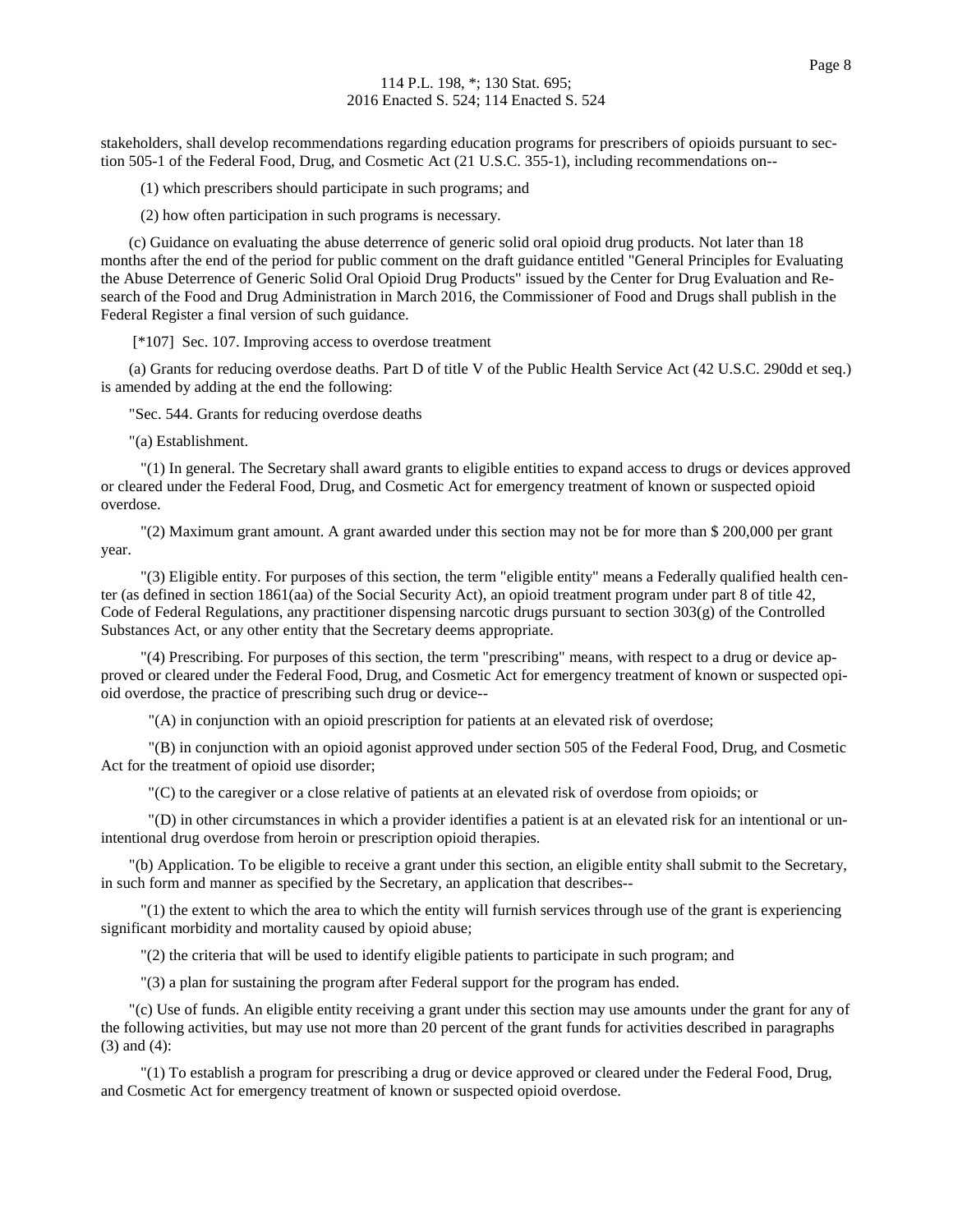stakeholders, shall develop recommendations regarding education programs for prescribers of opioids pursuant to section 505-1 of the Federal Food, Drug, and Cosmetic Act (21 U.S.C. 355-1), including recommendations on--

(1) which prescribers should participate in such programs; and

(2) how often participation in such programs is necessary.

(c) Guidance on evaluating the abuse deterrence of generic solid oral opioid drug products. Not later than 18 months after the end of the period for public comment on the draft guidance entitled "General Principles for Evaluating the Abuse Deterrence of Generic Solid Oral Opioid Drug Products" issued by the Center for Drug Evaluation and Research of the Food and Drug Administration in March 2016, the Commissioner of Food and Drugs shall publish in the Federal Register a final version of such guidance.

[*107] Sec. 107. Improving access to overdose treatment

(a) Grants for reducing overdose deaths. Part D of title V of the Public Health Service Act (42 U.S.C. 290dd et seq.) is amended by adding at the end the following:

"Sec. 544. Grants for reducing overdose deaths

"(a) Establishment.

"(1) In general. The Secretary shall award grants to eligible entities to expand access to drugs or devices approved or cleared under the Federal Food, Drug, and Cosmetic Act for emergency treatment of known or suspected opioid overdose.

"(2) Maximum grant amount. A grant awarded under this section may not be for more than $ 200,000 per grant year.

"(3) Eligible entity. For purposes of this section, the term "eligible entity" means a Federally qualified health center (as defined in section 1861(aa) of the Social Security Act), an opioid treatment program under part 8 of title 42, Code of Federal Regulations, any practitioner dispensing narcotic drugs pursuant to section 303(g) of the Controlled Substances Act, or any other entity that the Secretary deems appropriate.

"(4) Prescribing. For purposes of this section, the term "prescribing" means, with respect to a drug or device approved or cleared under the Federal Food, Drug, and Cosmetic Act for emergency treatment of known or suspected opioid overdose, the practice of prescribing such drug or device--

"(A) in conjunction with an opioid prescription for patients at an elevated risk of overdose;

"(B) in conjunction with an opioid agonist approved under section 505 of the Federal Food, Drug, and Cosmetic Act for the treatment of opioid use disorder;

"(C) to the caregiver or a close relative of patients at an elevated risk of overdose from opioids; or

"(D) in other circumstances in which a provider identifies a patient is at an elevated risk for an intentional or unintentional drug overdose from heroin or prescription opioid therapies.

"(b) Application. To be eligible to receive a grant under this section, an eligible entity shall submit to the Secretary, in such form and manner as specified by the Secretary, an application that describes--

"(1) the extent to which the area to which the entity will furnish services through use of the grant is experiencing significant morbidity and mortality caused by opioid abuse;

"(2) the criteria that will be used to identify eligible patients to participate in such program; and

"(3) a plan for sustaining the program after Federal support for the program has ended.

"(c) Use of funds. An eligible entity receiving a grant under this section may use amounts under the grant for any of the following activities, but may use not more than 20 percent of the grant funds for activities described in paragraphs (3) and (4):

"(1) To establish a program for prescribing a drug or device approved or cleared under the Federal Food, Drug, and Cosmetic Act for emergency treatment of known or suspected opioid overdose.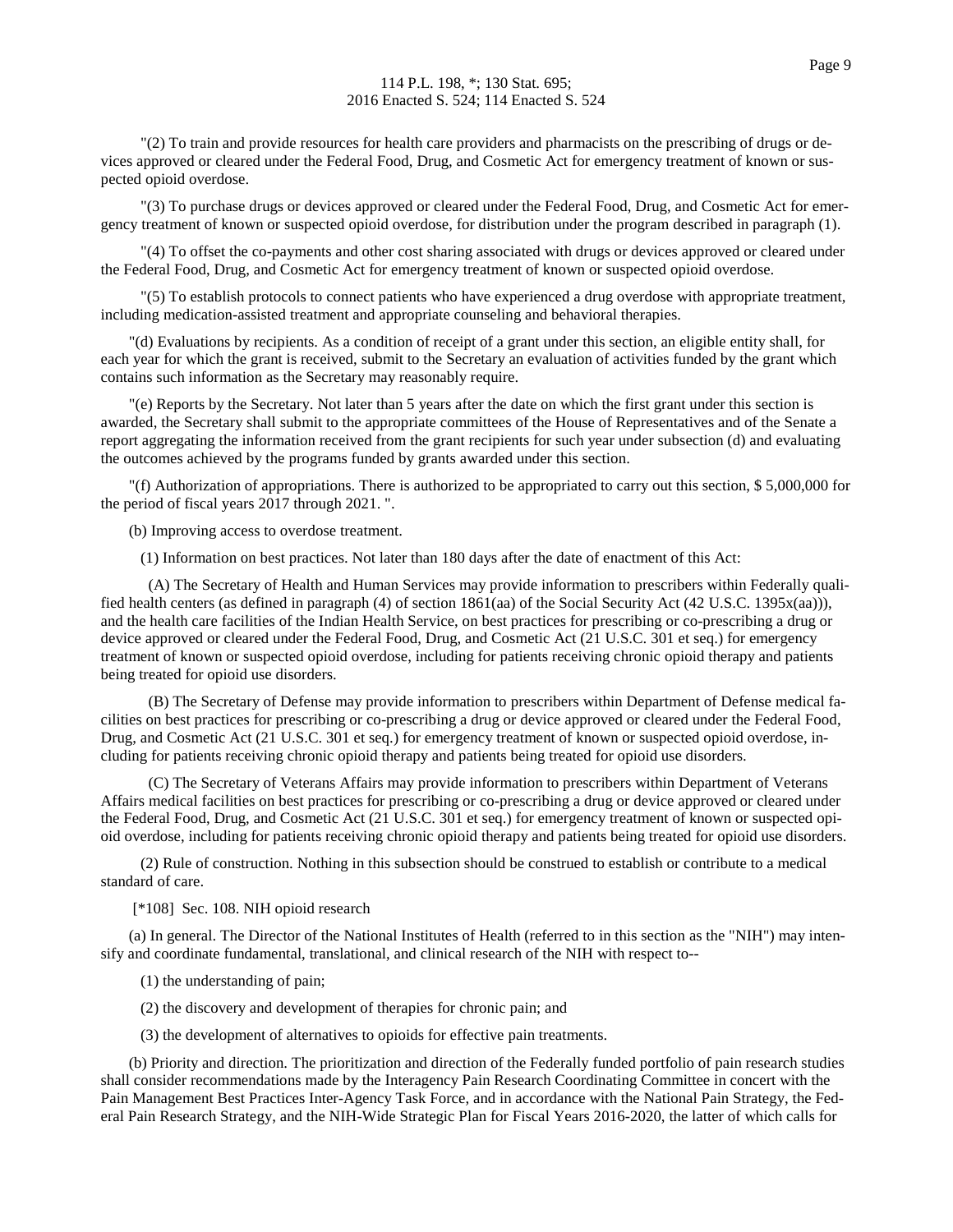"(2) To train and provide resources for health care providers and pharmacists on the prescribing of drugs or devices approved or cleared under the Federal Food, Drug, and Cosmetic Act for emergency treatment of known or suspected opioid overdose.

"(3) To purchase drugs or devices approved or cleared under the Federal Food, Drug, and Cosmetic Act for emergency treatment of known or suspected opioid overdose, for distribution under the program described in paragraph (1).

"(4) To offset the co-payments and other cost sharing associated with drugs or devices approved or cleared under the Federal Food, Drug, and Cosmetic Act for emergency treatment of known or suspected opioid overdose.

"(5) To establish protocols to connect patients who have experienced a drug overdose with appropriate treatment, including medication-assisted treatment and appropriate counseling and behavioral therapies.

"(d) Evaluations by recipients. As a condition of receipt of a grant under this section, an eligible entity shall, for each year for which the grant is received, submit to the Secretary an evaluation of activities funded by the grant which contains such information as the Secretary may reasonably require.

"(e) Reports by the Secretary. Not later than 5 years after the date on which the first grant under this section is awarded, the Secretary shall submit to the appropriate committees of the House of Representatives and of the Senate a report aggregating the information received from the grant recipients for such year under subsection (d) and evaluating the outcomes achieved by the programs funded by grants awarded under this section.

"(f) Authorization of appropriations. There is authorized to be appropriated to carry out this section, $ 5,000,000 for the period of fiscal years 2017 through 2021. ".

(b) Improving access to overdose treatment.

(1) Information on best practices. Not later than 180 days after the date of enactment of this Act:

(A) The Secretary of Health and Human Services may provide information to prescribers within Federally qualified health centers (as defined in paragraph (4) of section 1861(aa) of the Social Security Act (42 U.S.C. 1395x(aa))), and the health care facilities of the Indian Health Service, on best practices for prescribing or co-prescribing a drug or device approved or cleared under the Federal Food, Drug, and Cosmetic Act (21 U.S.C. 301 et seq.) for emergency treatment of known or suspected opioid overdose, including for patients receiving chronic opioid therapy and patients being treated for opioid use disorders.

(B) The Secretary of Defense may provide information to prescribers within Department of Defense medical facilities on best practices for prescribing or co-prescribing a drug or device approved or cleared under the Federal Food, Drug, and Cosmetic Act (21 U.S.C. 301 et seq.) for emergency treatment of known or suspected opioid overdose, including for patients receiving chronic opioid therapy and patients being treated for opioid use disorders.

(C) The Secretary of Veterans Affairs may provide information to prescribers within Department of Veterans Affairs medical facilities on best practices for prescribing or co-prescribing a drug or device approved or cleared under the Federal Food, Drug, and Cosmetic Act (21 U.S.C. 301 et seq.) for emergency treatment of known or suspected opioid overdose, including for patients receiving chronic opioid therapy and patients being treated for opioid use disorders.

(2) Rule of construction. Nothing in this subsection should be construed to establish or contribute to a medical standard of care.

[*108] Sec. 108. NIH opioid research

(a) In general. The Director of the National Institutes of Health (referred to in this section as the "NIH") may intensify and coordinate fundamental, translational, and clinical research of the NIH with respect to--

(1) the understanding of pain;

(2) the discovery and development of therapies for chronic pain; and

(3) the development of alternatives to opioids for effective pain treatments.

(b) Priority and direction. The prioritization and direction of the Federally funded portfolio of pain research studies shall consider recommendations made by the Interagency Pain Research Coordinating Committee in concert with the Pain Management Best Practices Inter-Agency Task Force, and in accordance with the National Pain Strategy, the Federal Pain Research Strategy, and the NIH-Wide Strategic Plan for Fiscal Years 2016-2020, the latter of which calls for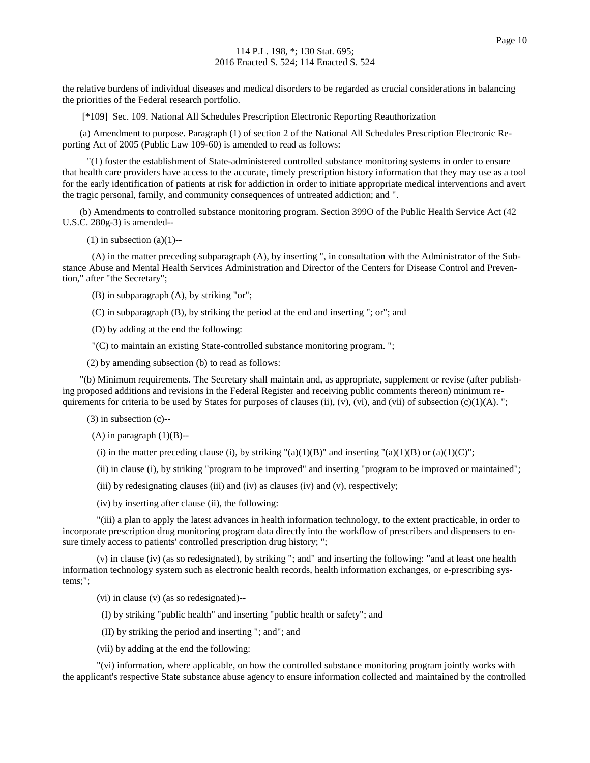the relative burdens of individual diseases and medical disorders to be regarded as crucial considerations in balancing the priorities of the Federal research portfolio.

[*109] Sec. 109. National All Schedules Prescription Electronic Reporting Reauthorization

(a) Amendment to purpose. Paragraph (1) of section 2 of the National All Schedules Prescription Electronic Reporting Act of 2005 (Public Law 109-60) is amended to read as follows:

"(1) foster the establishment of State-administered controlled substance monitoring systems in order to ensure that health care providers have access to the accurate, timely prescription history information that they may use as a tool for the early identification of patients at risk for addiction in order to initiate appropriate medical interventions and avert the tragic personal, family, and community consequences of untreated addiction; and ".

(b) Amendments to controlled substance monitoring program. Section 399O of the Public Health Service Act (42 U.S.C. 280g-3) is amended--

(1) in subsection (a)(1)--

(A) in the matter preceding subparagraph (A), by inserting ", in consultation with the Administrator of the Substance Abuse and Mental Health Services Administration and Director of the Centers for Disease Control and Prevention," after "the Secretary";

(B) in subparagraph (A), by striking "or";

(C) in subparagraph (B), by striking the period at the end and inserting "; or"; and

(D) by adding at the end the following:

"(C) to maintain an existing State-controlled substance monitoring program. ";

(2) by amending subsection (b) to read as follows:

"(b) Minimum requirements. The Secretary shall maintain and, as appropriate, supplement or revise (after publishing proposed additions and revisions in the Federal Register and receiving public comments thereon) minimum requirements for criteria to be used by States for purposes of clauses (ii), (v), (vi), and (vii) of subsection (c)(1)(A). ";

(3) in subsection (c)--

(A) in paragraph (1)(B)--

(i) in the matter preceding clause (i), by striking "(a)(1)(B)" and inserting "(a)(1)(B) or (a)(1)(C)";

(ii) in clause (i), by striking "program to be improved" and inserting "program to be improved or maintained";

(iii) by redesignating clauses (iii) and (iv) as clauses (iv) and (v), respectively;

(iv) by inserting after clause (ii), the following:

"(iii) a plan to apply the latest advances in health information technology, to the extent practicable, in order to incorporate prescription drug monitoring program data directly into the workflow of prescribers and dispensers to ensure timely access to patients' controlled prescription drug history; ";

(v) in clause (iv) (as so redesignated), by striking "; and" and inserting the following: "and at least one health information technology system such as electronic health records, health information exchanges, or e-prescribing systems;";

(vi) in clause (v) (as so redesignated)--

(I) by striking "public health" and inserting "public health or safety"; and

(II) by striking the period and inserting "; and"; and

(vii) by adding at the end the following:

"(vi) information, where applicable, on how the controlled substance monitoring program jointly works with the applicant's respective State substance abuse agency to ensure information collected and maintained by the controlled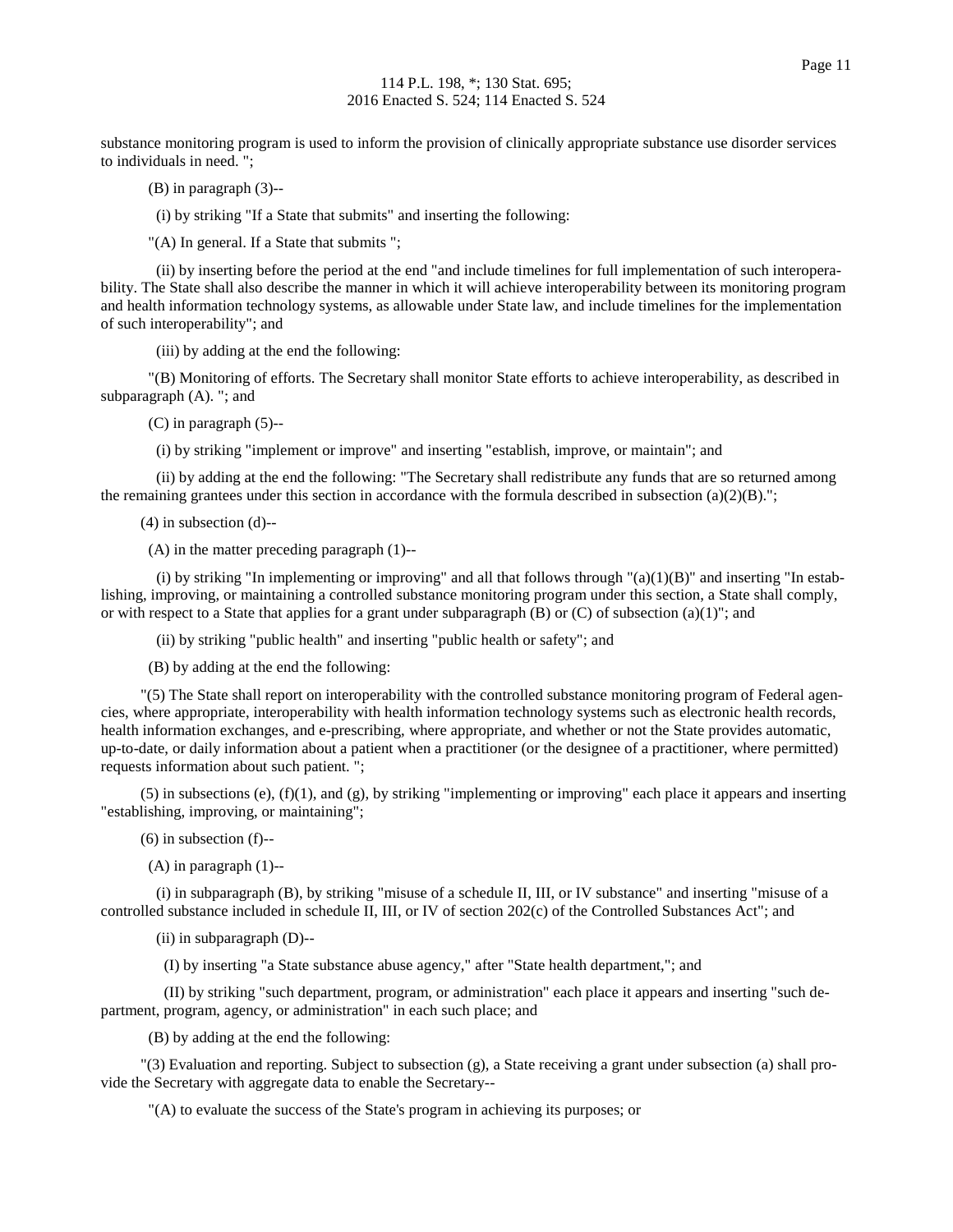substance monitoring program is used to inform the provision of clinically appropriate substance use disorder services to individuals in need. ";

(B) in paragraph (3)--

(i) by striking "If a State that submits" and inserting the following:

"(A) In general. If a State that submits ";

(ii) by inserting before the period at the end "and include timelines for full implementation of such interoperability. The State shall also describe the manner in which it will achieve interoperability between its monitoring program and health information technology systems, as allowable under State law, and include timelines for the implementation of such interoperability"; and

(iii) by adding at the end the following:

"(B) Monitoring of efforts. The Secretary shall monitor State efforts to achieve interoperability, as described in subparagraph (A). "; and

(C) in paragraph (5)--

(i) by striking "implement or improve" and inserting "establish, improve, or maintain"; and

(ii) by adding at the end the following: "The Secretary shall redistribute any funds that are so returned among the remaining grantees under this section in accordance with the formula described in subsection (a)(2)(B).";

(4) in subsection (d)--

(A) in the matter preceding paragraph (1)--

(i) by striking "In implementing or improving" and all that follows through "(a)(1)(B)" and inserting "In establishing, improving, or maintaining a controlled substance monitoring program under this section, a State shall comply, or with respect to a State that applies for a grant under subparagraph (B) or (C) of subsection (a)(1)"; and

(ii) by striking "public health" and inserting "public health or safety"; and

(B) by adding at the end the following:

"(5) The State shall report on interoperability with the controlled substance monitoring program of Federal agencies, where appropriate, interoperability with health information technology systems such as electronic health records, health information exchanges, and e-prescribing, where appropriate, and whether or not the State provides automatic, up-to-date, or daily information about a patient when a practitioner (or the designee of a practitioner, where permitted) requests information about such patient. ";

(5) in subsections (e), (f)(1), and (g), by striking "implementing or improving" each place it appears and inserting "establishing, improving, or maintaining";

(6) in subsection (f)--

(A) in paragraph (1)--

(i) in subparagraph (B), by striking "misuse of a schedule II, III, or IV substance" and inserting "misuse of a controlled substance included in schedule II, III, or IV of section 202(c) of the Controlled Substances Act"; and

(ii) in subparagraph (D)--

(I) by inserting "a State substance abuse agency," after "State health department,"; and

(II) by striking "such department, program, or administration" each place it appears and inserting "such department, program, agency, or administration" in each such place; and

(B) by adding at the end the following:

"(3) Evaluation and reporting. Subject to subsection (g), a State receiving a grant under subsection (a) shall provide the Secretary with aggregate data to enable the Secretary--

"(A) to evaluate the success of the State's program in achieving its purposes; or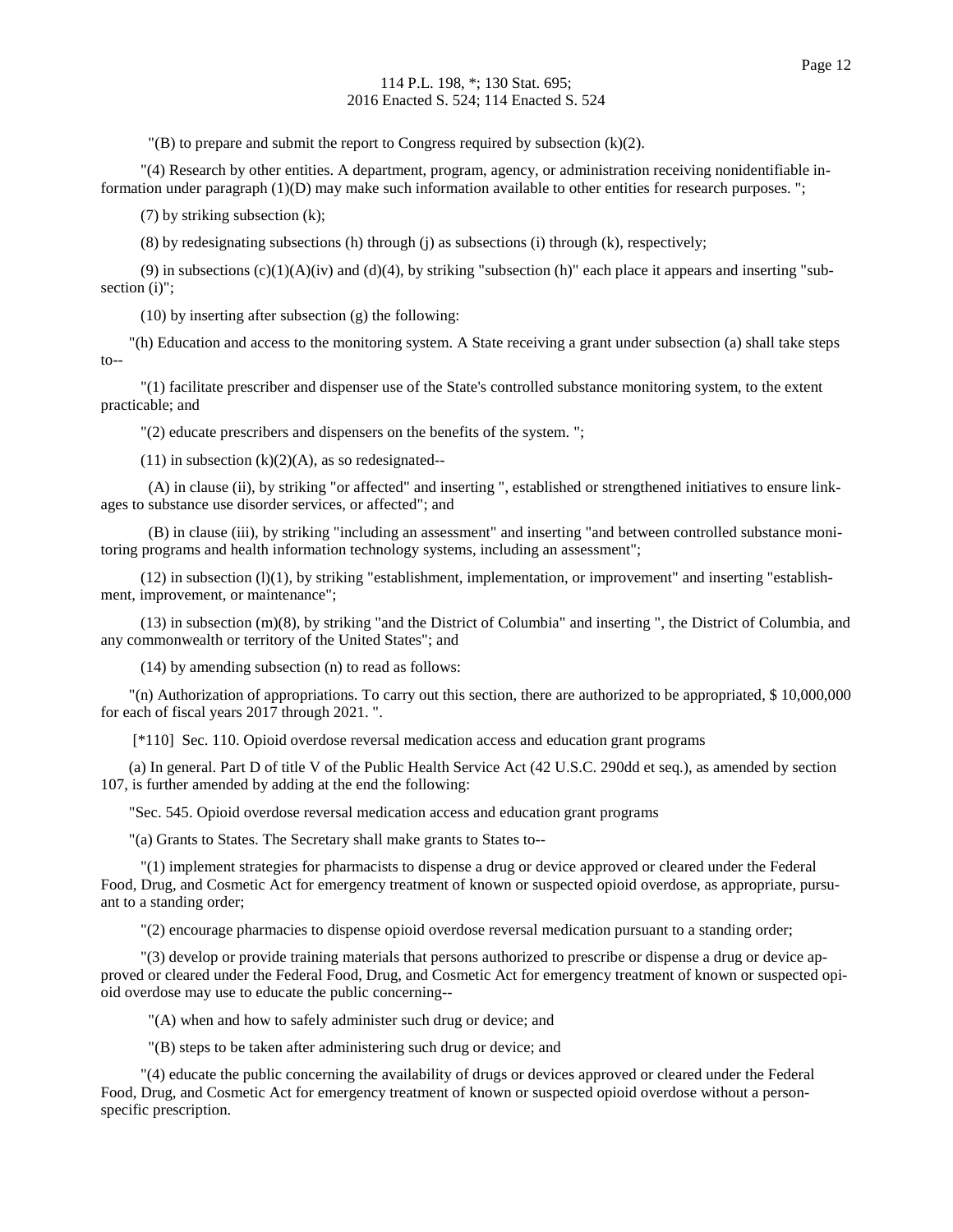"(B) to prepare and submit the report to Congress required by subsection (k)(2).

"(4) Research by other entities. A department, program, agency, or administration receiving nonidentifiable information under paragraph (1)(D) may make such information available to other entities for research purposes. ";

(7) by striking subsection (k);

(8) by redesignating subsections (h) through (j) as subsections (i) through (k), respectively;

(9) in subsections (c)(1)(A)(iv) and (d)(4), by striking "subsection (h)" each place it appears and inserting "subsection (i)";

(10) by inserting after subsection (g) the following:

"(h) Education and access to the monitoring system. A State receiving a grant under subsection (a) shall take steps to--

"(1) facilitate prescriber and dispenser use of the State's controlled substance monitoring system, to the extent practicable; and

"(2) educate prescribers and dispensers on the benefits of the system. ";

(11) in subsection (k)(2)(A), as so redesignated--

(A) in clause (ii), by striking "or affected" and inserting ", established or strengthened initiatives to ensure linkages to substance use disorder services, or affected"; and

(B) in clause (iii), by striking "including an assessment" and inserting "and between controlled substance monitoring programs and health information technology systems, including an assessment";

(12) in subsection (l)(1), by striking "establishment, implementation, or improvement" and inserting "establishment, improvement, or maintenance";

(13) in subsection (m)(8), by striking "and the District of Columbia" and inserting ", the District of Columbia, and any commonwealth or territory of the United States"; and

(14) by amending subsection (n) to read as follows:

"(n) Authorization of appropriations. To carry out this section, there are authorized to be appropriated, $ 10,000,000 for each of fiscal years 2017 through 2021. ".

[*110] Sec. 110. Opioid overdose reversal medication access and education grant programs

(a) In general. Part D of title V of the Public Health Service Act (42 U.S.C. 290dd et seq.), as amended by section 107, is further amended by adding at the end the following:

"Sec. 545. Opioid overdose reversal medication access and education grant programs

"(a) Grants to States. The Secretary shall make grants to States to--

"(1) implement strategies for pharmacists to dispense a drug or device approved or cleared under the Federal Food, Drug, and Cosmetic Act for emergency treatment of known or suspected opioid overdose, as appropriate, pursuant to a standing order;

"(2) encourage pharmacies to dispense opioid overdose reversal medication pursuant to a standing order;

"(3) develop or provide training materials that persons authorized to prescribe or dispense a drug or device approved or cleared under the Federal Food, Drug, and Cosmetic Act for emergency treatment of known or suspected opioid overdose may use to educate the public concerning--

"(A) when and how to safely administer such drug or device; and

"(B) steps to be taken after administering such drug or device; and

"(4) educate the public concerning the availability of drugs or devices approved or cleared under the Federal Food, Drug, and Cosmetic Act for emergency treatment of known or suspected opioid overdose without a person-specific prescription.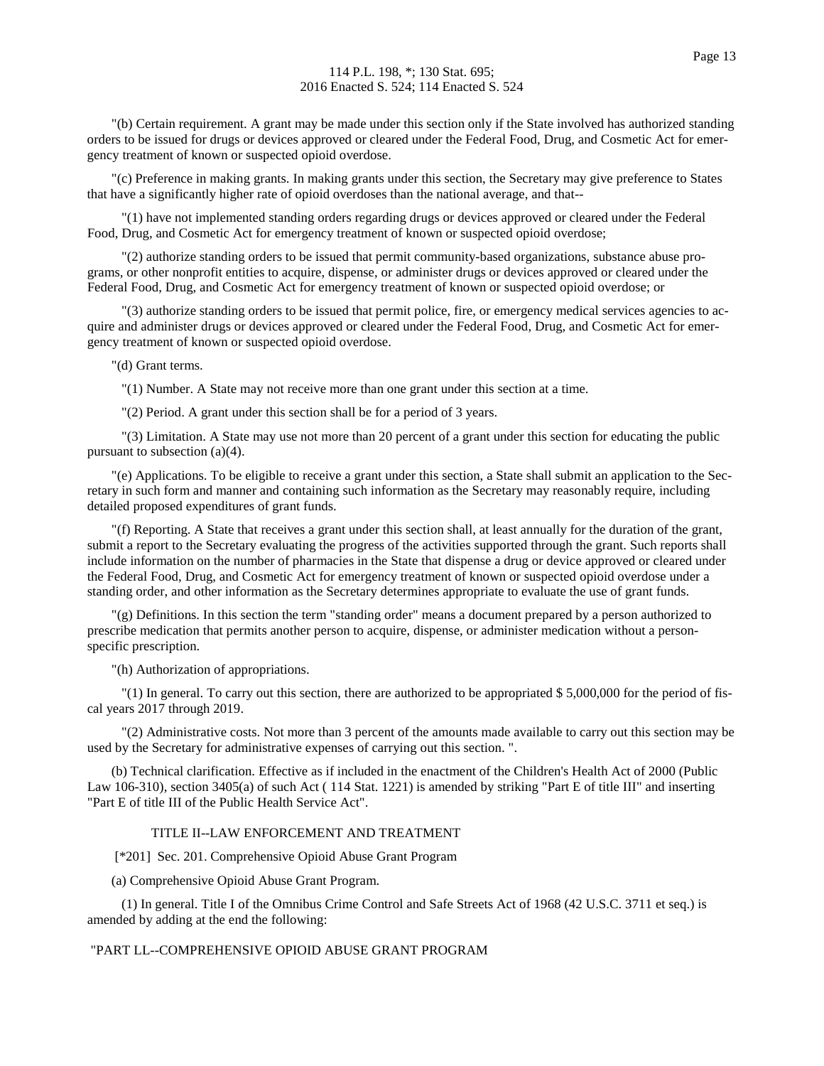"(b) Certain requirement. A grant may be made under this section only if the State involved has authorized standing orders to be issued for drugs or devices approved or cleared under the Federal Food, Drug, and Cosmetic Act for emergency treatment of known or suspected opioid overdose.

"(c) Preference in making grants. In making grants under this section, the Secretary may give preference to States that have a significantly higher rate of opioid overdoses than the national average, and that--

"(1) have not implemented standing orders regarding drugs or devices approved or cleared under the Federal Food, Drug, and Cosmetic Act for emergency treatment of known or suspected opioid overdose;

"(2) authorize standing orders to be issued that permit community-based organizations, substance abuse programs, or other nonprofit entities to acquire, dispense, or administer drugs or devices approved or cleared under the Federal Food, Drug, and Cosmetic Act for emergency treatment of known or suspected opioid overdose; or

"(3) authorize standing orders to be issued that permit police, fire, or emergency medical services agencies to acquire and administer drugs or devices approved or cleared under the Federal Food, Drug, and Cosmetic Act for emergency treatment of known or suspected opioid overdose.

"(d) Grant terms.

"(1) Number. A State may not receive more than one grant under this section at a time.

"(2) Period. A grant under this section shall be for a period of 3 years.

"(3) Limitation. A State may use not more than 20 percent of a grant under this section for educating the public pursuant to subsection (a)(4).

"(e) Applications. To be eligible to receive a grant under this section, a State shall submit an application to the Secretary in such form and manner and containing such information as the Secretary may reasonably require, including detailed proposed expenditures of grant funds.

"(f) Reporting. A State that receives a grant under this section shall, at least annually for the duration of the grant, submit a report to the Secretary evaluating the progress of the activities supported through the grant. Such reports shall include information on the number of pharmacies in the State that dispense a drug or device approved or cleared under the Federal Food, Drug, and Cosmetic Act for emergency treatment of known or suspected opioid overdose under a standing order, and other information as the Secretary determines appropriate to evaluate the use of grant funds.

"(g) Definitions. In this section the term "standing order" means a document prepared by a person authorized to prescribe medication that permits another person to acquire, dispense, or administer medication without a person-specific prescription.

"(h) Authorization of appropriations.

"(1) In general. To carry out this section, there are authorized to be appropriated $ 5,000,000 for the period of fiscal years 2017 through 2019.

"(2) Administrative costs. Not more than 3 percent of the amounts made available to carry out this section may be used by the Secretary for administrative expenses of carrying out this section. ".

(b) Technical clarification. Effective as if included in the enactment of the Children's Health Act of 2000 (Public Law 106-310), section 3405(a) of such Act ( 114 Stat. 1221) is amended by striking "Part E of title III" and inserting "Part E of title III of the Public Health Service Act".

## TITLE II--LAW ENFORCEMENT AND TREATMENT

[*201] Sec. 201. Comprehensive Opioid Abuse Grant Program

(a) Comprehensive Opioid Abuse Grant Program.

(1) In general. Title I of the Omnibus Crime Control and Safe Streets Act of 1968 (42 U.S.C. 3711 et seq.) is amended by adding at the end the following:

"PART LL--COMPREHENSIVE OPIOID ABUSE GRANT PROGRAM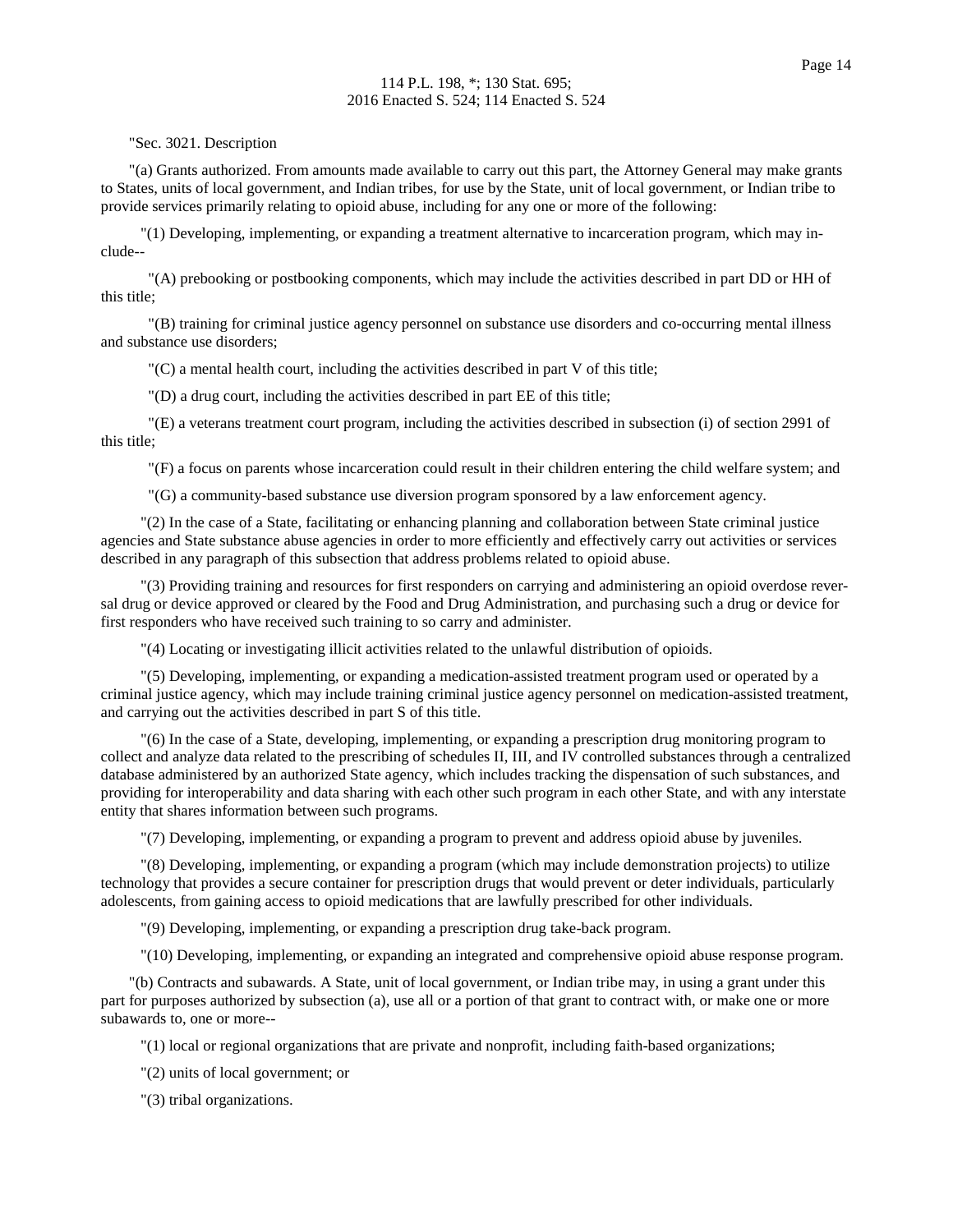"Sec. 3021. Description

"(a) Grants authorized. From amounts made available to carry out this part, the Attorney General may make grants to States, units of local government, and Indian tribes, for use by the State, unit of local government, or Indian tribe to provide services primarily relating to opioid abuse, including for any one or more of the following:

"(1) Developing, implementing, or expanding a treatment alternative to incarceration program, which may include--

"(A) prebooking or postbooking components, which may include the activities described in part DD or HH of this title;

"(B) training for criminal justice agency personnel on substance use disorders and co-occurring mental illness and substance use disorders;

"(C) a mental health court, including the activities described in part V of this title;

"(D) a drug court, including the activities described in part EE of this title;

"(E) a veterans treatment court program, including the activities described in subsection (i) of section 2991 of this title;

"(F) a focus on parents whose incarceration could result in their children entering the child welfare system; and

"(G) a community-based substance use diversion program sponsored by a law enforcement agency.

"(2) In the case of a State, facilitating or enhancing planning and collaboration between State criminal justice agencies and State substance abuse agencies in order to more efficiently and effectively carry out activities or services described in any paragraph of this subsection that address problems related to opioid abuse.

"(3) Providing training and resources for first responders on carrying and administering an opioid overdose reversal drug or device approved or cleared by the Food and Drug Administration, and purchasing such a drug or device for first responders who have received such training to so carry and administer.

"(4) Locating or investigating illicit activities related to the unlawful distribution of opioids.

"(5) Developing, implementing, or expanding a medication-assisted treatment program used or operated by a criminal justice agency, which may include training criminal justice agency personnel on medication-assisted treatment, and carrying out the activities described in part S of this title.

"(6) In the case of a State, developing, implementing, or expanding a prescription drug monitoring program to collect and analyze data related to the prescribing of schedules II, III, and IV controlled substances through a centralized database administered by an authorized State agency, which includes tracking the dispensation of such substances, and providing for interoperability and data sharing with each other such program in each other State, and with any interstate entity that shares information between such programs.

"(7) Developing, implementing, or expanding a program to prevent and address opioid abuse by juveniles.

"(8) Developing, implementing, or expanding a program (which may include demonstration projects) to utilize technology that provides a secure container for prescription drugs that would prevent or deter individuals, particularly adolescents, from gaining access to opioid medications that are lawfully prescribed for other individuals.

"(9) Developing, implementing, or expanding a prescription drug take-back program.

"(10) Developing, implementing, or expanding an integrated and comprehensive opioid abuse response program.

"(b) Contracts and subawards. A State, unit of local government, or Indian tribe may, in using a grant under this part for purposes authorized by subsection (a), use all or a portion of that grant to contract with, or make one or more subawards to, one or more--

"(1) local or regional organizations that are private and nonprofit, including faith-based organizations;

"(2) units of local government; or

"(3) tribal organizations.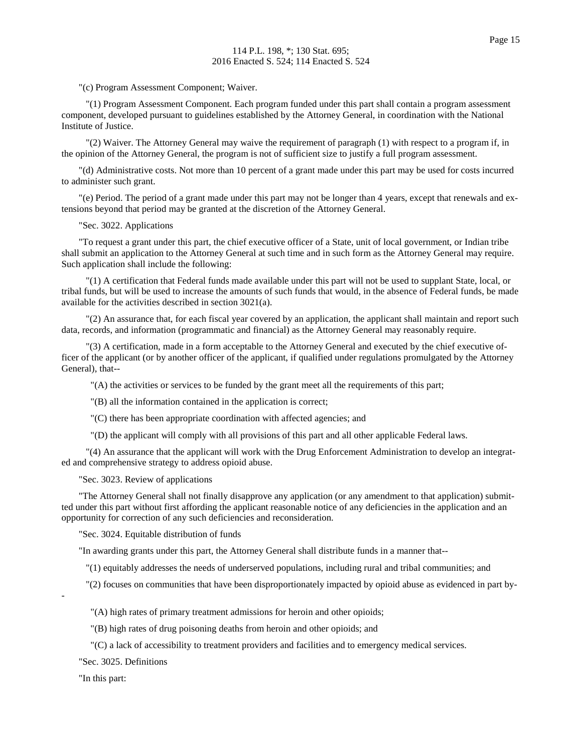"(c) Program Assessment Component; Waiver.

"(1) Program Assessment Component. Each program funded under this part shall contain a program assessment component, developed pursuant to guidelines established by the Attorney General, in coordination with the National Institute of Justice.

"(2) Waiver. The Attorney General may waive the requirement of paragraph (1) with respect to a program if, in the opinion of the Attorney General, the program is not of sufficient size to justify a full program assessment.

"(d) Administrative costs. Not more than 10 percent of a grant made under this part may be used for costs incurred to administer such grant.

"(e) Period. The period of a grant made under this part may not be longer than 4 years, except that renewals and extensions beyond that period may be granted at the discretion of the Attorney General.

"Sec. 3022. Applications

"To request a grant under this part, the chief executive officer of a State, unit of local government, or Indian tribe shall submit an application to the Attorney General at such time and in such form as the Attorney General may require. Such application shall include the following:

"(1) A certification that Federal funds made available under this part will not be used to supplant State, local, or tribal funds, but will be used to increase the amounts of such funds that would, in the absence of Federal funds, be made available for the activities described in section 3021(a).

"(2) An assurance that, for each fiscal year covered by an application, the applicant shall maintain and report such data, records, and information (programmatic and financial) as the Attorney General may reasonably require.

"(3) A certification, made in a form acceptable to the Attorney General and executed by the chief executive officer of the applicant (or by another officer of the applicant, if qualified under regulations promulgated by the Attorney General), that--

"(A) the activities or services to be funded by the grant meet all the requirements of this part;

"(B) all the information contained in the application is correct;

"(C) there has been appropriate coordination with affected agencies; and

"(D) the applicant will comply with all provisions of this part and all other applicable Federal laws.

"(4) An assurance that the applicant will work with the Drug Enforcement Administration to develop an integrated and comprehensive strategy to address opioid abuse.

"Sec. 3023. Review of applications

"The Attorney General shall not finally disapprove any application (or any amendment to that application) submitted under this part without first affording the applicant reasonable notice of any deficiencies in the application and an opportunity for correction of any such deficiencies and reconsideration.

"Sec. 3024. Equitable distribution of funds

"In awarding grants under this part, the Attorney General shall distribute funds in a manner that--

"(1) equitably addresses the needs of underserved populations, including rural and tribal communities; and

"(2) focuses on communities that have been disproportionately impacted by opioid abuse as evidenced in part by--

"(A) high rates of primary treatment admissions for heroin and other opioids;

"(B) high rates of drug poisoning deaths from heroin and other opioids; and

"(C) a lack of accessibility to treatment providers and facilities and to emergency medical services.

"Sec. 3025. Definitions

"In this part: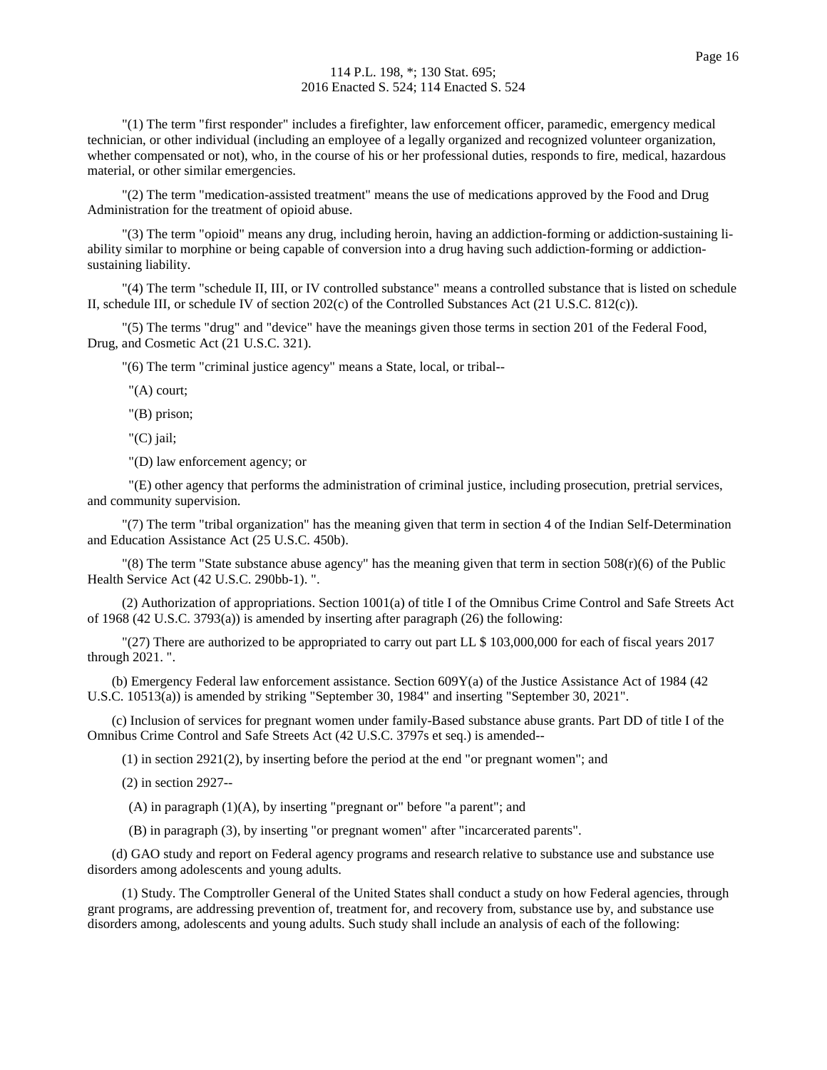"(1) The term "first responder" includes a firefighter, law enforcement officer, paramedic, emergency medical technician, or other individual (including an employee of a legally organized and recognized volunteer organization, whether compensated or not), who, in the course of his or her professional duties, responds to fire, medical, hazardous material, or other similar emergencies.

"(2) The term "medication-assisted treatment" means the use of medications approved by the Food and Drug Administration for the treatment of opioid abuse.

"(3) The term "opioid" means any drug, including heroin, having an addiction-forming or addiction-sustaining liability similar to morphine or being capable of conversion into a drug having such addiction-forming or addiction-sustaining liability.

"(4) The term "schedule II, III, or IV controlled substance" means a controlled substance that is listed on schedule II, schedule III, or schedule IV of section 202(c) of the Controlled Substances Act (21 U.S.C. 812(c)).

"(5) The terms "drug" and "device" have the meanings given those terms in section 201 of the Federal Food, Drug, and Cosmetic Act (21 U.S.C. 321).

"(6) The term "criminal justice agency" means a State, local, or tribal--

"(A) court;

"(B) prison;

"(C) jail;

"(D) law enforcement agency; or

"(E) other agency that performs the administration of criminal justice, including prosecution, pretrial services, and community supervision.

"(7) The term "tribal organization" has the meaning given that term in section 4 of the Indian Self-Determination and Education Assistance Act (25 U.S.C. 450b).

"(8) The term "State substance abuse agency" has the meaning given that term in section 508(r)(6) of the Public Health Service Act (42 U.S.C. 290bb-1). ".

(2) Authorization of appropriations. Section 1001(a) of title I of the Omnibus Crime Control and Safe Streets Act of 1968 (42 U.S.C. 3793(a)) is amended by inserting after paragraph (26) the following:

"(27) There are authorized to be appropriated to carry out part LL $ 103,000,000 for each of fiscal years 2017 through 2021. ".

(b) Emergency Federal law enforcement assistance. Section 609Y(a) of the Justice Assistance Act of 1984 (42 U.S.C. 10513(a)) is amended by striking "September 30, 1984" and inserting "September 30, 2021".

(c) Inclusion of services for pregnant women under family-Based substance abuse grants. Part DD of title I of the Omnibus Crime Control and Safe Streets Act (42 U.S.C. 3797s et seq.) is amended--

(1) in section 2921(2), by inserting before the period at the end "or pregnant women"; and

(2) in section 2927--

(A) in paragraph (1)(A), by inserting "pregnant or" before "a parent"; and

(B) in paragraph (3), by inserting "or pregnant women" after "incarcerated parents".

(d) GAO study and report on Federal agency programs and research relative to substance use and substance use disorders among adolescents and young adults.

(1) Study. The Comptroller General of the United States shall conduct a study on how Federal agencies, through grant programs, are addressing prevention of, treatment for, and recovery from, substance use by, and substance use disorders among, adolescents and young adults. Such study shall include an analysis of each of the following: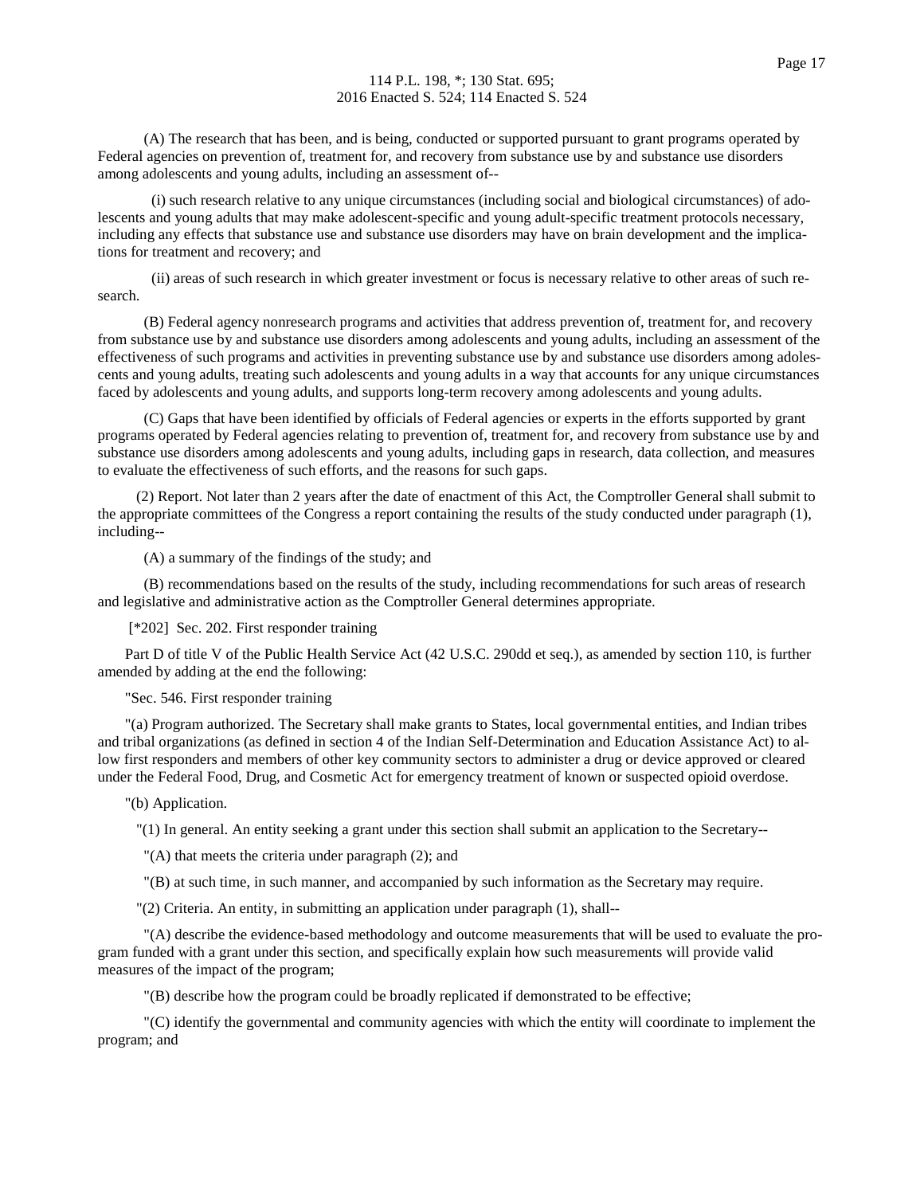(A) The research that has been, and is being, conducted or supported pursuant to grant programs operated by Federal agencies on prevention of, treatment for, and recovery from substance use by and substance use disorders among adolescents and young adults, including an assessment of--

(i) such research relative to any unique circumstances (including social and biological circumstances) of adolescents and young adults that may make adolescent-specific and young adult-specific treatment protocols necessary, including any effects that substance use and substance use disorders may have on brain development and the implications for treatment and recovery; and

(ii) areas of such research in which greater investment or focus is necessary relative to other areas of such research.

(B) Federal agency nonresearch programs and activities that address prevention of, treatment for, and recovery from substance use by and substance use disorders among adolescents and young adults, including an assessment of the effectiveness of such programs and activities in preventing substance use by and substance use disorders among adolescents and young adults, treating such adolescents and young adults in a way that accounts for any unique circumstances faced by adolescents and young adults, and supports long-term recovery among adolescents and young adults.

(C) Gaps that have been identified by officials of Federal agencies or experts in the efforts supported by grant programs operated by Federal agencies relating to prevention of, treatment for, and recovery from substance use by and substance use disorders among adolescents and young adults, including gaps in research, data collection, and measures to evaluate the effectiveness of such efforts, and the reasons for such gaps.

(2) Report. Not later than 2 years after the date of enactment of this Act, the Comptroller General shall submit to the appropriate committees of the Congress a report containing the results of the study conducted under paragraph (1), including--

(A) a summary of the findings of the study; and

(B) recommendations based on the results of the study, including recommendations for such areas of research and legislative and administrative action as the Comptroller General determines appropriate.

[*202] Sec. 202. First responder training

Part D of title V of the Public Health Service Act (42 U.S.C. 290dd et seq.), as amended by section 110, is further amended by adding at the end the following:

"Sec. 546. First responder training

"(a) Program authorized. The Secretary shall make grants to States, local governmental entities, and Indian tribes and tribal organizations (as defined in section 4 of the Indian Self-Determination and Education Assistance Act) to allow first responders and members of other key community sectors to administer a drug or device approved or cleared under the Federal Food, Drug, and Cosmetic Act for emergency treatment of known or suspected opioid overdose.

"(b) Application.

"(1) In general. An entity seeking a grant under this section shall submit an application to the Secretary--

"(A) that meets the criteria under paragraph (2); and

"(B) at such time, in such manner, and accompanied by such information as the Secretary may require.

"(2) Criteria. An entity, in submitting an application under paragraph (1), shall--

"(A) describe the evidence-based methodology and outcome measurements that will be used to evaluate the program funded with a grant under this section, and specifically explain how such measurements will provide valid measures of the impact of the program;

"(B) describe how the program could be broadly replicated if demonstrated to be effective;

"(C) identify the governmental and community agencies with which the entity will coordinate to implement the program; and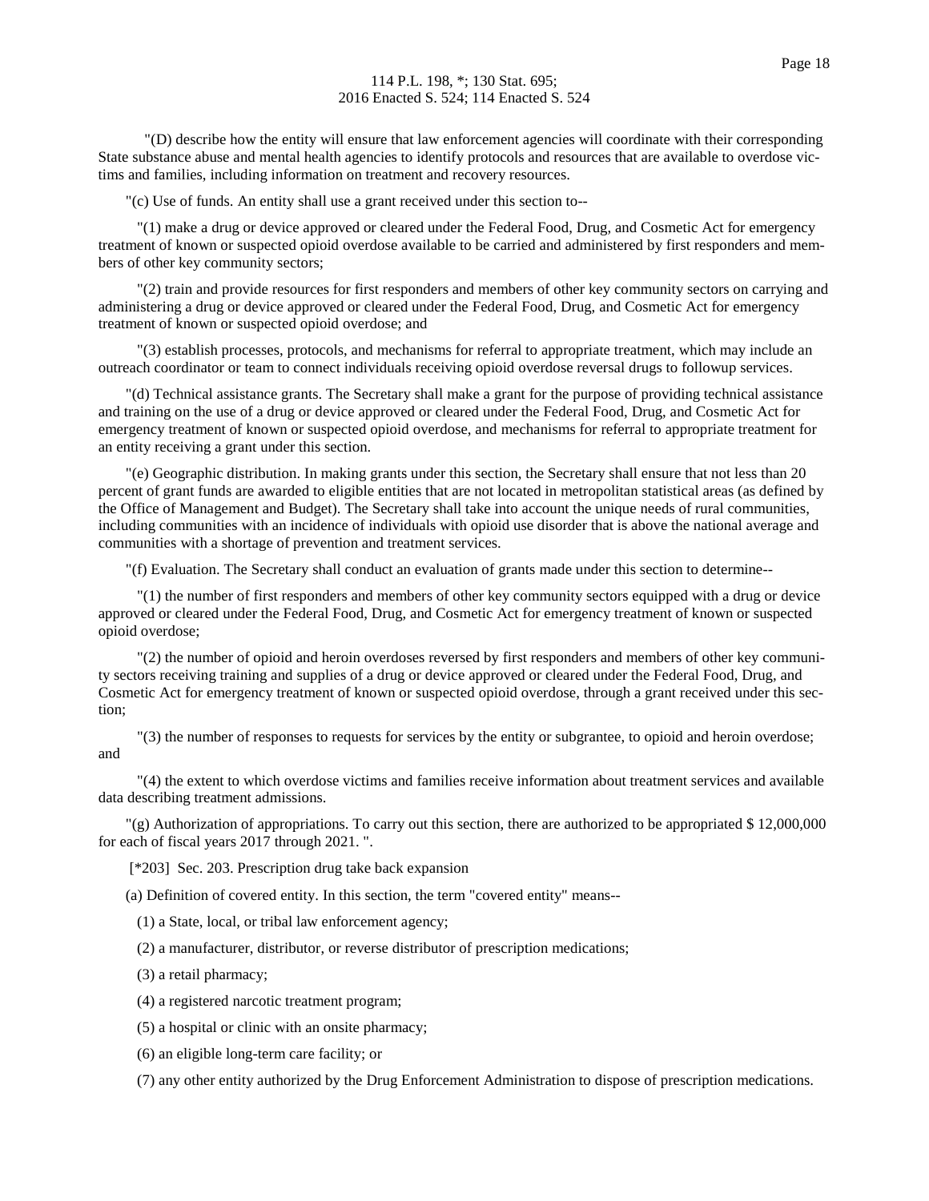"(D) describe how the entity will ensure that law enforcement agencies will coordinate with their corresponding State substance abuse and mental health agencies to identify protocols and resources that are available to overdose victims and families, including information on treatment and recovery resources.

"(c) Use of funds. An entity shall use a grant received under this section to--

"(1) make a drug or device approved or cleared under the Federal Food, Drug, and Cosmetic Act for emergency treatment of known or suspected opioid overdose available to be carried and administered by first responders and members of other key community sectors;

"(2) train and provide resources for first responders and members of other key community sectors on carrying and administering a drug or device approved or cleared under the Federal Food, Drug, and Cosmetic Act for emergency treatment of known or suspected opioid overdose; and

"(3) establish processes, protocols, and mechanisms for referral to appropriate treatment, which may include an outreach coordinator or team to connect individuals receiving opioid overdose reversal drugs to followup services.

"(d) Technical assistance grants. The Secretary shall make a grant for the purpose of providing technical assistance and training on the use of a drug or device approved or cleared under the Federal Food, Drug, and Cosmetic Act for emergency treatment of known or suspected opioid overdose, and mechanisms for referral to appropriate treatment for an entity receiving a grant under this section.

"(e) Geographic distribution. In making grants under this section, the Secretary shall ensure that not less than 20 percent of grant funds are awarded to eligible entities that are not located in metropolitan statistical areas (as defined by the Office of Management and Budget). The Secretary shall take into account the unique needs of rural communities, including communities with an incidence of individuals with opioid use disorder that is above the national average and communities with a shortage of prevention and treatment services.

"(f) Evaluation. The Secretary shall conduct an evaluation of grants made under this section to determine--

"(1) the number of first responders and members of other key community sectors equipped with a drug or device approved or cleared under the Federal Food, Drug, and Cosmetic Act for emergency treatment of known or suspected opioid overdose;

"(2) the number of opioid and heroin overdoses reversed by first responders and members of other key community sectors receiving training and supplies of a drug or device approved or cleared under the Federal Food, Drug, and Cosmetic Act for emergency treatment of known or suspected opioid overdose, through a grant received under this section;

"(3) the number of responses to requests for services by the entity or subgrantee, to opioid and heroin overdose; and

"(4) the extent to which overdose victims and families receive information about treatment services and available data describing treatment admissions.

"(g) Authorization of appropriations. To carry out this section, there are authorized to be appropriated $ 12,000,000 for each of fiscal years 2017 through 2021. ".

[*203] Sec. 203. Prescription drug take back expansion

(a) Definition of covered entity. In this section, the term "covered entity" means--

(1) a State, local, or tribal law enforcement agency;

(2) a manufacturer, distributor, or reverse distributor of prescription medications;

(3) a retail pharmacy;

(4) a registered narcotic treatment program;

(5) a hospital or clinic with an onsite pharmacy;

(6) an eligible long-term care facility; or

(7) any other entity authorized by the Drug Enforcement Administration to dispose of prescription medications.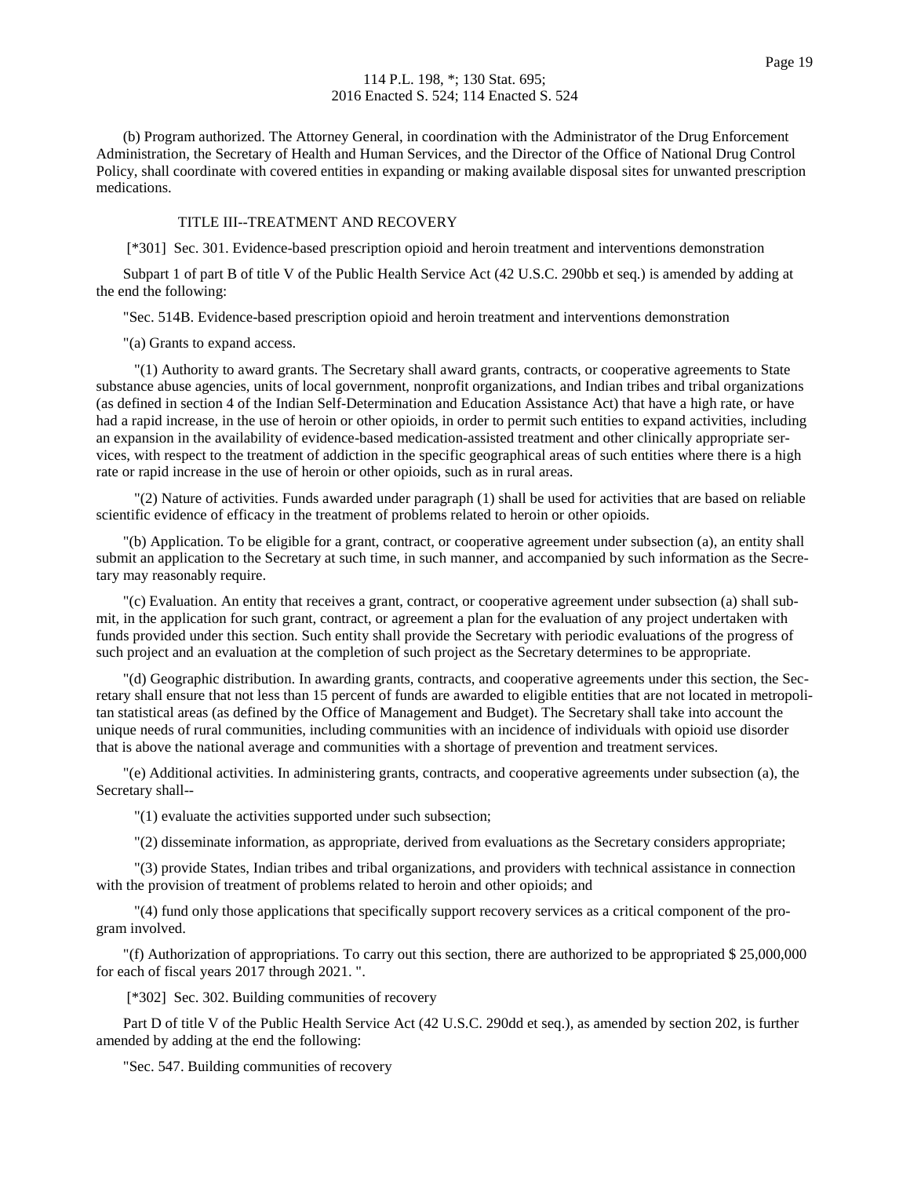(b) Program authorized. The Attorney General, in coordination with the Administrator of the Drug Enforcement Administration, the Secretary of Health and Human Services, and the Director of the Office of National Drug Control Policy, shall coordinate with covered entities in expanding or making available disposal sites for unwanted prescription medications.

TITLE III--TREATMENT AND RECOVERY

[*301] Sec. 301. Evidence-based prescription opioid and heroin treatment and interventions demonstration

Subpart 1 of part B of title V of the Public Health Service Act (42 U.S.C. 290bb et seq.) is amended by adding at the end the following:

"Sec. 514B. Evidence-based prescription opioid and heroin treatment and interventions demonstration

"(a) Grants to expand access.

"(1) Authority to award grants. The Secretary shall award grants, contracts, or cooperative agreements to State substance abuse agencies, units of local government, nonprofit organizations, and Indian tribes and tribal organizations (as defined in section 4 of the Indian Self-Determination and Education Assistance Act) that have a high rate, or have had a rapid increase, in the use of heroin or other opioids, in order to permit such entities to expand activities, including an expansion in the availability of evidence-based medication-assisted treatment and other clinically appropriate services, with respect to the treatment of addiction in the specific geographical areas of such entities where there is a high rate or rapid increase in the use of heroin or other opioids, such as in rural areas.

"(2) Nature of activities. Funds awarded under paragraph (1) shall be used for activities that are based on reliable scientific evidence of efficacy in the treatment of problems related to heroin or other opioids.

"(b) Application. To be eligible for a grant, contract, or cooperative agreement under subsection (a), an entity shall submit an application to the Secretary at such time, in such manner, and accompanied by such information as the Secretary may reasonably require.

"(c) Evaluation. An entity that receives a grant, contract, or cooperative agreement under subsection (a) shall submit, in the application for such grant, contract, or agreement a plan for the evaluation of any project undertaken with funds provided under this section. Such entity shall provide the Secretary with periodic evaluations of the progress of such project and an evaluation at the completion of such project as the Secretary determines to be appropriate.

"(d) Geographic distribution. In awarding grants, contracts, and cooperative agreements under this section, the Secretary shall ensure that not less than 15 percent of funds are awarded to eligible entities that are not located in metropolitan statistical areas (as defined by the Office of Management and Budget). The Secretary shall take into account the unique needs of rural communities, including communities with an incidence of individuals with opioid use disorder that is above the national average and communities with a shortage of prevention and treatment services.

"(e) Additional activities. In administering grants, contracts, and cooperative agreements under subsection (a), the Secretary shall--

"(1) evaluate the activities supported under such subsection;

"(2) disseminate information, as appropriate, derived from evaluations as the Secretary considers appropriate;

"(3) provide States, Indian tribes and tribal organizations, and providers with technical assistance in connection with the provision of treatment of problems related to heroin and other opioids; and

"(4) fund only those applications that specifically support recovery services as a critical component of the program involved.

"(f) Authorization of appropriations. To carry out this section, there are authorized to be appropriated $ 25,000,000 for each of fiscal years 2017 through 2021. ".

[*302] Sec. 302. Building communities of recovery

Part D of title V of the Public Health Service Act (42 U.S.C. 290dd et seq.), as amended by section 202, is further amended by adding at the end the following:

"Sec. 547. Building communities of recovery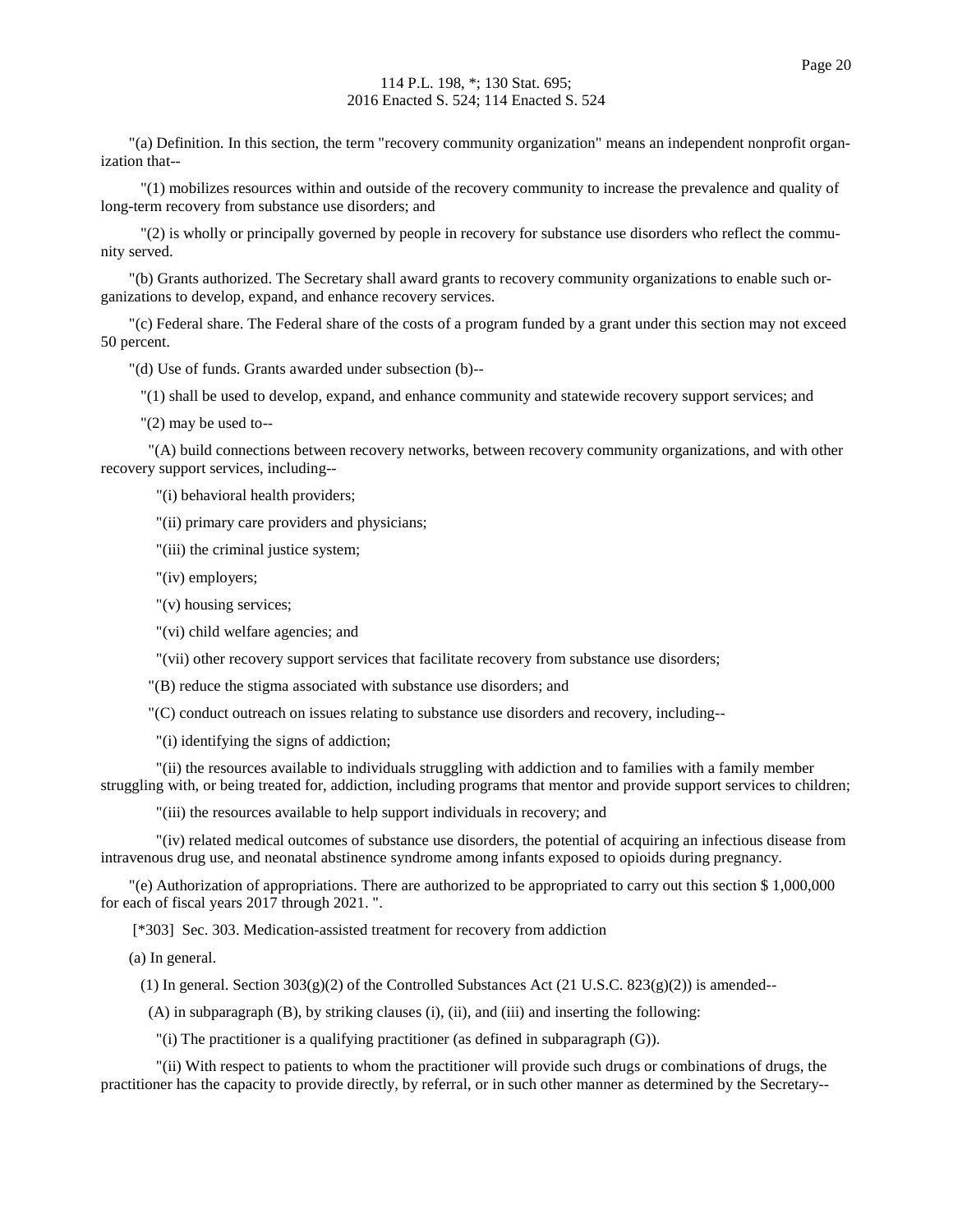"(a) Definition. In this section, the term "recovery community organization" means an independent nonprofit organization that--

"(1) mobilizes resources within and outside of the recovery community to increase the prevalence and quality of long-term recovery from substance use disorders; and

"(2) is wholly or principally governed by people in recovery for substance use disorders who reflect the community served.

"(b) Grants authorized. The Secretary shall award grants to recovery community organizations to enable such organizations to develop, expand, and enhance recovery services.

"(c) Federal share. The Federal share of the costs of a program funded by a grant under this section may not exceed 50 percent.

"(d) Use of funds. Grants awarded under subsection (b)--

"(1) shall be used to develop, expand, and enhance community and statewide recovery support services; and

"(2) may be used to--

"(A) build connections between recovery networks, between recovery community organizations, and with other recovery support services, including--

"(i) behavioral health providers;

"(ii) primary care providers and physicians;

"(iii) the criminal justice system;

"(iv) employers;

"(v) housing services;

"(vi) child welfare agencies; and

"(vii) other recovery support services that facilitate recovery from substance use disorders;

"(B) reduce the stigma associated with substance use disorders; and

"(C) conduct outreach on issues relating to substance use disorders and recovery, including--

"(i) identifying the signs of addiction;

"(ii) the resources available to individuals struggling with addiction and to families with a family member struggling with, or being treated for, addiction, including programs that mentor and provide support services to children;

"(iii) the resources available to help support individuals in recovery; and

"(iv) related medical outcomes of substance use disorders, the potential of acquiring an infectious disease from intravenous drug use, and neonatal abstinence syndrome among infants exposed to opioids during pregnancy.

"(e) Authorization of appropriations. There are authorized to be appropriated to carry out this section $ 1,000,000 for each of fiscal years 2017 through 2021. ".

[*303] Sec. 303. Medication-assisted treatment for recovery from addiction

(a) In general.

(1) In general. Section 303(g)(2) of the Controlled Substances Act (21 U.S.C. 823(g)(2)) is amended--

(A) in subparagraph (B), by striking clauses (i), (ii), and (iii) and inserting the following:

"(i) The practitioner is a qualifying practitioner (as defined in subparagraph (G)).

"(ii) With respect to patients to whom the practitioner will provide such drugs or combinations of drugs, the practitioner has the capacity to provide directly, by referral, or in such other manner as determined by the Secretary--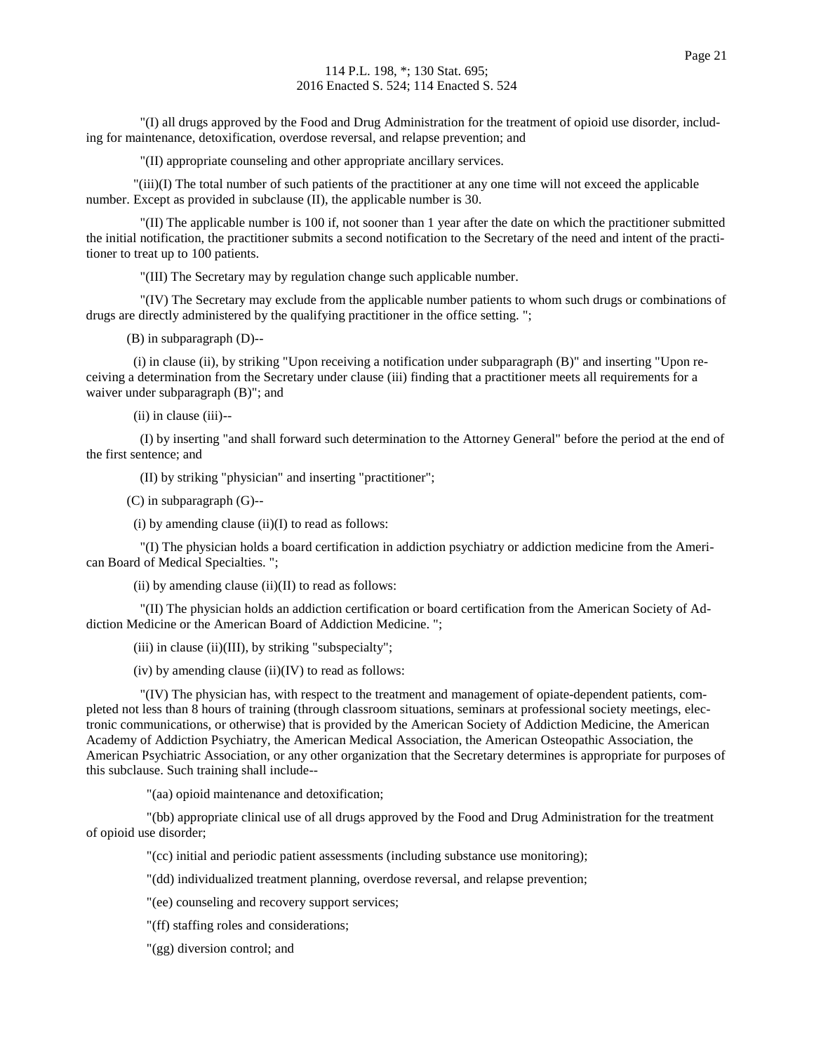"(I) all drugs approved by the Food and Drug Administration for the treatment of opioid use disorder, including for maintenance, detoxification, overdose reversal, and relapse prevention; and

"(II) appropriate counseling and other appropriate ancillary services.

"(iii)(I) The total number of such patients of the practitioner at any one time will not exceed the applicable number. Except as provided in subclause (II), the applicable number is 30.

"(II) The applicable number is 100 if, not sooner than 1 year after the date on which the practitioner submitted the initial notification, the practitioner submits a second notification to the Secretary of the need and intent of the practitioner to treat up to 100 patients.

"(III) The Secretary may by regulation change such applicable number.

"(IV) The Secretary may exclude from the applicable number patients to whom such drugs or combinations of drugs are directly administered by the qualifying practitioner in the office setting. ";

(B) in subparagraph (D)--

(i) in clause (ii), by striking "Upon receiving a notification under subparagraph (B)" and inserting "Upon receiving a determination from the Secretary under clause (iii) finding that a practitioner meets all requirements for a waiver under subparagraph (B)"; and

(ii) in clause (iii)--

(I) by inserting "and shall forward such determination to the Attorney General" before the period at the end of the first sentence; and

(II) by striking "physician" and inserting "practitioner";

(C) in subparagraph (G)--

(i) by amending clause (ii)(I) to read as follows:

"(I) The physician holds a board certification in addiction psychiatry or addiction medicine from the American Board of Medical Specialties. ";

(ii) by amending clause (ii)(II) to read as follows:

"(II) The physician holds an addiction certification or board certification from the American Society of Addiction Medicine or the American Board of Addiction Medicine. ";

(iii) in clause (ii)(III), by striking "subspecialty";

(iv) by amending clause (ii)(IV) to read as follows:

"(IV) The physician has, with respect to the treatment and management of opiate-dependent patients, completed not less than 8 hours of training (through classroom situations, seminars at professional society meetings, electronic communications, or otherwise) that is provided by the American Society of Addiction Medicine, the American Academy of Addiction Psychiatry, the American Medical Association, the American Osteopathic Association, the American Psychiatric Association, or any other organization that the Secretary determines is appropriate for purposes of this subclause. Such training shall include--

"(aa) opioid maintenance and detoxification;

"(bb) appropriate clinical use of all drugs approved by the Food and Drug Administration for the treatment of opioid use disorder;

"(cc) initial and periodic patient assessments (including substance use monitoring);

"(dd) individualized treatment planning, overdose reversal, and relapse prevention;

"(ee) counseling and recovery support services;

"(ff) staffing roles and considerations;

"(gg) diversion control; and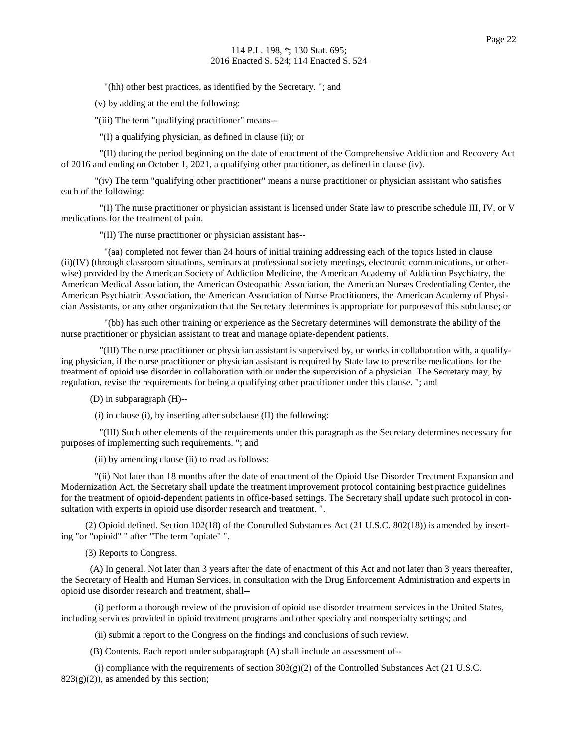"(hh) other best practices, as identified by the Secretary. "; and

(v) by adding at the end the following:

"(iii) The term "qualifying practitioner" means--

"(I) a qualifying physician, as defined in clause (ii); or

"(II) during the period beginning on the date of enactment of the Comprehensive Addiction and Recovery Act of 2016 and ending on October 1, 2021, a qualifying other practitioner, as defined in clause (iv).

"(iv) The term "qualifying other practitioner" means a nurse practitioner or physician assistant who satisfies each of the following:

"(I) The nurse practitioner or physician assistant is licensed under State law to prescribe schedule III, IV, or V medications for the treatment of pain.

"(II) The nurse practitioner or physician assistant has--

"(aa) completed not fewer than 24 hours of initial training addressing each of the topics listed in clause (ii)(IV) (through classroom situations, seminars at professional society meetings, electronic communications, or otherwise) provided by the American Society of Addiction Medicine, the American Academy of Addiction Psychiatry, the American Medical Association, the American Osteopathic Association, the American Nurses Credentialing Center, the American Psychiatric Association, the American Association of Nurse Practitioners, the American Academy of Physician Assistants, or any other organization that the Secretary determines is appropriate for purposes of this subclause; or

"(bb) has such other training or experience as the Secretary determines will demonstrate the ability of the nurse practitioner or physician assistant to treat and manage opiate-dependent patients.

"(III) The nurse practitioner or physician assistant is supervised by, or works in collaboration with, a qualifying physician, if the nurse practitioner or physician assistant is required by State law to prescribe medications for the treatment of opioid use disorder in collaboration with or under the supervision of a physician. The Secretary may, by regulation, revise the requirements for being a qualifying other practitioner under this clause. "; and

(D) in subparagraph (H)--

(i) in clause (i), by inserting after subclause (II) the following:

"(III) Such other elements of the requirements under this paragraph as the Secretary determines necessary for purposes of implementing such requirements. "; and

(ii) by amending clause (ii) to read as follows:

"(ii) Not later than 18 months after the date of enactment of the Opioid Use Disorder Treatment Expansion and Modernization Act, the Secretary shall update the treatment improvement protocol containing best practice guidelines for the treatment of opioid-dependent patients in office-based settings. The Secretary shall update such protocol in consultation with experts in opioid use disorder research and treatment. ".

(2) Opioid defined. Section 102(18) of the Controlled Substances Act (21 U.S.C. 802(18)) is amended by inserting "or "opioid" " after "The term "opiate" ".

(3) Reports to Congress.

(A) In general. Not later than 3 years after the date of enactment of this Act and not later than 3 years thereafter, the Secretary of Health and Human Services, in consultation with the Drug Enforcement Administration and experts in opioid use disorder research and treatment, shall--

(i) perform a thorough review of the provision of opioid use disorder treatment services in the United States, including services provided in opioid treatment programs and other specialty and nonspecialty settings; and

(ii) submit a report to the Congress on the findings and conclusions of such review.

(B) Contents. Each report under subparagraph (A) shall include an assessment of--

(i) compliance with the requirements of section 303(g)(2) of the Controlled Substances Act (21 U.S.C. 823(g)(2)), as amended by this section;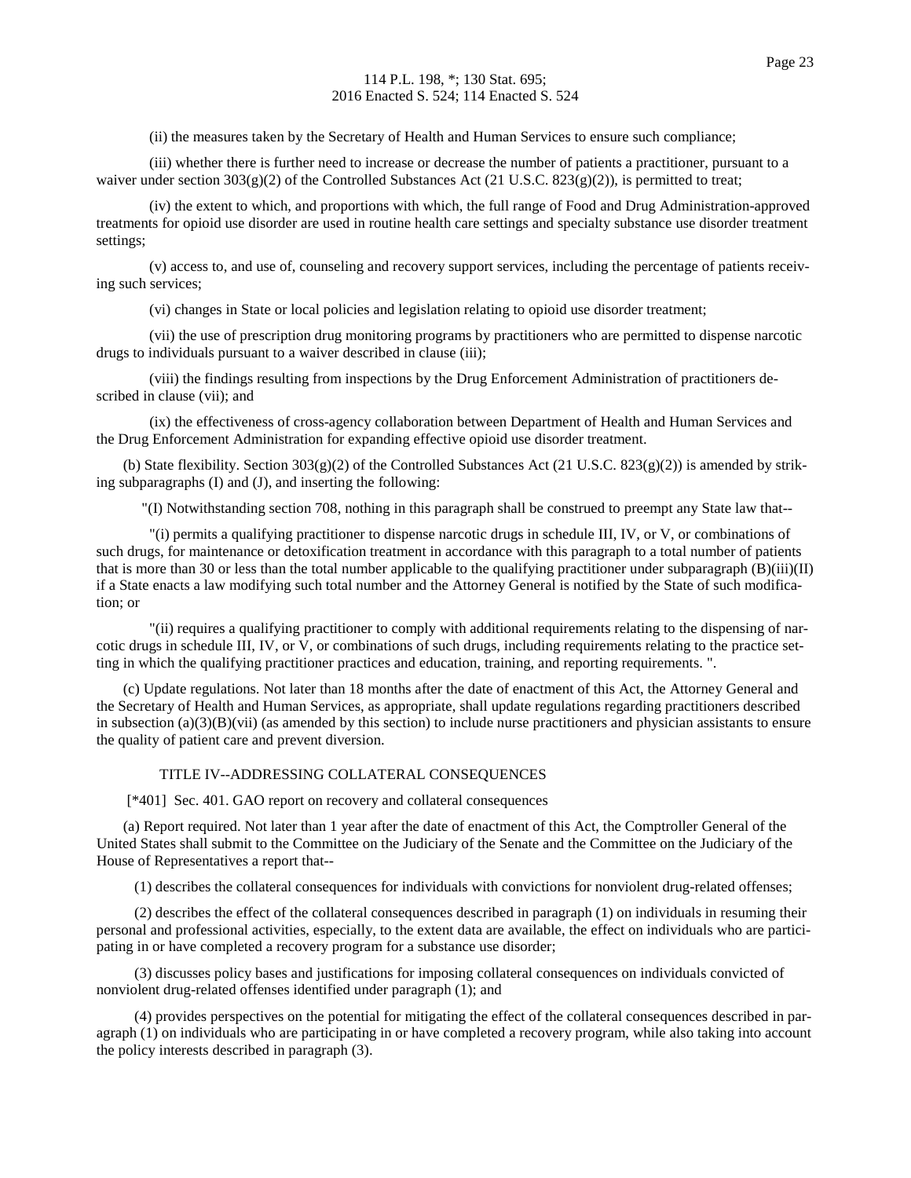(ii) the measures taken by the Secretary of Health and Human Services to ensure such compliance;

(iii) whether there is further need to increase or decrease the number of patients a practitioner, pursuant to a waiver under section 303(g)(2) of the Controlled Substances Act (21 U.S.C. 823(g)(2)), is permitted to treat;

(iv) the extent to which, and proportions with which, the full range of Food and Drug Administration-approved treatments for opioid use disorder are used in routine health care settings and specialty substance use disorder treatment settings;

(v) access to, and use of, counseling and recovery support services, including the percentage of patients receiving such services;

(vi) changes in State or local policies and legislation relating to opioid use disorder treatment;

(vii) the use of prescription drug monitoring programs by practitioners who are permitted to dispense narcotic drugs to individuals pursuant to a waiver described in clause (iii);

(viii) the findings resulting from inspections by the Drug Enforcement Administration of practitioners described in clause (vii); and

(ix) the effectiveness of cross-agency collaboration between Department of Health and Human Services and the Drug Enforcement Administration for expanding effective opioid use disorder treatment.

(b) State flexibility. Section 303(g)(2) of the Controlled Substances Act (21 U.S.C. 823(g)(2)) is amended by striking subparagraphs (I) and (J), and inserting the following:

"(I) Notwithstanding section 708, nothing in this paragraph shall be construed to preempt any State law that--

"(i) permits a qualifying practitioner to dispense narcotic drugs in schedule III, IV, or V, or combinations of such drugs, for maintenance or detoxification treatment in accordance with this paragraph to a total number of patients that is more than 30 or less than the total number applicable to the qualifying practitioner under subparagraph (B)(iii)(II) if a State enacts a law modifying such total number and the Attorney General is notified by the State of such modification; or

"(ii) requires a qualifying practitioner to comply with additional requirements relating to the dispensing of narcotic drugs in schedule III, IV, or V, or combinations of such drugs, including requirements relating to the practice setting in which the qualifying practitioner practices and education, training, and reporting requirements. ".

(c) Update regulations. Not later than 18 months after the date of enactment of this Act, the Attorney General and the Secretary of Health and Human Services, as appropriate, shall update regulations regarding practitioners described in subsection (a)(3)(B)(vii) (as amended by this section) to include nurse practitioners and physician assistants to ensure the quality of patient care and prevent diversion.

## TITLE IV--ADDRESSING COLLATERAL CONSEQUENCES

[*401] Sec. 401. GAO report on recovery and collateral consequences

(a) Report required. Not later than 1 year after the date of enactment of this Act, the Comptroller General of the United States shall submit to the Committee on the Judiciary of the Senate and the Committee on the Judiciary of the House of Representatives a report that--

(1) describes the collateral consequences for individuals with convictions for nonviolent drug-related offenses;

(2) describes the effect of the collateral consequences described in paragraph (1) on individuals in resuming their personal and professional activities, especially, to the extent data are available, the effect on individuals who are participating in or have completed a recovery program for a substance use disorder;

(3) discusses policy bases and justifications for imposing collateral consequences on individuals convicted of nonviolent drug-related offenses identified under paragraph (1); and

(4) provides perspectives on the potential for mitigating the effect of the collateral consequences described in paragraph (1) on individuals who are participating in or have completed a recovery program, while also taking into account the policy interests described in paragraph (3).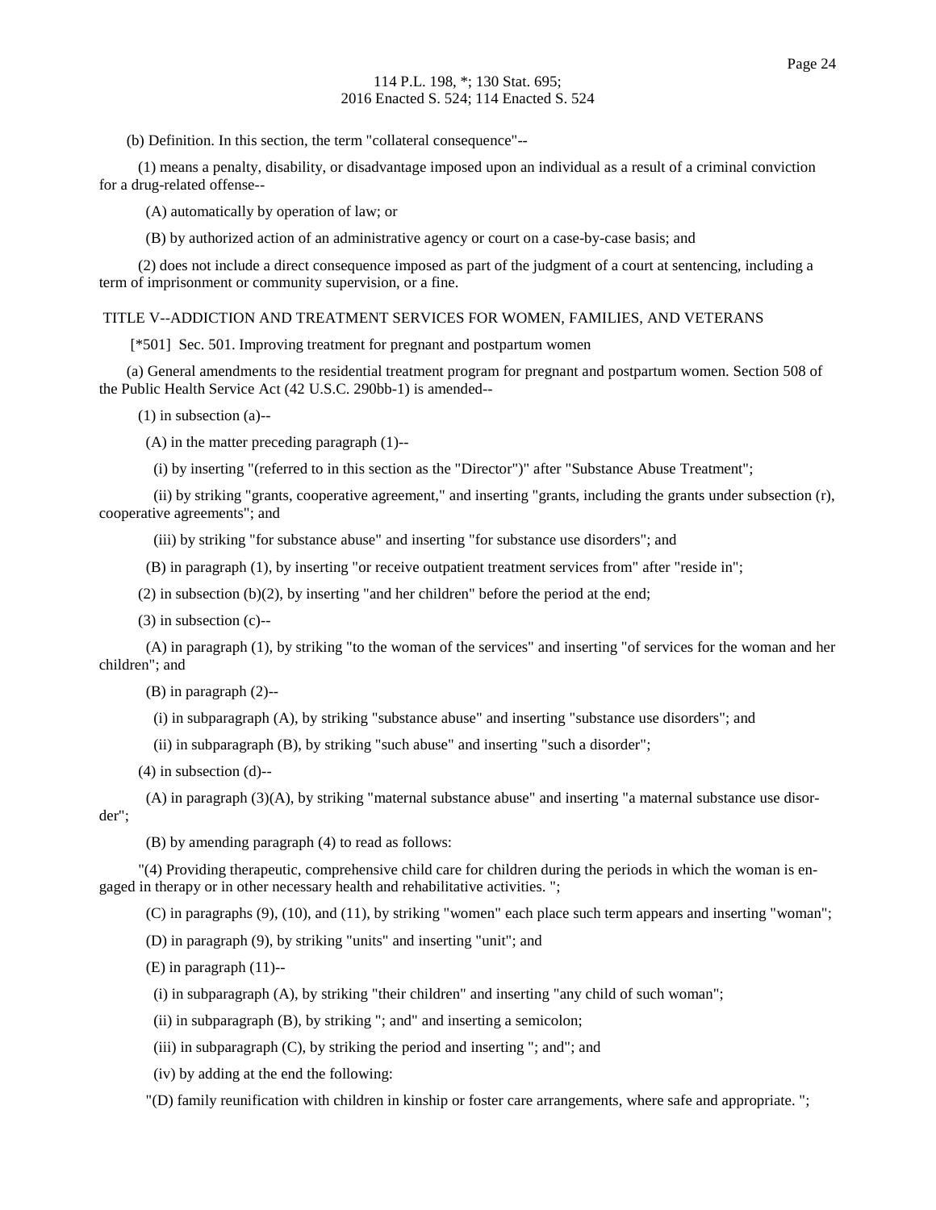(b) Definition. In this section, the term "collateral consequence"--

(1) means a penalty, disability, or disadvantage imposed upon an individual as a result of a criminal conviction for a drug-related offense--

(A) automatically by operation of law; or

(B) by authorized action of an administrative agency or court on a case-by-case basis; and

(2) does not include a direct consequence imposed as part of the judgment of a court at sentencing, including a term of imprisonment or community supervision, or a fine.

## TITLE V--ADDICTION AND TREATMENT SERVICES FOR WOMEN, FAMILIES, AND VETERANS

[*501] Sec. 501. Improving treatment for pregnant and postpartum women

(a) General amendments to the residential treatment program for pregnant and postpartum women. Section 508 of the Public Health Service Act (42 U.S.C. 290bb-1) is amended--

(1) in subsection (a)--

(A) in the matter preceding paragraph (1)--

(i) by inserting "(referred to in this section as the "Director")" after "Substance Abuse Treatment";

(ii) by striking "grants, cooperative agreement," and inserting "grants, including the grants under subsection (r), cooperative agreements"; and

(iii) by striking "for substance abuse" and inserting "for substance use disorders"; and

(B) in paragraph (1), by inserting "or receive outpatient treatment services from" after "reside in";

(2) in subsection (b)(2), by inserting "and her children" before the period at the end;

(3) in subsection (c)--

(A) in paragraph (1), by striking "to the woman of the services" and inserting "of services for the woman and her children"; and

(B) in paragraph (2)--

(i) in subparagraph (A), by striking "substance abuse" and inserting "substance use disorders"; and

(ii) in subparagraph (B), by striking "such abuse" and inserting "such a disorder";

(4) in subsection (d)--

(A) in paragraph (3)(A), by striking "maternal substance abuse" and inserting "a maternal substance use disorder";

(B) by amending paragraph (4) to read as follows:

"(4) Providing therapeutic, comprehensive child care for children during the periods in which the woman is engaged in therapy or in other necessary health and rehabilitative activities. ";

(C) in paragraphs (9), (10), and (11), by striking "women" each place such term appears and inserting "woman";

(D) in paragraph (9), by striking "units" and inserting "unit"; and

(E) in paragraph (11)--

(i) in subparagraph (A), by striking "their children" and inserting "any child of such woman";

(ii) in subparagraph (B), by striking "; and" and inserting a semicolon;

(iii) in subparagraph (C), by striking the period and inserting "; and"; and

(iv) by adding at the end the following:

"(D) family reunification with children in kinship or foster care arrangements, where safe and appropriate. ";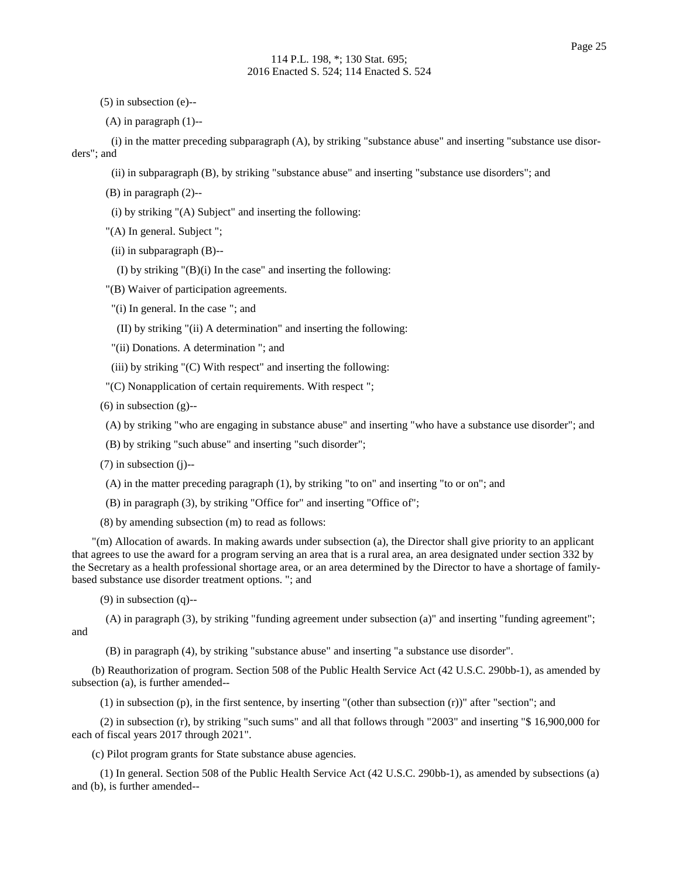(5) in subsection (e)--

(A) in paragraph (1)--

(i) in the matter preceding subparagraph (A), by striking "substance abuse" and inserting "substance use disorders"; and

(ii) in subparagraph (B), by striking "substance abuse" and inserting "substance use disorders"; and

(B) in paragraph (2)--

(i) by striking "(A) Subject" and inserting the following:

"(A) In general. Subject ";

(ii) in subparagraph (B)--

(I) by striking "(B)(i) In the case" and inserting the following:

"(B) Waiver of participation agreements.

"(i) In general. In the case "; and

(II) by striking "(ii) A determination" and inserting the following:

"(ii) Donations. A determination "; and

(iii) by striking "(C) With respect" and inserting the following:

"(C) Nonapplication of certain requirements. With respect ";

(6) in subsection (g)--

(A) by striking "who are engaging in substance abuse" and inserting "who have a substance use disorder"; and

(B) by striking "such abuse" and inserting "such disorder";

(7) in subsection (j)--

(A) in the matter preceding paragraph (1), by striking "to on" and inserting "to or on"; and

(B) in paragraph (3), by striking "Office for" and inserting "Office of";

(8) by amending subsection (m) to read as follows:

"(m) Allocation of awards. In making awards under subsection (a), the Director shall give priority to an applicant that agrees to use the award for a program serving an area that is a rural area, an area designated under section 332 by the Secretary as a health professional shortage area, or an area determined by the Director to have a shortage of family-based substance use disorder treatment options. "; and

(9) in subsection (q)--

(A) in paragraph (3), by striking "funding agreement under subsection (a)" and inserting "funding agreement"; and

(B) in paragraph (4), by striking "substance abuse" and inserting "a substance use disorder".

(b) Reauthorization of program. Section 508 of the Public Health Service Act (42 U.S.C. 290bb-1), as amended by subsection (a), is further amended--

(1) in subsection (p), in the first sentence, by inserting "(other than subsection (r))" after "section"; and

(2) in subsection (r), by striking "such sums" and all that follows through "2003" and inserting "$ 16,900,000 for each of fiscal years 2017 through 2021".

(c) Pilot program grants for State substance abuse agencies.

(1) In general. Section 508 of the Public Health Service Act (42 U.S.C. 290bb-1), as amended by subsections (a) and (b), is further amended--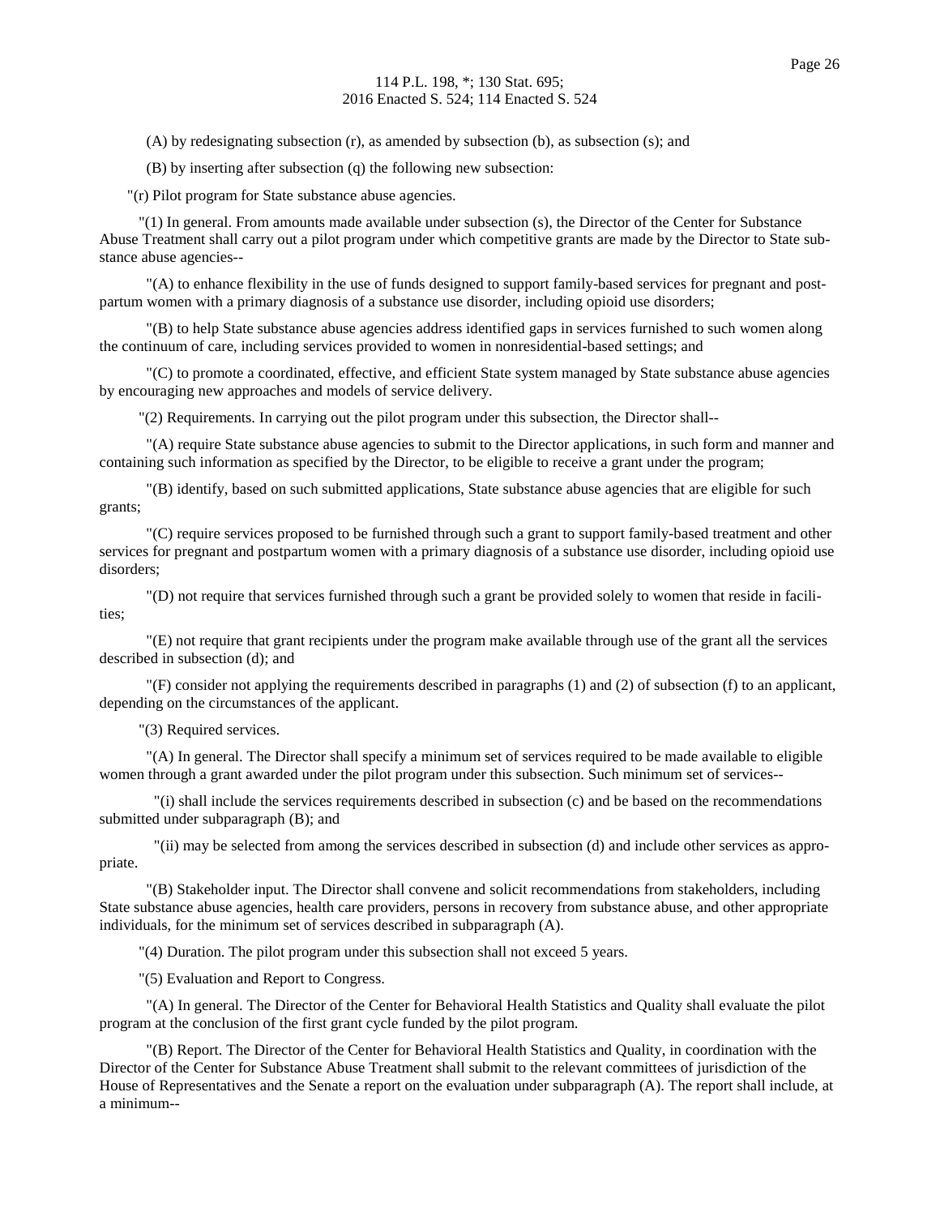(A) by redesignating subsection (r), as amended by subsection (b), as subsection (s); and

(B) by inserting after subsection (q) the following new subsection:

"(r) Pilot program for State substance abuse agencies.

"(1) In general. From amounts made available under subsection (s), the Director of the Center for Substance Abuse Treatment shall carry out a pilot program under which competitive grants are made by the Director to State substance abuse agencies--

"(A) to enhance flexibility in the use of funds designed to support family-based services for pregnant and postpartum women with a primary diagnosis of a substance use disorder, including opioid use disorders;

"(B) to help State substance abuse agencies address identified gaps in services furnished to such women along the continuum of care, including services provided to women in nonresidential-based settings; and

"(C) to promote a coordinated, effective, and efficient State system managed by State substance abuse agencies by encouraging new approaches and models of service delivery.

"(2) Requirements. In carrying out the pilot program under this subsection, the Director shall--

"(A) require State substance abuse agencies to submit to the Director applications, in such form and manner and containing such information as specified by the Director, to be eligible to receive a grant under the program;

"(B) identify, based on such submitted applications, State substance abuse agencies that are eligible for such grants;

"(C) require services proposed to be furnished through such a grant to support family-based treatment and other services for pregnant and postpartum women with a primary diagnosis of a substance use disorder, including opioid use disorders;

"(D) not require that services furnished through such a grant be provided solely to women that reside in facilities;

"(E) not require that grant recipients under the program make available through use of the grant all the services described in subsection (d); and

"(F) consider not applying the requirements described in paragraphs (1) and (2) of subsection (f) to an applicant, depending on the circumstances of the applicant.

"(3) Required services.

"(A) In general. The Director shall specify a minimum set of services required to be made available to eligible women through a grant awarded under the pilot program under this subsection. Such minimum set of services--

"(i) shall include the services requirements described in subsection (c) and be based on the recommendations submitted under subparagraph (B); and

"(ii) may be selected from among the services described in subsection (d) and include other services as appropriate.

"(B) Stakeholder input. The Director shall convene and solicit recommendations from stakeholders, including State substance abuse agencies, health care providers, persons in recovery from substance abuse, and other appropriate individuals, for the minimum set of services described in subparagraph (A).

"(4) Duration. The pilot program under this subsection shall not exceed 5 years.

"(5) Evaluation and Report to Congress.

"(A) In general. The Director of the Center for Behavioral Health Statistics and Quality shall evaluate the pilot program at the conclusion of the first grant cycle funded by the pilot program.

"(B) Report. The Director of the Center for Behavioral Health Statistics and Quality, in coordination with the Director of the Center for Substance Abuse Treatment shall submit to the relevant committees of jurisdiction of the House of Representatives and the Senate a report on the evaluation under subparagraph (A). The report shall include, at a minimum--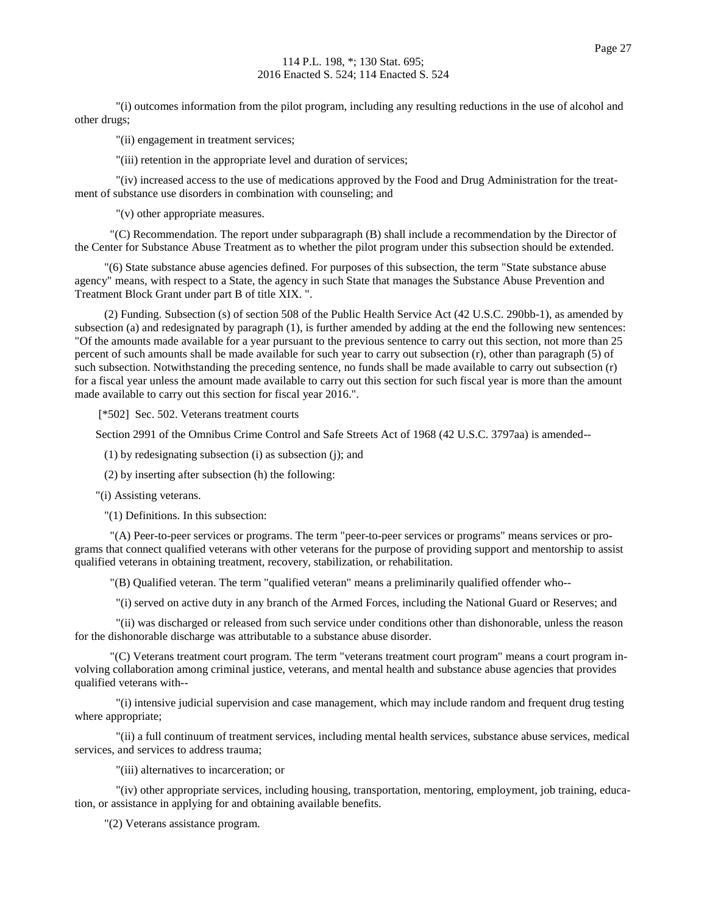"(i) outcomes information from the pilot program, including any resulting reductions in the use of alcohol and other drugs;

"(ii) engagement in treatment services;

"(iii) retention in the appropriate level and duration of services;

"(iv) increased access to the use of medications approved by the Food and Drug Administration for the treatment of substance use disorders in combination with counseling; and

"(v) other appropriate measures.

"(C) Recommendation. The report under subparagraph (B) shall include a recommendation by the Director of the Center for Substance Abuse Treatment as to whether the pilot program under this subsection should be extended.

"(6) State substance abuse agencies defined. For purposes of this subsection, the term "State substance abuse agency" means, with respect to a State, the agency in such State that manages the Substance Abuse Prevention and Treatment Block Grant under part B of title XIX. ".

(2) Funding. Subsection (s) of section 508 of the Public Health Service Act (42 U.S.C. 290bb-1), as amended by subsection (a) and redesignated by paragraph (1), is further amended by adding at the end the following new sentences: "Of the amounts made available for a year pursuant to the previous sentence to carry out this section, not more than 25 percent of such amounts shall be made available for such year to carry out subsection (r), other than paragraph (5) of such subsection. Notwithstanding the preceding sentence, no funds shall be made available to carry out subsection (r) for a fiscal year unless the amount made available to carry out this section for such fiscal year is more than the amount made available to carry out this section for fiscal year 2016.".

[*502] Sec. 502. Veterans treatment courts

Section 2991 of the Omnibus Crime Control and Safe Streets Act of 1968 (42 U.S.C. 3797aa) is amended--

(1) by redesignating subsection (i) as subsection (j); and

(2) by inserting after subsection (h) the following:

"(i) Assisting veterans.

"(1) Definitions. In this subsection:

"(A) Peer-to-peer services or programs. The term "peer-to-peer services or programs" means services or programs that connect qualified veterans with other veterans for the purpose of providing support and mentorship to assist qualified veterans in obtaining treatment, recovery, stabilization, or rehabilitation.

"(B) Qualified veteran. The term "qualified veteran" means a preliminarily qualified offender who--

"(i) served on active duty in any branch of the Armed Forces, including the National Guard or Reserves; and

"(ii) was discharged or released from such service under conditions other than dishonorable, unless the reason for the dishonorable discharge was attributable to a substance abuse disorder.

"(C) Veterans treatment court program. The term "veterans treatment court program" means a court program involving collaboration among criminal justice, veterans, and mental health and substance abuse agencies that provides qualified veterans with--

"(i) intensive judicial supervision and case management, which may include random and frequent drug testing where appropriate;

"(ii) a full continuum of treatment services, including mental health services, substance abuse services, medical services, and services to address trauma;

"(iii) alternatives to incarceration; or

"(iv) other appropriate services, including housing, transportation, mentoring, employment, job training, education, or assistance in applying for and obtaining available benefits.

"(2) Veterans assistance program.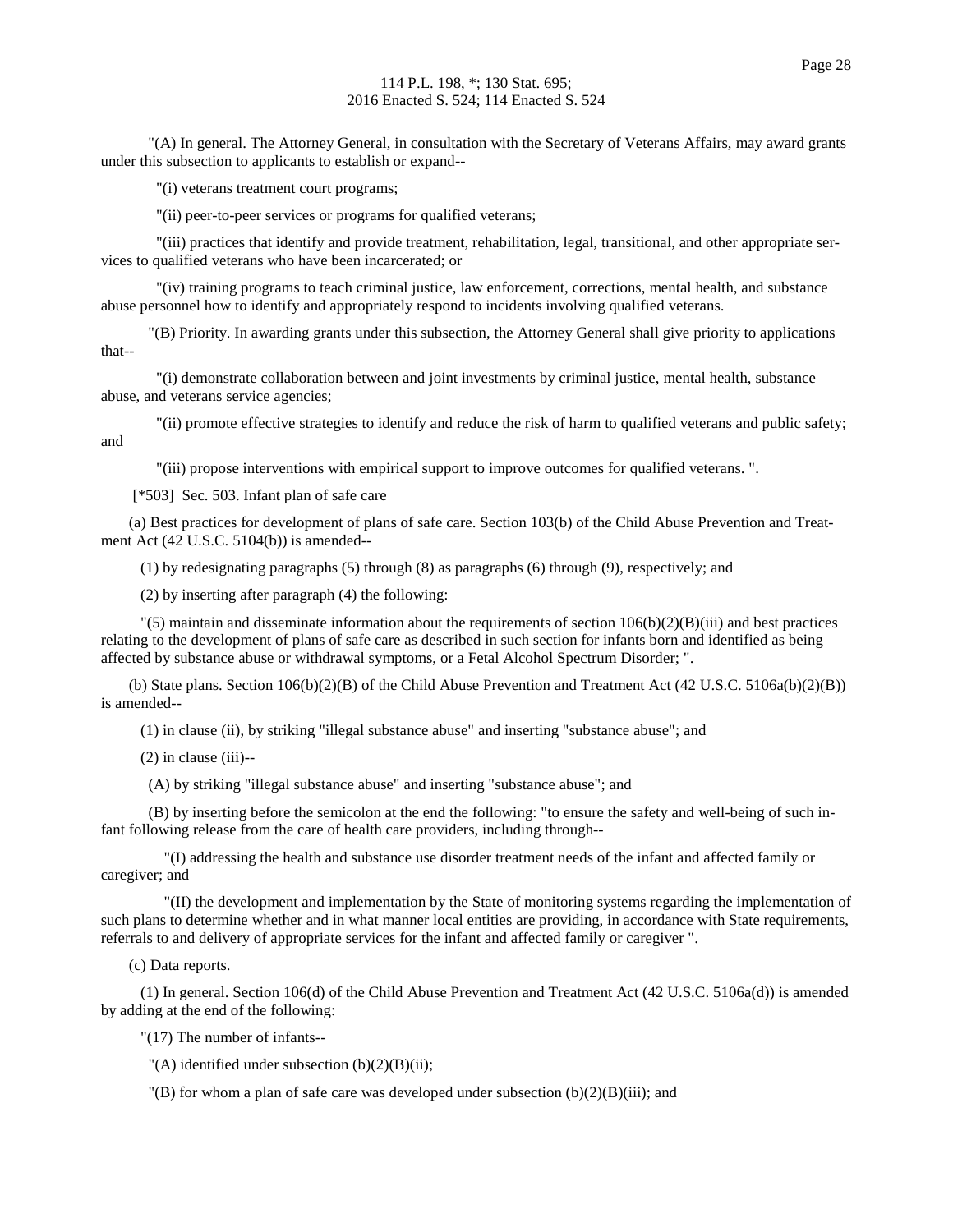"(A) In general. The Attorney General, in consultation with the Secretary of Veterans Affairs, may award grants under this subsection to applicants to establish or expand--

"(i) veterans treatment court programs;

"(ii) peer-to-peer services or programs for qualified veterans;

"(iii) practices that identify and provide treatment, rehabilitation, legal, transitional, and other appropriate services to qualified veterans who have been incarcerated; or

"(iv) training programs to teach criminal justice, law enforcement, corrections, mental health, and substance abuse personnel how to identify and appropriately respond to incidents involving qualified veterans.

"(B) Priority. In awarding grants under this subsection, the Attorney General shall give priority to applications that--

"(i) demonstrate collaboration between and joint investments by criminal justice, mental health, substance abuse, and veterans service agencies;

"(ii) promote effective strategies to identify and reduce the risk of harm to qualified veterans and public safety; and

"(iii) propose interventions with empirical support to improve outcomes for qualified veterans. ".

[*503] Sec. 503. Infant plan of safe care

(a) Best practices for development of plans of safe care. Section 103(b) of the Child Abuse Prevention and Treatment Act (42 U.S.C. 5104(b)) is amended--

(1) by redesignating paragraphs (5) through (8) as paragraphs (6) through (9), respectively; and

(2) by inserting after paragraph (4) the following:

"(5) maintain and disseminate information about the requirements of section 106(b)(2)(B)(iii) and best practices relating to the development of plans of safe care as described in such section for infants born and identified as being affected by substance abuse or withdrawal symptoms, or a Fetal Alcohol Spectrum Disorder; ".

(b) State plans. Section 106(b)(2)(B) of the Child Abuse Prevention and Treatment Act (42 U.S.C. 5106a(b)(2)(B)) is amended--

(1) in clause (ii), by striking "illegal substance abuse" and inserting "substance abuse"; and

(2) in clause (iii)--

(A) by striking "illegal substance abuse" and inserting "substance abuse"; and

(B) by inserting before the semicolon at the end the following: "to ensure the safety and well-being of such infant following release from the care of health care providers, including through--

"(I) addressing the health and substance use disorder treatment needs of the infant and affected family or caregiver; and

"(II) the development and implementation by the State of monitoring systems regarding the implementation of such plans to determine whether and in what manner local entities are providing, in accordance with State requirements, referrals to and delivery of appropriate services for the infant and affected family or caregiver ".

(c) Data reports.

(1) In general. Section 106(d) of the Child Abuse Prevention and Treatment Act (42 U.S.C. 5106a(d)) is amended by adding at the end of the following:

"(17) The number of infants--

"(A) identified under subsection (b)(2)(B)(ii);

"(B) for whom a plan of safe care was developed under subsection (b)(2)(B)(iii); and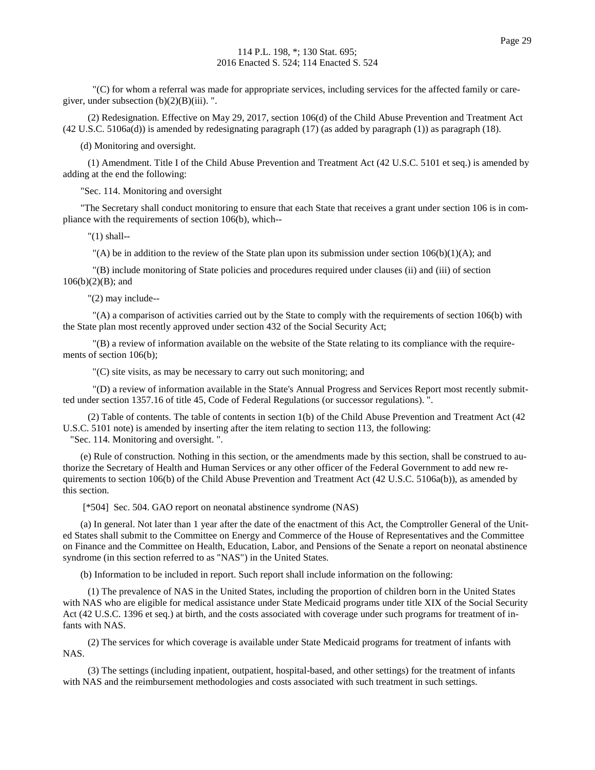"(C) for whom a referral was made for appropriate services, including services for the affected family or caregiver, under subsection (b)(2)(B)(iii). ".

(2) Redesignation. Effective on May 29, 2017, section 106(d) of the Child Abuse Prevention and Treatment Act (42 U.S.C. 5106a(d)) is amended by redesignating paragraph (17) (as added by paragraph (1)) as paragraph (18).

(d) Monitoring and oversight.

(1) Amendment. Title I of the Child Abuse Prevention and Treatment Act (42 U.S.C. 5101 et seq.) is amended by adding at the end the following:

"Sec. 114. Monitoring and oversight

"The Secretary shall conduct monitoring to ensure that each State that receives a grant under section 106 is in compliance with the requirements of section 106(b), which--

"(1) shall--

"(A) be in addition to the review of the State plan upon its submission under section 106(b)(1)(A); and

"(B) include monitoring of State policies and procedures required under clauses (ii) and (iii) of section 106(b)(2)(B); and

"(2) may include--

"(A) a comparison of activities carried out by the State to comply with the requirements of section 106(b) with the State plan most recently approved under section 432 of the Social Security Act;

"(B) a review of information available on the website of the State relating to its compliance with the requirements of section 106(b);

"(C) site visits, as may be necessary to carry out such monitoring; and

"(D) a review of information available in the State's Annual Progress and Services Report most recently submitted under section 1357.16 of title 45, Code of Federal Regulations (or successor regulations). ".

(2) Table of contents. The table of contents in section 1(b) of the Child Abuse Prevention and Treatment Act (42 U.S.C. 5101 note) is amended by inserting after the item relating to section 113, the following:
"Sec. 114. Monitoring and oversight. ".

(e) Rule of construction. Nothing in this section, or the amendments made by this section, shall be construed to authorize the Secretary of Health and Human Services or any other officer of the Federal Government to add new requirements to section 106(b) of the Child Abuse Prevention and Treatment Act (42 U.S.C. 5106a(b)), as amended by this section.

[*504] Sec. 504. GAO report on neonatal abstinence syndrome (NAS)

(a) In general. Not later than 1 year after the date of the enactment of this Act, the Comptroller General of the United States shall submit to the Committee on Energy and Commerce of the House of Representatives and the Committee on Finance and the Committee on Health, Education, Labor, and Pensions of the Senate a report on neonatal abstinence syndrome (in this section referred to as "NAS") in the United States.

(b) Information to be included in report. Such report shall include information on the following:

(1) The prevalence of NAS in the United States, including the proportion of children born in the United States with NAS who are eligible for medical assistance under State Medicaid programs under title XIX of the Social Security Act (42 U.S.C. 1396 et seq.) at birth, and the costs associated with coverage under such programs for treatment of infants with NAS.

(2) The services for which coverage is available under State Medicaid programs for treatment of infants with NAS.

(3) The settings (including inpatient, outpatient, hospital-based, and other settings) for the treatment of infants with NAS and the reimbursement methodologies and costs associated with such treatment in such settings.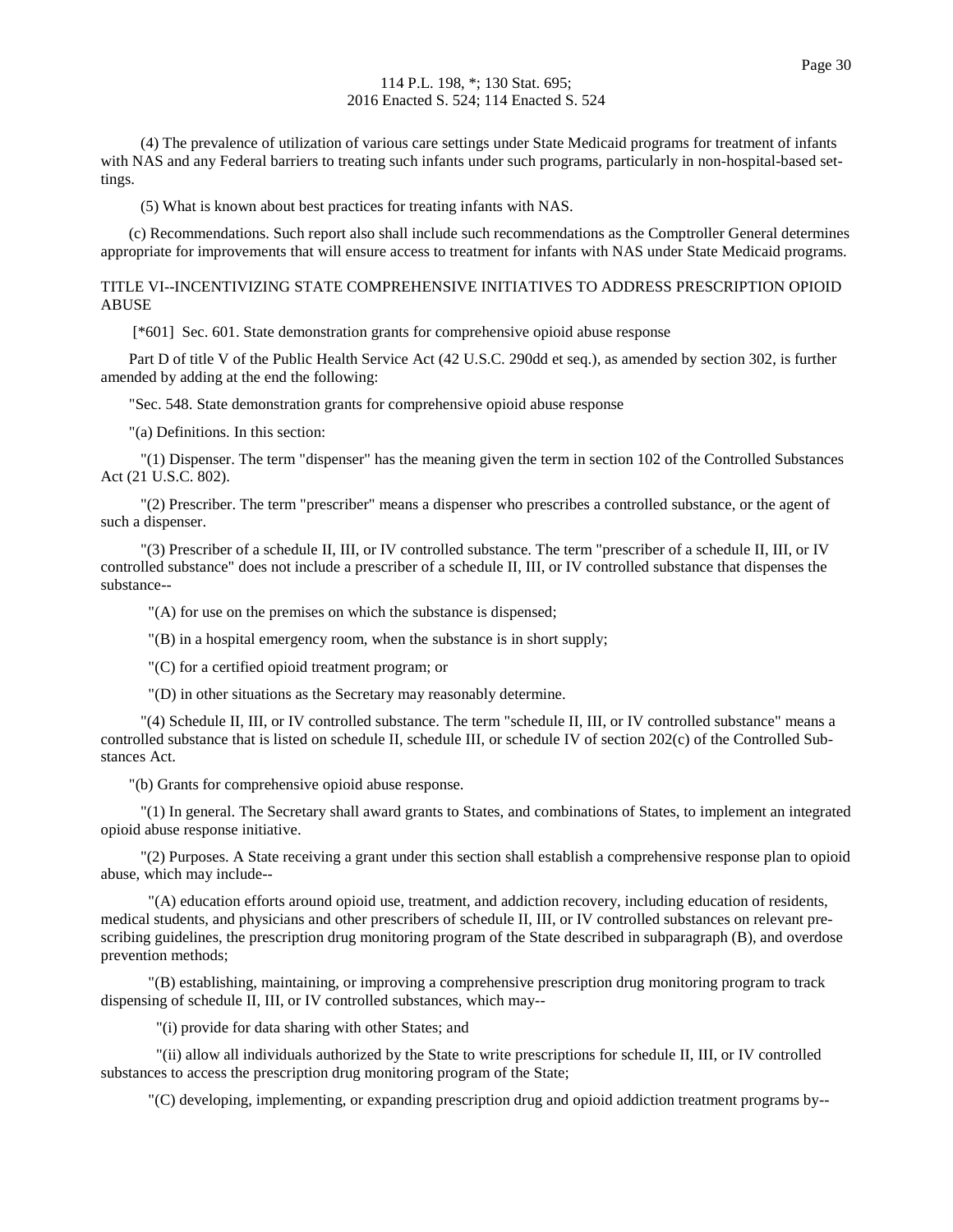(4) The prevalence of utilization of various care settings under State Medicaid programs for treatment of infants with NAS and any Federal barriers to treating such infants under such programs, particularly in non-hospital-based settings.

(5) What is known about best practices for treating infants with NAS.

(c) Recommendations. Such report also shall include such recommendations as the Comptroller General determines appropriate for improvements that will ensure access to treatment for infants with NAS under State Medicaid programs.

TITLE VI--INCENTIVIZING STATE COMPREHENSIVE INITIATIVES TO ADDRESS PRESCRIPTION OPIOID ABUSE

[*601] Sec. 601. State demonstration grants for comprehensive opioid abuse response

Part D of title V of the Public Health Service Act (42 U.S.C. 290dd et seq.), as amended by section 302, is further amended by adding at the end the following:

"Sec. 548. State demonstration grants for comprehensive opioid abuse response

"(a) Definitions. In this section:

"(1) Dispenser. The term "dispenser" has the meaning given the term in section 102 of the Controlled Substances Act (21 U.S.C. 802).

"(2) Prescriber. The term "prescriber" means a dispenser who prescribes a controlled substance, or the agent of such a dispenser.

"(3) Prescriber of a schedule II, III, or IV controlled substance. The term "prescriber of a schedule II, III, or IV controlled substance" does not include a prescriber of a schedule II, III, or IV controlled substance that dispenses the substance--

"(A) for use on the premises on which the substance is dispensed;

"(B) in a hospital emergency room, when the substance is in short supply;

"(C) for a certified opioid treatment program; or

"(D) in other situations as the Secretary may reasonably determine.

"(4) Schedule II, III, or IV controlled substance. The term "schedule II, III, or IV controlled substance" means a controlled substance that is listed on schedule II, schedule III, or schedule IV of section 202(c) of the Controlled Substances Act.

"(b) Grants for comprehensive opioid abuse response.

"(1) In general. The Secretary shall award grants to States, and combinations of States, to implement an integrated opioid abuse response initiative.

"(2) Purposes. A State receiving a grant under this section shall establish a comprehensive response plan to opioid abuse, which may include--

"(A) education efforts around opioid use, treatment, and addiction recovery, including education of residents, medical students, and physicians and other prescribers of schedule II, III, or IV controlled substances on relevant prescribing guidelines, the prescription drug monitoring program of the State described in subparagraph (B), and overdose prevention methods;

"(B) establishing, maintaining, or improving a comprehensive prescription drug monitoring program to track dispensing of schedule II, III, or IV controlled substances, which may--

"(i) provide for data sharing with other States; and

"(ii) allow all individuals authorized by the State to write prescriptions for schedule II, III, or IV controlled substances to access the prescription drug monitoring program of the State;

"(C) developing, implementing, or expanding prescription drug and opioid addiction treatment programs by--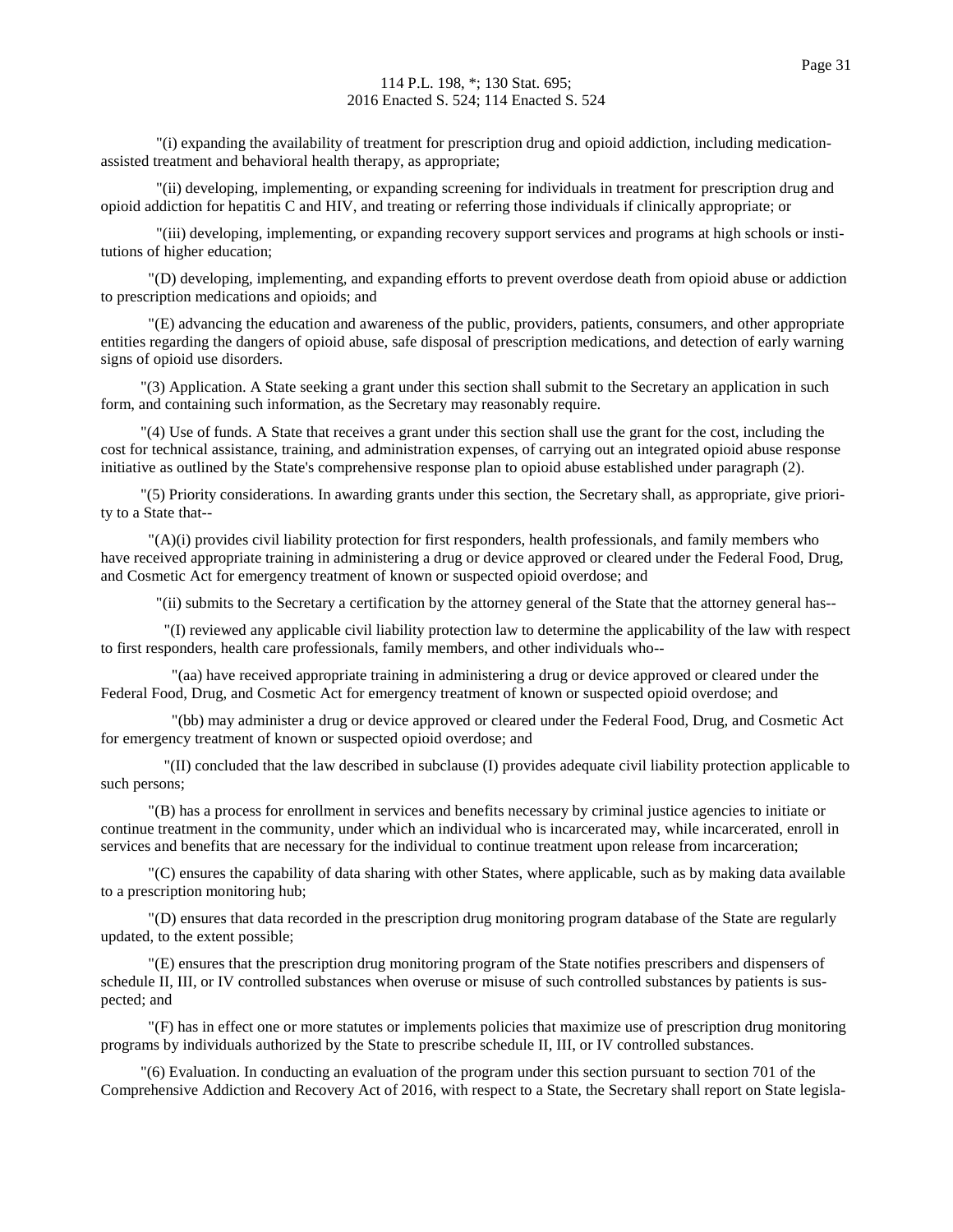"(i) expanding the availability of treatment for prescription drug and opioid addiction, including medication-assisted treatment and behavioral health therapy, as appropriate;

"(ii) developing, implementing, or expanding screening for individuals in treatment for prescription drug and opioid addiction for hepatitis C and HIV, and treating or referring those individuals if clinically appropriate; or

"(iii) developing, implementing, or expanding recovery support services and programs at high schools or institutions of higher education;

"(D) developing, implementing, and expanding efforts to prevent overdose death from opioid abuse or addiction to prescription medications and opioids; and

"(E) advancing the education and awareness of the public, providers, patients, consumers, and other appropriate entities regarding the dangers of opioid abuse, safe disposal of prescription medications, and detection of early warning signs of opioid use disorders.

"(3) Application. A State seeking a grant under this section shall submit to the Secretary an application in such form, and containing such information, as the Secretary may reasonably require.

"(4) Use of funds. A State that receives a grant under this section shall use the grant for the cost, including the cost for technical assistance, training, and administration expenses, of carrying out an integrated opioid abuse response initiative as outlined by the State's comprehensive response plan to opioid abuse established under paragraph (2).

"(5) Priority considerations. In awarding grants under this section, the Secretary shall, as appropriate, give priority to a State that--

"(A)(i) provides civil liability protection for first responders, health professionals, and family members who have received appropriate training in administering a drug or device approved or cleared under the Federal Food, Drug, and Cosmetic Act for emergency treatment of known or suspected opioid overdose; and

"(ii) submits to the Secretary a certification by the attorney general of the State that the attorney general has--

"(I) reviewed any applicable civil liability protection law to determine the applicability of the law with respect to first responders, health care professionals, family members, and other individuals who--

"(aa) have received appropriate training in administering a drug or device approved or cleared under the Federal Food, Drug, and Cosmetic Act for emergency treatment of known or suspected opioid overdose; and

"(bb) may administer a drug or device approved or cleared under the Federal Food, Drug, and Cosmetic Act for emergency treatment of known or suspected opioid overdose; and

"(II) concluded that the law described in subclause (I) provides adequate civil liability protection applicable to such persons;

"(B) has a process for enrollment in services and benefits necessary by criminal justice agencies to initiate or continue treatment in the community, under which an individual who is incarcerated may, while incarcerated, enroll in services and benefits that are necessary for the individual to continue treatment upon release from incarceration;

"(C) ensures the capability of data sharing with other States, where applicable, such as by making data available to a prescription monitoring hub;

"(D) ensures that data recorded in the prescription drug monitoring program database of the State are regularly updated, to the extent possible;

"(E) ensures that the prescription drug monitoring program of the State notifies prescribers and dispensers of schedule II, III, or IV controlled substances when overuse or misuse of such controlled substances by patients is suspected; and

"(F) has in effect one or more statutes or implements policies that maximize use of prescription drug monitoring programs by individuals authorized by the State to prescribe schedule II, III, or IV controlled substances.

"(6) Evaluation. In conducting an evaluation of the program under this section pursuant to section 701 of the Comprehensive Addiction and Recovery Act of 2016, with respect to a State, the Secretary shall report on State legisla-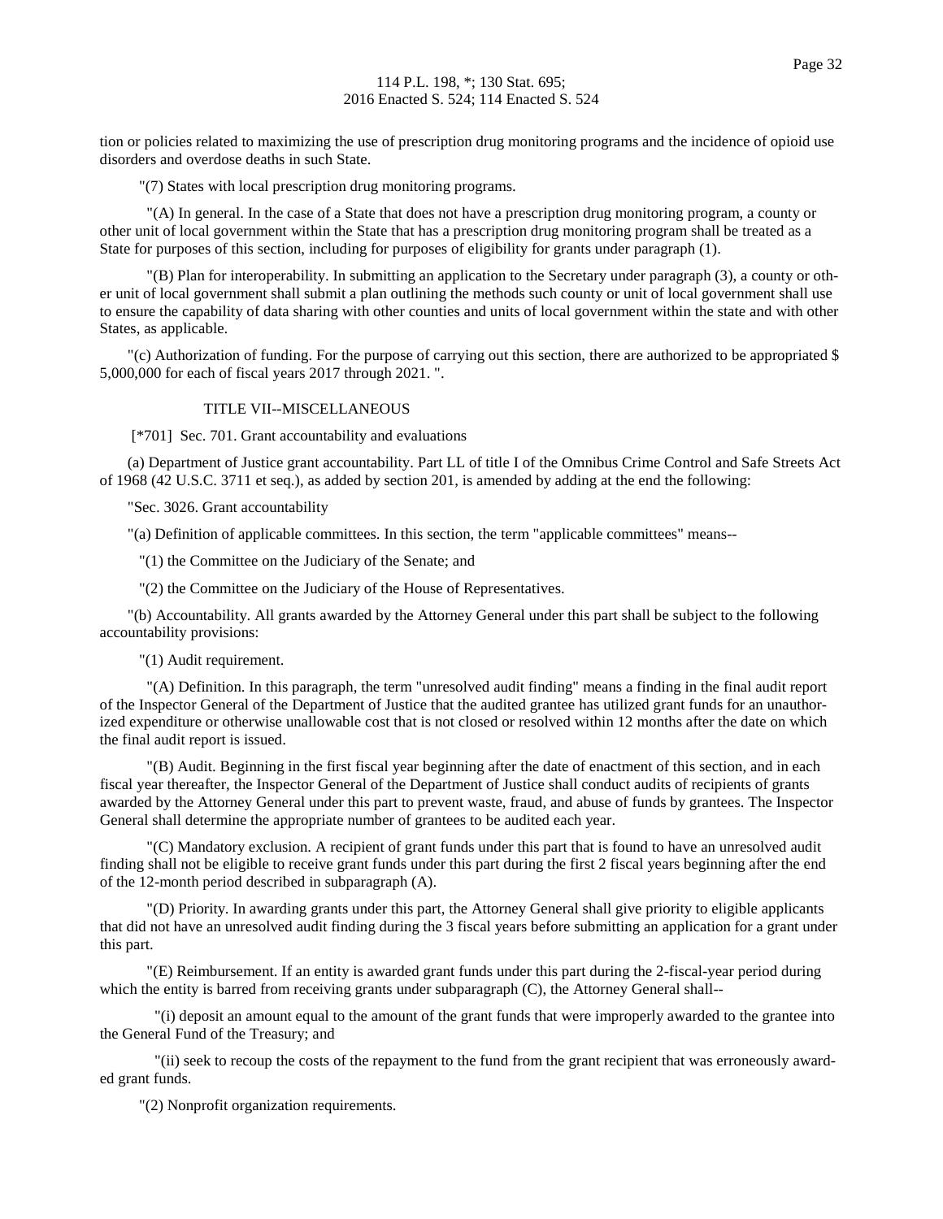tion or policies related to maximizing the use of prescription drug monitoring programs and the incidence of opioid use disorders and overdose deaths in such State.

"(7) States with local prescription drug monitoring programs.

"(A) In general. In the case of a State that does not have a prescription drug monitoring program, a county or other unit of local government within the State that has a prescription drug monitoring program shall be treated as a State for purposes of this section, including for purposes of eligibility for grants under paragraph (1).

"(B) Plan for interoperability. In submitting an application to the Secretary under paragraph (3), a county or other unit of local government shall submit a plan outlining the methods such county or unit of local government shall use to ensure the capability of data sharing with other counties and units of local government within the state and with other States, as applicable.

"(c) Authorization of funding. For the purpose of carrying out this section, there are authorized to be appropriated $ 5,000,000 for each of fiscal years 2017 through 2021. ".

## TITLE VII--MISCELLANEOUS

[*701] Sec. 701. Grant accountability and evaluations

(a) Department of Justice grant accountability. Part LL of title I of the Omnibus Crime Control and Safe Streets Act of 1968 (42 U.S.C. 3711 et seq.), as added by section 201, is amended by adding at the end the following:

"Sec. 3026. Grant accountability

"(a) Definition of applicable committees. In this section, the term "applicable committees" means--

"(1) the Committee on the Judiciary of the Senate; and

"(2) the Committee on the Judiciary of the House of Representatives.

"(b) Accountability. All grants awarded by the Attorney General under this part shall be subject to the following accountability provisions:

"(1) Audit requirement.

"(A) Definition. In this paragraph, the term "unresolved audit finding" means a finding in the final audit report of the Inspector General of the Department of Justice that the audited grantee has utilized grant funds for an unauthorized expenditure or otherwise unallowable cost that is not closed or resolved within 12 months after the date on which the final audit report is issued.

"(B) Audit. Beginning in the first fiscal year beginning after the date of enactment of this section, and in each fiscal year thereafter, the Inspector General of the Department of Justice shall conduct audits of recipients of grants awarded by the Attorney General under this part to prevent waste, fraud, and abuse of funds by grantees. The Inspector General shall determine the appropriate number of grantees to be audited each year.

"(C) Mandatory exclusion. A recipient of grant funds under this part that is found to have an unresolved audit finding shall not be eligible to receive grant funds under this part during the first 2 fiscal years beginning after the end of the 12-month period described in subparagraph (A).

"(D) Priority. In awarding grants under this part, the Attorney General shall give priority to eligible applicants that did not have an unresolved audit finding during the 3 fiscal years before submitting an application for a grant under this part.

"(E) Reimbursement. If an entity is awarded grant funds under this part during the 2-fiscal-year period during which the entity is barred from receiving grants under subparagraph (C), the Attorney General shall--

"(i) deposit an amount equal to the amount of the grant funds that were improperly awarded to the grantee into the General Fund of the Treasury; and

"(ii) seek to recoup the costs of the repayment to the fund from the grant recipient that was erroneously awarded grant funds.

"(2) Nonprofit organization requirements.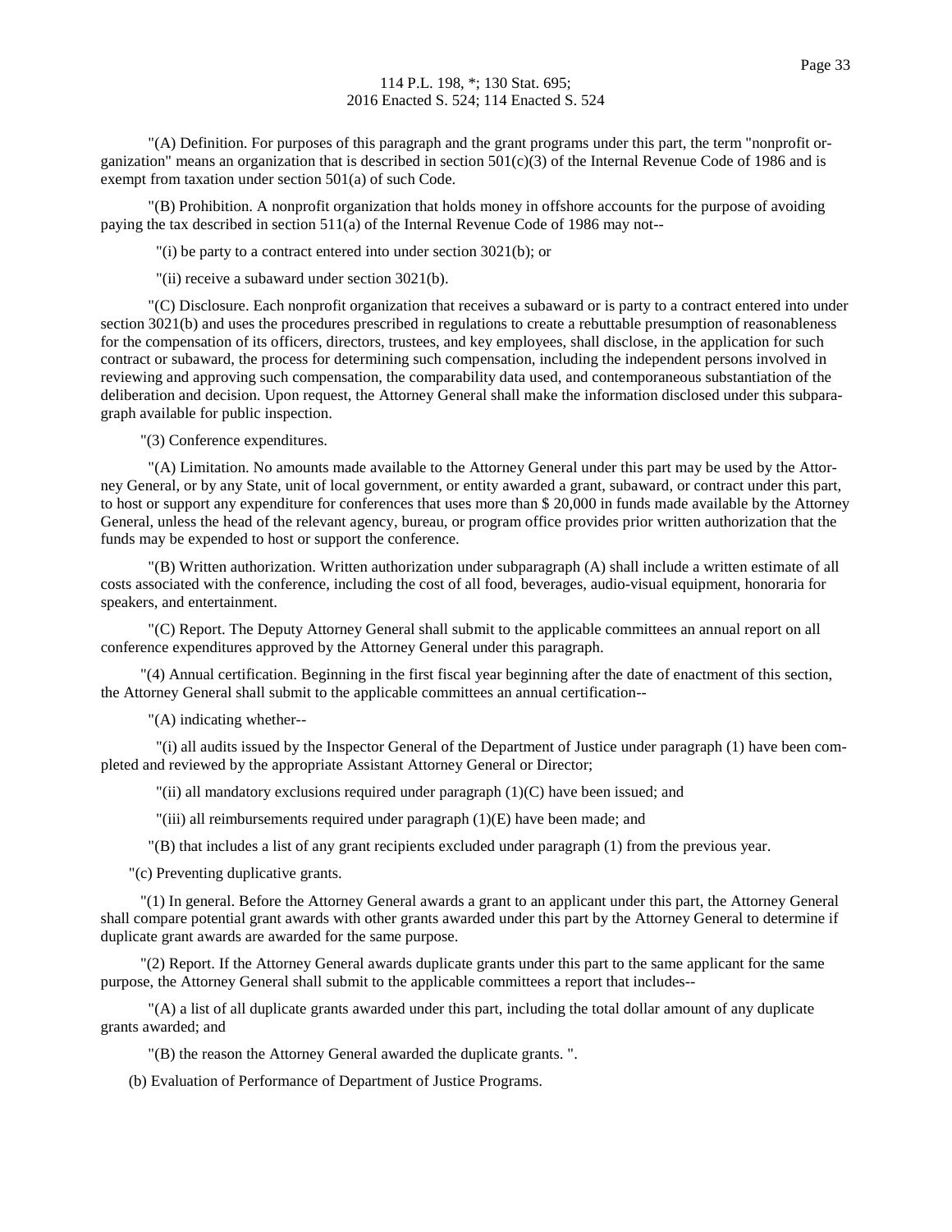"(A) Definition. For purposes of this paragraph and the grant programs under this part, the term "nonprofit organization" means an organization that is described in section 501(c)(3) of the Internal Revenue Code of 1986 and is exempt from taxation under section 501(a) of such Code.

"(B) Prohibition. A nonprofit organization that holds money in offshore accounts for the purpose of avoiding paying the tax described in section 511(a) of the Internal Revenue Code of 1986 may not--

"(i) be party to a contract entered into under section 3021(b); or

"(ii) receive a subaward under section 3021(b).

"(C) Disclosure. Each nonprofit organization that receives a subaward or is party to a contract entered into under section 3021(b) and uses the procedures prescribed in regulations to create a rebuttable presumption of reasonableness for the compensation of its officers, directors, trustees, and key employees, shall disclose, in the application for such contract or subaward, the process for determining such compensation, including the independent persons involved in reviewing and approving such compensation, the comparability data used, and contemporaneous substantiation of the deliberation and decision. Upon request, the Attorney General shall make the information disclosed under this subparagraph available for public inspection.

"(3) Conference expenditures.

"(A) Limitation. No amounts made available to the Attorney General under this part may be used by the Attorney General, or by any State, unit of local government, or entity awarded a grant, subaward, or contract under this part, to host or support any expenditure for conferences that uses more than $ 20,000 in funds made available by the Attorney General, unless the head of the relevant agency, bureau, or program office provides prior written authorization that the funds may be expended to host or support the conference.

"(B) Written authorization. Written authorization under subparagraph (A) shall include a written estimate of all costs associated with the conference, including the cost of all food, beverages, audio-visual equipment, honoraria for speakers, and entertainment.

"(C) Report. The Deputy Attorney General shall submit to the applicable committees an annual report on all conference expenditures approved by the Attorney General under this paragraph.

"(4) Annual certification. Beginning in the first fiscal year beginning after the date of enactment of this section, the Attorney General shall submit to the applicable committees an annual certification--

"(A) indicating whether--

"(i) all audits issued by the Inspector General of the Department of Justice under paragraph (1) have been completed and reviewed by the appropriate Assistant Attorney General or Director;

"(ii) all mandatory exclusions required under paragraph (1)(C) have been issued; and

"(iii) all reimbursements required under paragraph (1)(E) have been made; and

"(B) that includes a list of any grant recipients excluded under paragraph (1) from the previous year.

"(c) Preventing duplicative grants.

"(1) In general. Before the Attorney General awards a grant to an applicant under this part, the Attorney General shall compare potential grant awards with other grants awarded under this part by the Attorney General to determine if duplicate grant awards are awarded for the same purpose.

"(2) Report. If the Attorney General awards duplicate grants under this part to the same applicant for the same purpose, the Attorney General shall submit to the applicable committees a report that includes--

"(A) a list of all duplicate grants awarded under this part, including the total dollar amount of any duplicate grants awarded; and

"(B) the reason the Attorney General awarded the duplicate grants. ".

(b) Evaluation of Performance of Department of Justice Programs.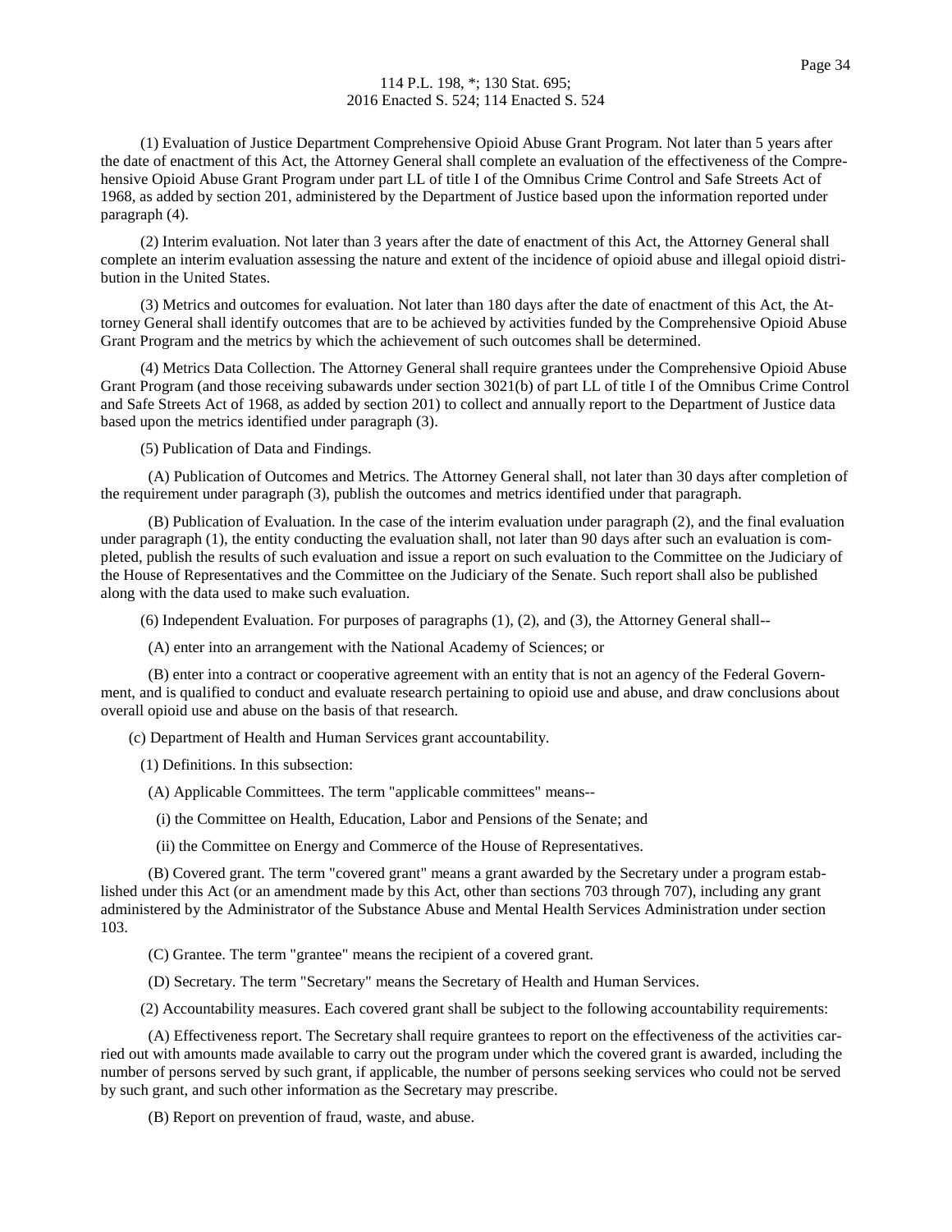(1) Evaluation of Justice Department Comprehensive Opioid Abuse Grant Program. Not later than 5 years after the date of enactment of this Act, the Attorney General shall complete an evaluation of the effectiveness of the Comprehensive Opioid Abuse Grant Program under part LL of title I of the Omnibus Crime Control and Safe Streets Act of 1968, as added by section 201, administered by the Department of Justice based upon the information reported under paragraph (4).

(2) Interim evaluation. Not later than 3 years after the date of enactment of this Act, the Attorney General shall complete an interim evaluation assessing the nature and extent of the incidence of opioid abuse and illegal opioid distribution in the United States.

(3) Metrics and outcomes for evaluation. Not later than 180 days after the date of enactment of this Act, the Attorney General shall identify outcomes that are to be achieved by activities funded by the Comprehensive Opioid Abuse Grant Program and the metrics by which the achievement of such outcomes shall be determined.

(4) Metrics Data Collection. The Attorney General shall require grantees under the Comprehensive Opioid Abuse Grant Program (and those receiving subawards under section 3021(b) of part LL of title I of the Omnibus Crime Control and Safe Streets Act of 1968, as added by section 201) to collect and annually report to the Department of Justice data based upon the metrics identified under paragraph (3).

(5) Publication of Data and Findings.

(A) Publication of Outcomes and Metrics. The Attorney General shall, not later than 30 days after completion of the requirement under paragraph (3), publish the outcomes and metrics identified under that paragraph.

(B) Publication of Evaluation. In the case of the interim evaluation under paragraph (2), and the final evaluation under paragraph (1), the entity conducting the evaluation shall, not later than 90 days after such an evaluation is completed, publish the results of such evaluation and issue a report on such evaluation to the Committee on the Judiciary of the House of Representatives and the Committee on the Judiciary of the Senate. Such report shall also be published along with the data used to make such evaluation.

(6) Independent Evaluation. For purposes of paragraphs (1), (2), and (3), the Attorney General shall--

(A) enter into an arrangement with the National Academy of Sciences; or

(B) enter into a contract or cooperative agreement with an entity that is not an agency of the Federal Government, and is qualified to conduct and evaluate research pertaining to opioid use and abuse, and draw conclusions about overall opioid use and abuse on the basis of that research.

(c) Department of Health and Human Services grant accountability.

(1) Definitions. In this subsection:

(A) Applicable Committees. The term "applicable committees" means--

(i) the Committee on Health, Education, Labor and Pensions of the Senate; and

(ii) the Committee on Energy and Commerce of the House of Representatives.

(B) Covered grant. The term "covered grant" means a grant awarded by the Secretary under a program established under this Act (or an amendment made by this Act, other than sections 703 through 707), including any grant administered by the Administrator of the Substance Abuse and Mental Health Services Administration under section 103.

(C) Grantee. The term "grantee" means the recipient of a covered grant.

(D) Secretary. The term "Secretary" means the Secretary of Health and Human Services.

(2) Accountability measures. Each covered grant shall be subject to the following accountability requirements:

(A) Effectiveness report. The Secretary shall require grantees to report on the effectiveness of the activities carried out with amounts made available to carry out the program under which the covered grant is awarded, including the number of persons served by such grant, if applicable, the number of persons seeking services who could not be served by such grant, and such other information as the Secretary may prescribe.

(B) Report on prevention of fraud, waste, and abuse.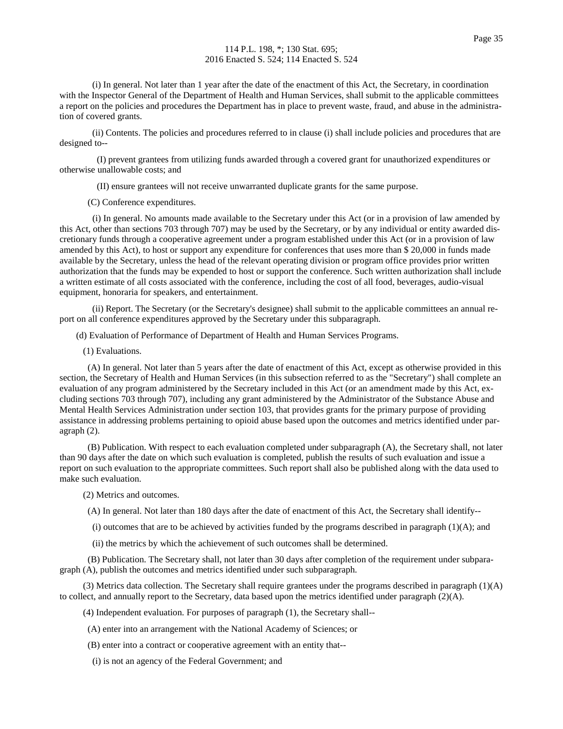(i) In general. Not later than 1 year after the date of the enactment of this Act, the Secretary, in coordination with the Inspector General of the Department of Health and Human Services, shall submit to the applicable committees a report on the policies and procedures the Department has in place to prevent waste, fraud, and abuse in the administration of covered grants.

(ii) Contents. The policies and procedures referred to in clause (i) shall include policies and procedures that are designed to--

(I) prevent grantees from utilizing funds awarded through a covered grant for unauthorized expenditures or otherwise unallowable costs; and

(II) ensure grantees will not receive unwarranted duplicate grants for the same purpose.

(C) Conference expenditures.

(i) In general. No amounts made available to the Secretary under this Act (or in a provision of law amended by this Act, other than sections 703 through 707) may be used by the Secretary, or by any individual or entity awarded discretionary funds through a cooperative agreement under a program established under this Act (or in a provision of law amended by this Act), to host or support any expenditure for conferences that uses more than $ 20,000 in funds made available by the Secretary, unless the head of the relevant operating division or program office provides prior written authorization that the funds may be expended to host or support the conference. Such written authorization shall include a written estimate of all costs associated with the conference, including the cost of all food, beverages, audio-visual equipment, honoraria for speakers, and entertainment.

(ii) Report. The Secretary (or the Secretary's designee) shall submit to the applicable committees an annual report on all conference expenditures approved by the Secretary under this subparagraph.

(d) Evaluation of Performance of Department of Health and Human Services Programs.

(1) Evaluations.

(A) In general. Not later than 5 years after the date of enactment of this Act, except as otherwise provided in this section, the Secretary of Health and Human Services (in this subsection referred to as the "Secretary") shall complete an evaluation of any program administered by the Secretary included in this Act (or an amendment made by this Act, excluding sections 703 through 707), including any grant administered by the Administrator of the Substance Abuse and Mental Health Services Administration under section 103, that provides grants for the primary purpose of providing assistance in addressing problems pertaining to opioid abuse based upon the outcomes and metrics identified under paragraph (2).

(B) Publication. With respect to each evaluation completed under subparagraph (A), the Secretary shall, not later than 90 days after the date on which such evaluation is completed, publish the results of such evaluation and issue a report on such evaluation to the appropriate committees. Such report shall also be published along with the data used to make such evaluation.

(2) Metrics and outcomes.

(A) In general. Not later than 180 days after the date of enactment of this Act, the Secretary shall identify--

(i) outcomes that are to be achieved by activities funded by the programs described in paragraph (1)(A); and

(ii) the metrics by which the achievement of such outcomes shall be determined.

(B) Publication. The Secretary shall, not later than 30 days after completion of the requirement under subparagraph (A), publish the outcomes and metrics identified under such subparagraph.

(3) Metrics data collection. The Secretary shall require grantees under the programs described in paragraph (1)(A) to collect, and annually report to the Secretary, data based upon the metrics identified under paragraph (2)(A).

(4) Independent evaluation. For purposes of paragraph (1), the Secretary shall--

(A) enter into an arrangement with the National Academy of Sciences; or

(B) enter into a contract or cooperative agreement with an entity that--

(i) is not an agency of the Federal Government; and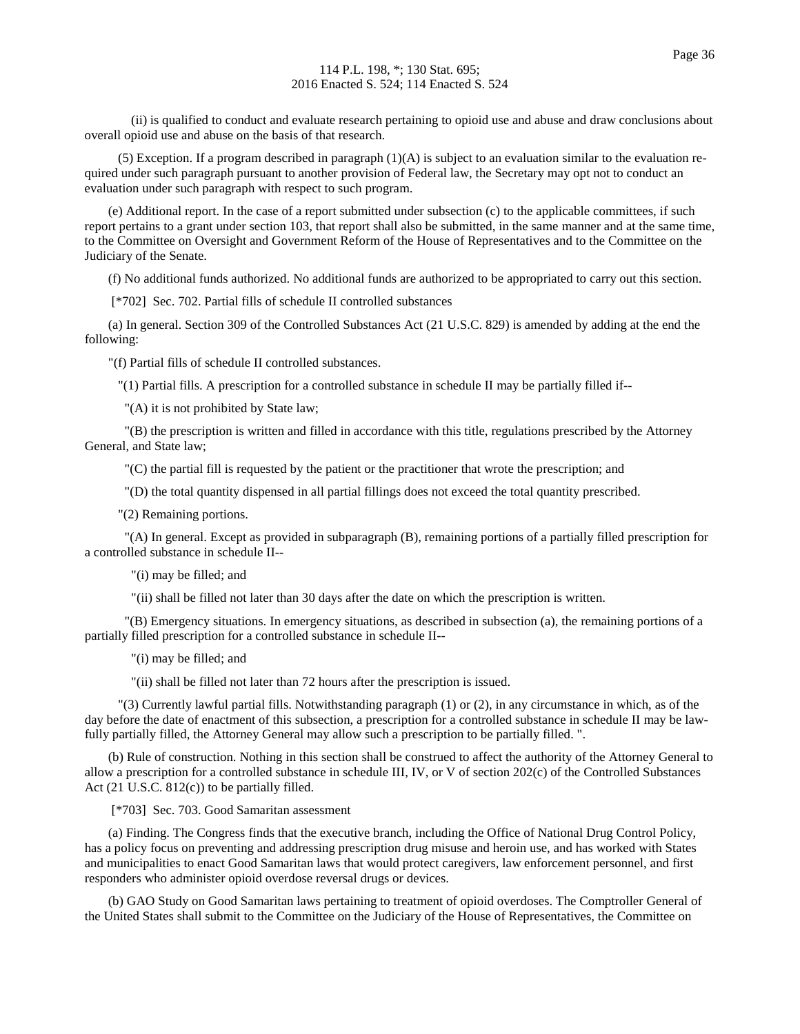(ii) is qualified to conduct and evaluate research pertaining to opioid use and abuse and draw conclusions about overall opioid use and abuse on the basis of that research.

(5) Exception. If a program described in paragraph (1)(A) is subject to an evaluation similar to the evaluation required under such paragraph pursuant to another provision of Federal law, the Secretary may opt not to conduct an evaluation under such paragraph with respect to such program.

(e) Additional report. In the case of a report submitted under subsection (c) to the applicable committees, if such report pertains to a grant under section 103, that report shall also be submitted, in the same manner and at the same time, to the Committee on Oversight and Government Reform of the House of Representatives and to the Committee on the Judiciary of the Senate.

(f) No additional funds authorized. No additional funds are authorized to be appropriated to carry out this section.

[*702] Sec. 702. Partial fills of schedule II controlled substances

(a) In general. Section 309 of the Controlled Substances Act (21 U.S.C. 829) is amended by adding at the end the following:

"(f) Partial fills of schedule II controlled substances.

"(1) Partial fills. A prescription for a controlled substance in schedule II may be partially filled if--

"(A) it is not prohibited by State law;

"(B) the prescription is written and filled in accordance with this title, regulations prescribed by the Attorney General, and State law;

"(C) the partial fill is requested by the patient or the practitioner that wrote the prescription; and

"(D) the total quantity dispensed in all partial fillings does not exceed the total quantity prescribed.

"(2) Remaining portions.

"(A) In general. Except as provided in subparagraph (B), remaining portions of a partially filled prescription for a controlled substance in schedule II--

"(i) may be filled; and

"(ii) shall be filled not later than 30 days after the date on which the prescription is written.

"(B) Emergency situations. In emergency situations, as described in subsection (a), the remaining portions of a partially filled prescription for a controlled substance in schedule II--

"(i) may be filled; and

"(ii) shall be filled not later than 72 hours after the prescription is issued.

"(3) Currently lawful partial fills. Notwithstanding paragraph (1) or (2), in any circumstance in which, as of the day before the date of enactment of this subsection, a prescription for a controlled substance in schedule II may be lawfully partially filled, the Attorney General may allow such a prescription to be partially filled. ".

(b) Rule of construction. Nothing in this section shall be construed to affect the authority of the Attorney General to allow a prescription for a controlled substance in schedule III, IV, or V of section 202(c) of the Controlled Substances Act (21 U.S.C. 812(c)) to be partially filled.

[*703] Sec. 703. Good Samaritan assessment

(a) Finding. The Congress finds that the executive branch, including the Office of National Drug Control Policy, has a policy focus on preventing and addressing prescription drug misuse and heroin use, and has worked with States and municipalities to enact Good Samaritan laws that would protect caregivers, law enforcement personnel, and first responders who administer opioid overdose reversal drugs or devices.

(b) GAO Study on Good Samaritan laws pertaining to treatment of opioid overdoses. The Comptroller General of the United States shall submit to the Committee on the Judiciary of the House of Representatives, the Committee on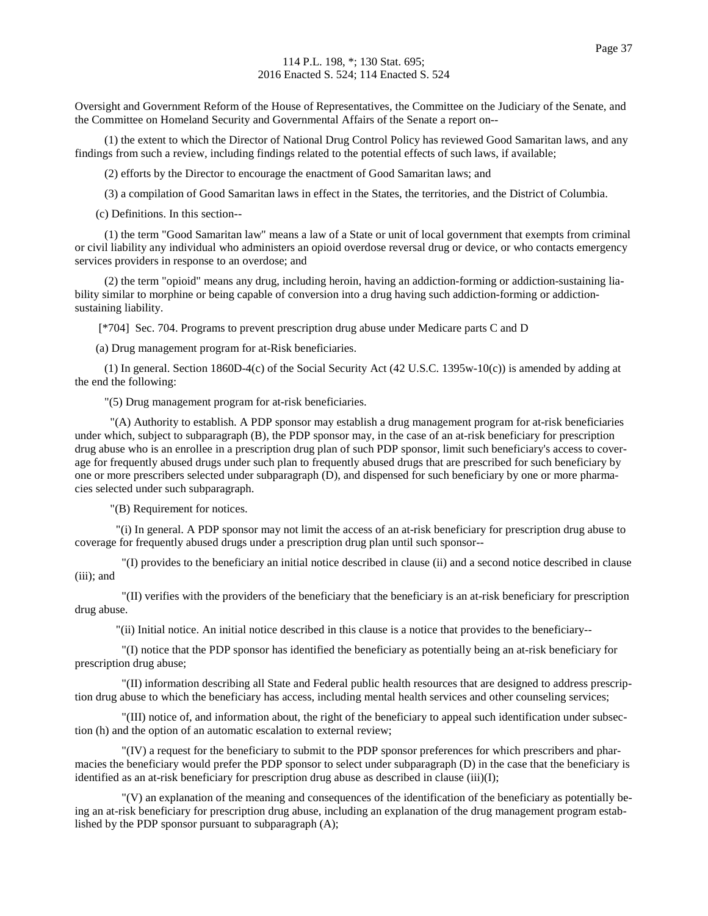Oversight and Government Reform of the House of Representatives, the Committee on the Judiciary of the Senate, and the Committee on Homeland Security and Governmental Affairs of the Senate a report on--

(1) the extent to which the Director of National Drug Control Policy has reviewed Good Samaritan laws, and any findings from such a review, including findings related to the potential effects of such laws, if available;

(2) efforts by the Director to encourage the enactment of Good Samaritan laws; and

(3) a compilation of Good Samaritan laws in effect in the States, the territories, and the District of Columbia.

(c) Definitions. In this section--

(1) the term "Good Samaritan law" means a law of a State or unit of local government that exempts from criminal or civil liability any individual who administers an opioid overdose reversal drug or device, or who contacts emergency services providers in response to an overdose; and

(2) the term "opioid" means any drug, including heroin, having an addiction-forming or addiction-sustaining liability similar to morphine or being capable of conversion into a drug having such addiction-forming or addiction-sustaining liability.

[*704] Sec. 704. Programs to prevent prescription drug abuse under Medicare parts C and D

(a) Drug management program for at-Risk beneficiaries.

(1) In general. Section 1860D-4(c) of the Social Security Act (42 U.S.C. 1395w-10(c)) is amended by adding at the end the following:

"(5) Drug management program for at-risk beneficiaries.

"(A) Authority to establish. A PDP sponsor may establish a drug management program for at-risk beneficiaries under which, subject to subparagraph (B), the PDP sponsor may, in the case of an at-risk beneficiary for prescription drug abuse who is an enrollee in a prescription drug plan of such PDP sponsor, limit such beneficiary's access to coverage for frequently abused drugs under such plan to frequently abused drugs that are prescribed for such beneficiary by one or more prescribers selected under subparagraph (D), and dispensed for such beneficiary by one or more pharmacies selected under such subparagraph.

"(B) Requirement for notices.

"(i) In general. A PDP sponsor may not limit the access of an at-risk beneficiary for prescription drug abuse to coverage for frequently abused drugs under a prescription drug plan until such sponsor--

"(I) provides to the beneficiary an initial notice described in clause (ii) and a second notice described in clause (iii); and

"(II) verifies with the providers of the beneficiary that the beneficiary is an at-risk beneficiary for prescription drug abuse.

"(ii) Initial notice. An initial notice described in this clause is a notice that provides to the beneficiary--

"(I) notice that the PDP sponsor has identified the beneficiary as potentially being an at-risk beneficiary for prescription drug abuse;

"(II) information describing all State and Federal public health resources that are designed to address prescription drug abuse to which the beneficiary has access, including mental health services and other counseling services;

"(III) notice of, and information about, the right of the beneficiary to appeal such identification under subsection (h) and the option of an automatic escalation to external review;

"(IV) a request for the beneficiary to submit to the PDP sponsor preferences for which prescribers and pharmacies the beneficiary would prefer the PDP sponsor to select under subparagraph (D) in the case that the beneficiary is identified as an at-risk beneficiary for prescription drug abuse as described in clause (iii)(I);

"(V) an explanation of the meaning and consequences of the identification of the beneficiary as potentially being an at-risk beneficiary for prescription drug abuse, including an explanation of the drug management program established by the PDP sponsor pursuant to subparagraph (A);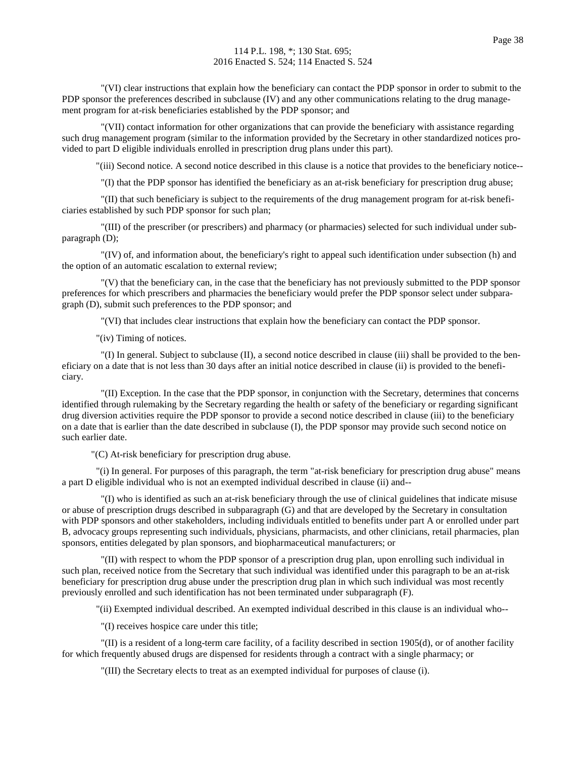"(VI) clear instructions that explain how the beneficiary can contact the PDP sponsor in order to submit to the PDP sponsor the preferences described in subclause (IV) and any other communications relating to the drug management program for at-risk beneficiaries established by the PDP sponsor; and

"(VII) contact information for other organizations that can provide the beneficiary with assistance regarding such drug management program (similar to the information provided by the Secretary in other standardized notices provided to part D eligible individuals enrolled in prescription drug plans under this part).

"(iii) Second notice. A second notice described in this clause is a notice that provides to the beneficiary notice--

"(I) that the PDP sponsor has identified the beneficiary as an at-risk beneficiary for prescription drug abuse;

"(II) that such beneficiary is subject to the requirements of the drug management program for at-risk beneficiaries established by such PDP sponsor for such plan;

"(III) of the prescriber (or prescribers) and pharmacy (or pharmacies) selected for such individual under subparagraph (D);

"(IV) of, and information about, the beneficiary's right to appeal such identification under subsection (h) and the option of an automatic escalation to external review;

"(V) that the beneficiary can, in the case that the beneficiary has not previously submitted to the PDP sponsor preferences for which prescribers and pharmacies the beneficiary would prefer the PDP sponsor select under subparagraph (D), submit such preferences to the PDP sponsor; and

"(VI) that includes clear instructions that explain how the beneficiary can contact the PDP sponsor.

"(iv) Timing of notices.

"(I) In general. Subject to subclause (II), a second notice described in clause (iii) shall be provided to the beneficiary on a date that is not less than 30 days after an initial notice described in clause (ii) is provided to the beneficiary.

"(II) Exception. In the case that the PDP sponsor, in conjunction with the Secretary, determines that concerns identified through rulemaking by the Secretary regarding the health or safety of the beneficiary or regarding significant drug diversion activities require the PDP sponsor to provide a second notice described in clause (iii) to the beneficiary on a date that is earlier than the date described in subclause (I), the PDP sponsor may provide such second notice on such earlier date.

"(C) At-risk beneficiary for prescription drug abuse.

"(i) In general. For purposes of this paragraph, the term "at-risk beneficiary for prescription drug abuse" means a part D eligible individual who is not an exempted individual described in clause (ii) and--

"(I) who is identified as such an at-risk beneficiary through the use of clinical guidelines that indicate misuse or abuse of prescription drugs described in subparagraph (G) and that are developed by the Secretary in consultation with PDP sponsors and other stakeholders, including individuals entitled to benefits under part A or enrolled under part B, advocacy groups representing such individuals, physicians, pharmacists, and other clinicians, retail pharmacies, plan sponsors, entities delegated by plan sponsors, and biopharmaceutical manufacturers; or

"(II) with respect to whom the PDP sponsor of a prescription drug plan, upon enrolling such individual in such plan, received notice from the Secretary that such individual was identified under this paragraph to be an at-risk beneficiary for prescription drug abuse under the prescription drug plan in which such individual was most recently previously enrolled and such identification has not been terminated under subparagraph (F).

"(ii) Exempted individual described. An exempted individual described in this clause is an individual who--

"(I) receives hospice care under this title;

"(II) is a resident of a long-term care facility, of a facility described in section 1905(d), or of another facility for which frequently abused drugs are dispensed for residents through a contract with a single pharmacy; or

"(III) the Secretary elects to treat as an exempted individual for purposes of clause (i).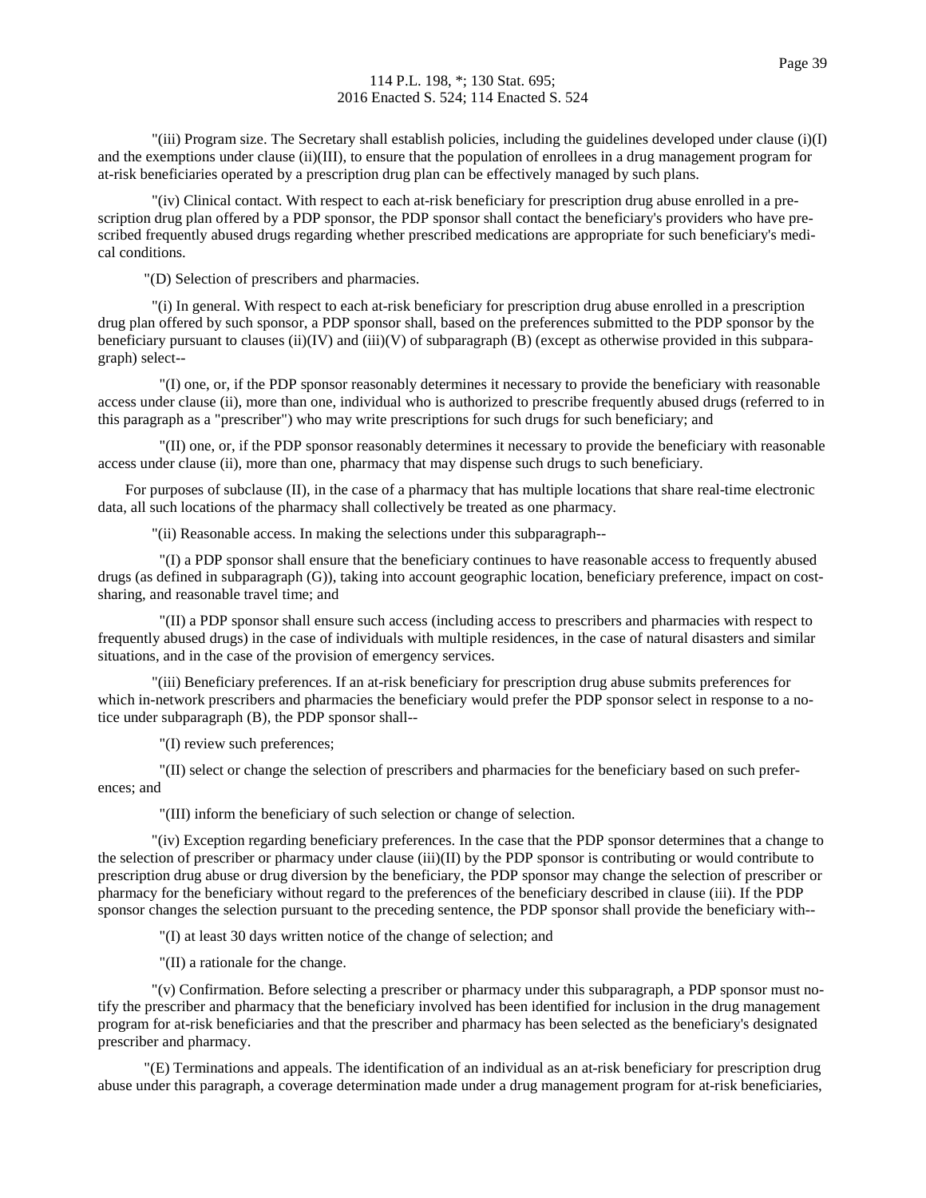"(iii) Program size. The Secretary shall establish policies, including the guidelines developed under clause (i)(I) and the exemptions under clause (ii)(III), to ensure that the population of enrollees in a drug management program for at-risk beneficiaries operated by a prescription drug plan can be effectively managed by such plans.

"(iv) Clinical contact. With respect to each at-risk beneficiary for prescription drug abuse enrolled in a prescription drug plan offered by a PDP sponsor, the PDP sponsor shall contact the beneficiary's providers who have prescribed frequently abused drugs regarding whether prescribed medications are appropriate for such beneficiary's medical conditions.

"(D) Selection of prescribers and pharmacies.

"(i) In general. With respect to each at-risk beneficiary for prescription drug abuse enrolled in a prescription drug plan offered by such sponsor, a PDP sponsor shall, based on the preferences submitted to the PDP sponsor by the beneficiary pursuant to clauses (ii)(IV) and (iii)(V) of subparagraph (B) (except as otherwise provided in this subparagraph) select--

"(I) one, or, if the PDP sponsor reasonably determines it necessary to provide the beneficiary with reasonable access under clause (ii), more than one, individual who is authorized to prescribe frequently abused drugs (referred to in this paragraph as a "prescriber") who may write prescriptions for such drugs for such beneficiary; and

"(II) one, or, if the PDP sponsor reasonably determines it necessary to provide the beneficiary with reasonable access under clause (ii), more than one, pharmacy that may dispense such drugs to such beneficiary.

For purposes of subclause (II), in the case of a pharmacy that has multiple locations that share real-time electronic data, all such locations of the pharmacy shall collectively be treated as one pharmacy.

"(ii) Reasonable access. In making the selections under this subparagraph--

"(I) a PDP sponsor shall ensure that the beneficiary continues to have reasonable access to frequently abused drugs (as defined in subparagraph (G)), taking into account geographic location, beneficiary preference, impact on cost-sharing, and reasonable travel time; and

"(II) a PDP sponsor shall ensure such access (including access to prescribers and pharmacies with respect to frequently abused drugs) in the case of individuals with multiple residences, in the case of natural disasters and similar situations, and in the case of the provision of emergency services.

"(iii) Beneficiary preferences. If an at-risk beneficiary for prescription drug abuse submits preferences for which in-network prescribers and pharmacies the beneficiary would prefer the PDP sponsor select in response to a notice under subparagraph (B), the PDP sponsor shall--

"(I) review such preferences;

"(II) select or change the selection of prescribers and pharmacies for the beneficiary based on such preferences; and

"(III) inform the beneficiary of such selection or change of selection.

"(iv) Exception regarding beneficiary preferences. In the case that the PDP sponsor determines that a change to the selection of prescriber or pharmacy under clause (iii)(II) by the PDP sponsor is contributing or would contribute to prescription drug abuse or drug diversion by the beneficiary, the PDP sponsor may change the selection of prescriber or pharmacy for the beneficiary without regard to the preferences of the beneficiary described in clause (iii). If the PDP sponsor changes the selection pursuant to the preceding sentence, the PDP sponsor shall provide the beneficiary with--

"(I) at least 30 days written notice of the change of selection; and

"(II) a rationale for the change.

"(v) Confirmation. Before selecting a prescriber or pharmacy under this subparagraph, a PDP sponsor must notify the prescriber and pharmacy that the beneficiary involved has been identified for inclusion in the drug management program for at-risk beneficiaries and that the prescriber and pharmacy has been selected as the beneficiary's designated prescriber and pharmacy.

"(E) Terminations and appeals. The identification of an individual as an at-risk beneficiary for prescription drug abuse under this paragraph, a coverage determination made under a drug management program for at-risk beneficiaries,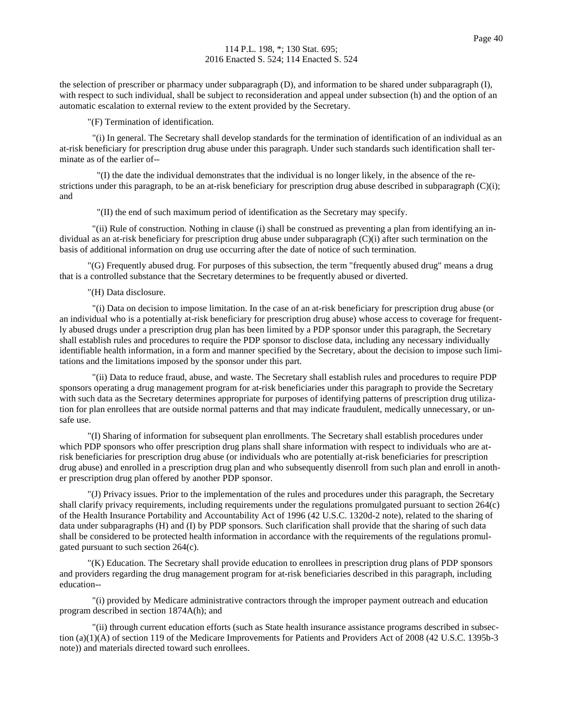the selection of prescriber or pharmacy under subparagraph (D), and information to be shared under subparagraph (I), with respect to such individual, shall be subject to reconsideration and appeal under subsection (h) and the option of an automatic escalation to external review to the extent provided by the Secretary.

"(F) Termination of identification.

"(i) In general. The Secretary shall develop standards for the termination of identification of an individual as an at-risk beneficiary for prescription drug abuse under this paragraph. Under such standards such identification shall terminate as of the earlier of--

"(I) the date the individual demonstrates that the individual is no longer likely, in the absence of the restrictions under this paragraph, to be an at-risk beneficiary for prescription drug abuse described in subparagraph (C)(i); and

"(II) the end of such maximum period of identification as the Secretary may specify.

"(ii) Rule of construction. Nothing in clause (i) shall be construed as preventing a plan from identifying an individual as an at-risk beneficiary for prescription drug abuse under subparagraph (C)(i) after such termination on the basis of additional information on drug use occurring after the date of notice of such termination.

"(G) Frequently abused drug. For purposes of this subsection, the term "frequently abused drug" means a drug that is a controlled substance that the Secretary determines to be frequently abused or diverted.

"(H) Data disclosure.

"(i) Data on decision to impose limitation. In the case of an at-risk beneficiary for prescription drug abuse (or an individual who is a potentially at-risk beneficiary for prescription drug abuse) whose access to coverage for frequently abused drugs under a prescription drug plan has been limited by a PDP sponsor under this paragraph, the Secretary shall establish rules and procedures to require the PDP sponsor to disclose data, including any necessary individually identifiable health information, in a form and manner specified by the Secretary, about the decision to impose such limitations and the limitations imposed by the sponsor under this part.

"(ii) Data to reduce fraud, abuse, and waste. The Secretary shall establish rules and procedures to require PDP sponsors operating a drug management program for at-risk beneficiaries under this paragraph to provide the Secretary with such data as the Secretary determines appropriate for purposes of identifying patterns of prescription drug utilization for plan enrollees that are outside normal patterns and that may indicate fraudulent, medically unnecessary, or unsafe use.

"(I) Sharing of information for subsequent plan enrollments. The Secretary shall establish procedures under which PDP sponsors who offer prescription drug plans shall share information with respect to individuals who are at-risk beneficiaries for prescription drug abuse (or individuals who are potentially at-risk beneficiaries for prescription drug abuse) and enrolled in a prescription drug plan and who subsequently disenroll from such plan and enroll in another prescription drug plan offered by another PDP sponsor.

"(J) Privacy issues. Prior to the implementation of the rules and procedures under this paragraph, the Secretary shall clarify privacy requirements, including requirements under the regulations promulgated pursuant to section 264(c) of the Health Insurance Portability and Accountability Act of 1996 (42 U.S.C. 1320d-2 note), related to the sharing of data under subparagraphs (H) and (I) by PDP sponsors. Such clarification shall provide that the sharing of such data shall be considered to be protected health information in accordance with the requirements of the regulations promulgated pursuant to such section 264(c).

"(K) Education. The Secretary shall provide education to enrollees in prescription drug plans of PDP sponsors and providers regarding the drug management program for at-risk beneficiaries described in this paragraph, including education--

"(i) provided by Medicare administrative contractors through the improper payment outreach and education program described in section 1874A(h); and

"(ii) through current education efforts (such as State health insurance assistance programs described in subsection (a)(1)(A) of section 119 of the Medicare Improvements for Patients and Providers Act of 2008 (42 U.S.C. 1395b-3 note)) and materials directed toward such enrollees.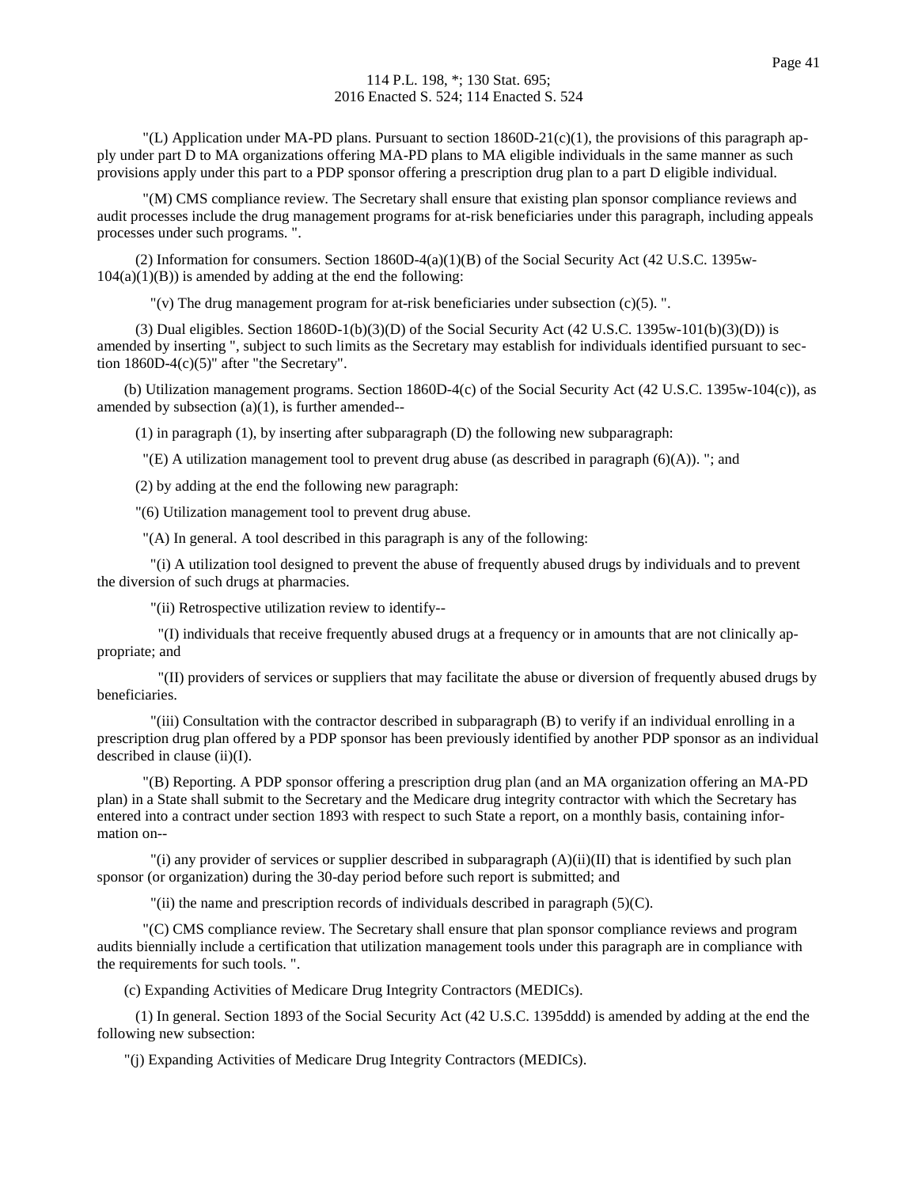"(L) Application under MA-PD plans. Pursuant to section 1860D-21(c)(1), the provisions of this paragraph apply under part D to MA organizations offering MA-PD plans to MA eligible individuals in the same manner as such provisions apply under this part to a PDP sponsor offering a prescription drug plan to a part D eligible individual.

"(M) CMS compliance review. The Secretary shall ensure that existing plan sponsor compliance reviews and audit processes include the drug management programs for at-risk beneficiaries under this paragraph, including appeals processes under such programs. ".

(2) Information for consumers. Section 1860D-4(a)(1)(B) of the Social Security Act (42 U.S.C. 1395w-104(a)(1)(B)) is amended by adding at the end the following:

"(v) The drug management program for at-risk beneficiaries under subsection (c)(5). ".

(3) Dual eligibles. Section 1860D-1(b)(3)(D) of the Social Security Act (42 U.S.C. 1395w-101(b)(3)(D)) is amended by inserting ", subject to such limits as the Secretary may establish for individuals identified pursuant to section 1860D-4(c)(5)" after "the Secretary".

(b) Utilization management programs. Section 1860D-4(c) of the Social Security Act (42 U.S.C. 1395w-104(c)), as amended by subsection (a)(1), is further amended--

(1) in paragraph (1), by inserting after subparagraph (D) the following new subparagraph:

"(E) A utilization management tool to prevent drug abuse (as described in paragraph (6)(A)). "; and

(2) by adding at the end the following new paragraph:

"(6) Utilization management tool to prevent drug abuse.

"(A) In general. A tool described in this paragraph is any of the following:

"(i) A utilization tool designed to prevent the abuse of frequently abused drugs by individuals and to prevent the diversion of such drugs at pharmacies.

"(ii) Retrospective utilization review to identify--

"(I) individuals that receive frequently abused drugs at a frequency or in amounts that are not clinically appropriate; and

"(II) providers of services or suppliers that may facilitate the abuse or diversion of frequently abused drugs by beneficiaries.

"(iii) Consultation with the contractor described in subparagraph (B) to verify if an individual enrolling in a prescription drug plan offered by a PDP sponsor has been previously identified by another PDP sponsor as an individual described in clause (ii)(I).

"(B) Reporting. A PDP sponsor offering a prescription drug plan (and an MA organization offering an MA-PD plan) in a State shall submit to the Secretary and the Medicare drug integrity contractor with which the Secretary has entered into a contract under section 1893 with respect to such State a report, on a monthly basis, containing information on--

"(i) any provider of services or supplier described in subparagraph (A)(ii)(II) that is identified by such plan sponsor (or organization) during the 30-day period before such report is submitted; and

"(ii) the name and prescription records of individuals described in paragraph (5)(C).

"(C) CMS compliance review. The Secretary shall ensure that plan sponsor compliance reviews and program audits biennially include a certification that utilization management tools under this paragraph are in compliance with the requirements for such tools. ".

(c) Expanding Activities of Medicare Drug Integrity Contractors (MEDICs).

(1) In general. Section 1893 of the Social Security Act (42 U.S.C. 1395ddd) is amended by adding at the end the following new subsection:

"(j) Expanding Activities of Medicare Drug Integrity Contractors (MEDICs).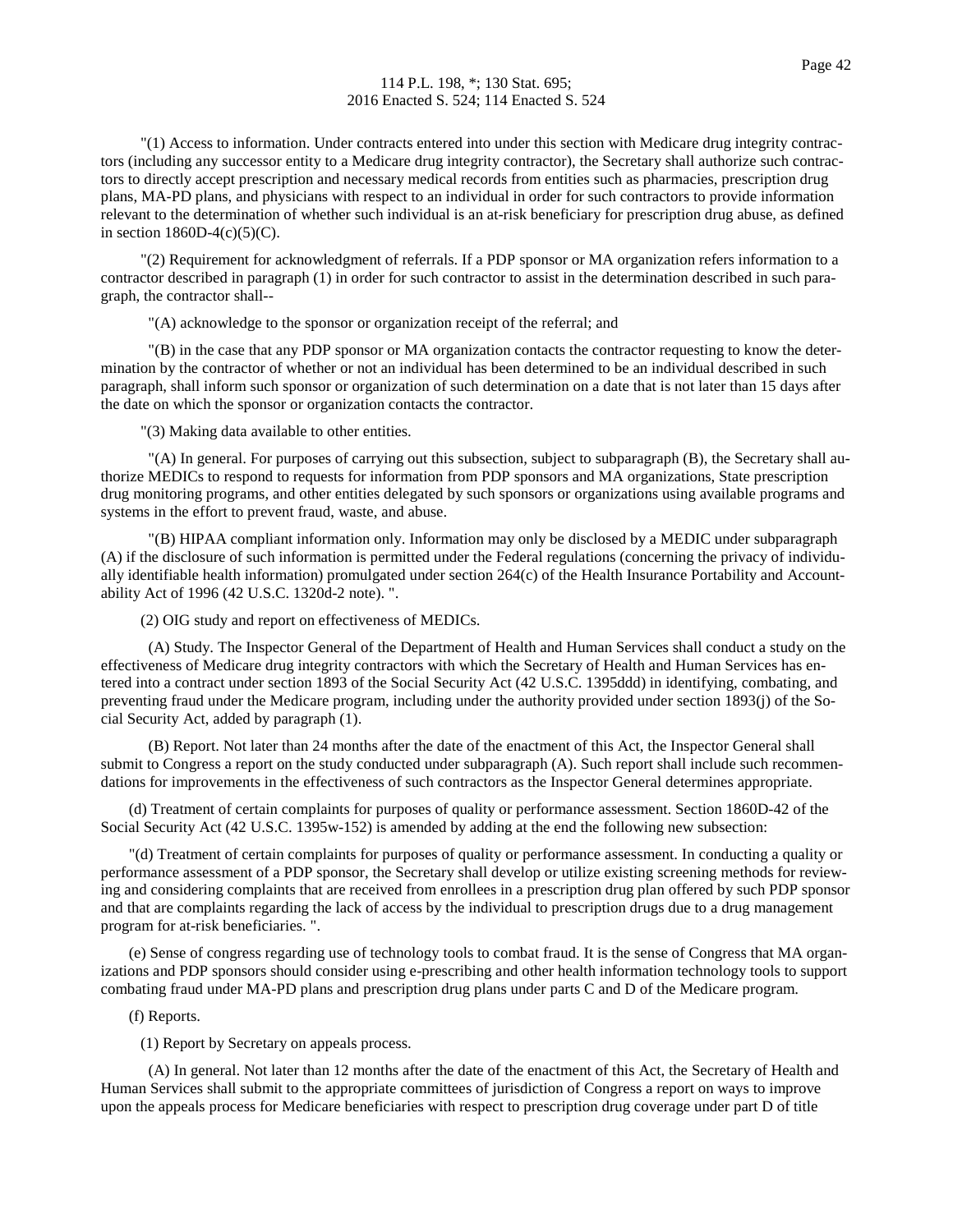"(1) Access to information. Under contracts entered into under this section with Medicare drug integrity contractors (including any successor entity to a Medicare drug integrity contractor), the Secretary shall authorize such contractors to directly accept prescription and necessary medical records from entities such as pharmacies, prescription drug plans, MA-PD plans, and physicians with respect to an individual in order for such contractors to provide information relevant to the determination of whether such individual is an at-risk beneficiary for prescription drug abuse, as defined in section 1860D-4(c)(5)(C).

"(2) Requirement for acknowledgment of referrals. If a PDP sponsor or MA organization refers information to a contractor described in paragraph (1) in order for such contractor to assist in the determination described in such paragraph, the contractor shall--

"(A) acknowledge to the sponsor or organization receipt of the referral; and

"(B) in the case that any PDP sponsor or MA organization contacts the contractor requesting to know the determination by the contractor of whether or not an individual has been determined to be an individual described in such paragraph, shall inform such sponsor or organization of such determination on a date that is not later than 15 days after the date on which the sponsor or organization contacts the contractor.

"(3) Making data available to other entities.

"(A) In general. For purposes of carrying out this subsection, subject to subparagraph (B), the Secretary shall authorize MEDICs to respond to requests for information from PDP sponsors and MA organizations, State prescription drug monitoring programs, and other entities delegated by such sponsors or organizations using available programs and systems in the effort to prevent fraud, waste, and abuse.

"(B) HIPAA compliant information only. Information may only be disclosed by a MEDIC under subparagraph (A) if the disclosure of such information is permitted under the Federal regulations (concerning the privacy of individually identifiable health information) promulgated under section 264(c) of the Health Insurance Portability and Accountability Act of 1996 (42 U.S.C. 1320d-2 note). ".

(2) OIG study and report on effectiveness of MEDICs.

(A) Study. The Inspector General of the Department of Health and Human Services shall conduct a study on the effectiveness of Medicare drug integrity contractors with which the Secretary of Health and Human Services has entered into a contract under section 1893 of the Social Security Act (42 U.S.C. 1395ddd) in identifying, combating, and preventing fraud under the Medicare program, including under the authority provided under section 1893(j) of the Social Security Act, added by paragraph (1).

(B) Report. Not later than 24 months after the date of the enactment of this Act, the Inspector General shall submit to Congress a report on the study conducted under subparagraph (A). Such report shall include such recommendations for improvements in the effectiveness of such contractors as the Inspector General determines appropriate.

(d) Treatment of certain complaints for purposes of quality or performance assessment. Section 1860D-42 of the Social Security Act (42 U.S.C. 1395w-152) is amended by adding at the end the following new subsection:

"(d) Treatment of certain complaints for purposes of quality or performance assessment. In conducting a quality or performance assessment of a PDP sponsor, the Secretary shall develop or utilize existing screening methods for reviewing and considering complaints that are received from enrollees in a prescription drug plan offered by such PDP sponsor and that are complaints regarding the lack of access by the individual to prescription drugs due to a drug management program for at-risk beneficiaries. ".

(e) Sense of congress regarding use of technology tools to combat fraud. It is the sense of Congress that MA organizations and PDP sponsors should consider using e-prescribing and other health information technology tools to support combating fraud under MA-PD plans and prescription drug plans under parts C and D of the Medicare program.

(f) Reports.

(1) Report by Secretary on appeals process.

(A) In general. Not later than 12 months after the date of the enactment of this Act, the Secretary of Health and Human Services shall submit to the appropriate committees of jurisdiction of Congress a report on ways to improve upon the appeals process for Medicare beneficiaries with respect to prescription drug coverage under part D of title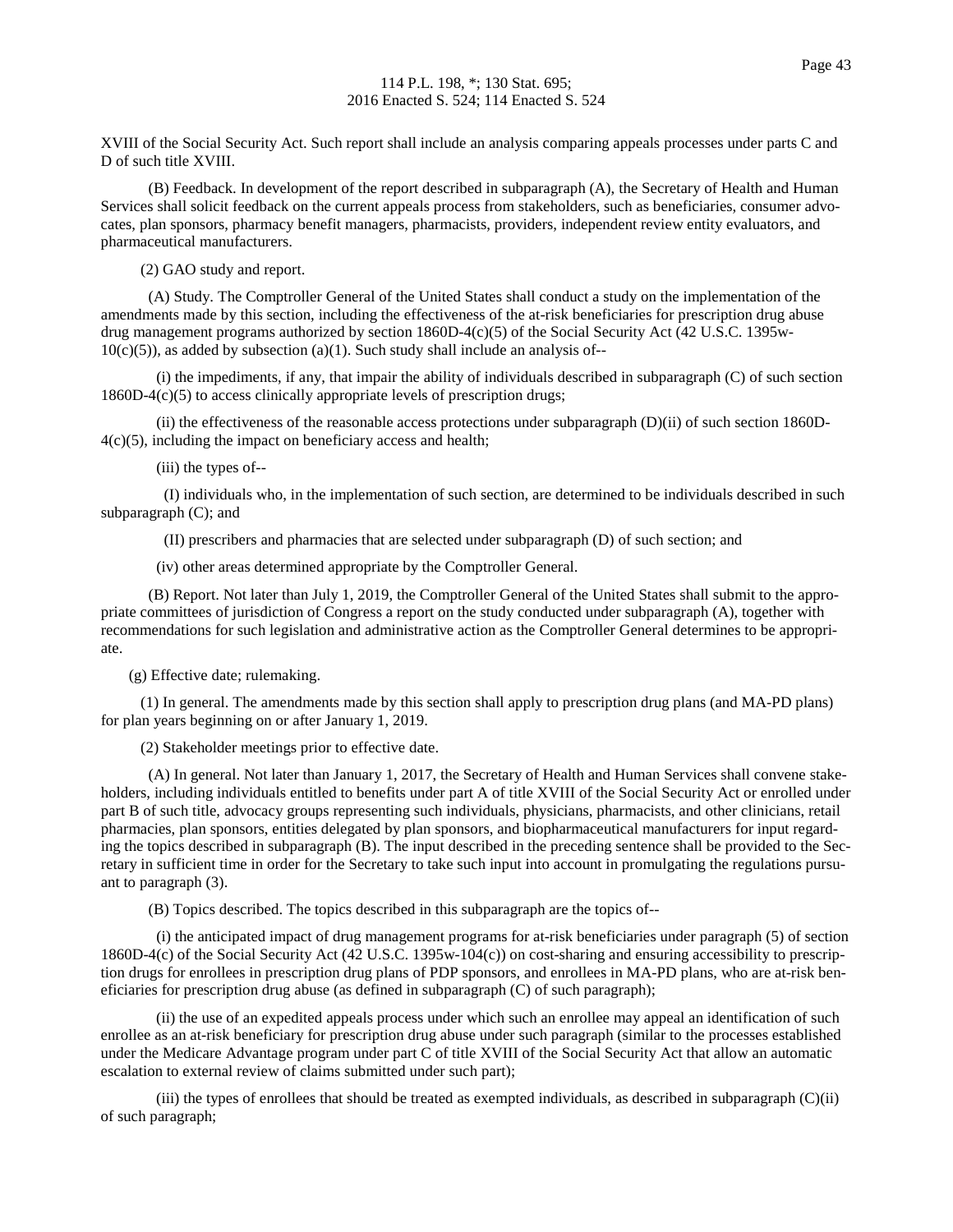XVIII of the Social Security Act. Such report shall include an analysis comparing appeals processes under parts C and D of such title XVIII.

(B) Feedback. In development of the report described in subparagraph (A), the Secretary of Health and Human Services shall solicit feedback on the current appeals process from stakeholders, such as beneficiaries, consumer advocates, plan sponsors, pharmacy benefit managers, pharmacists, providers, independent review entity evaluators, and pharmaceutical manufacturers.

(2) GAO study and report.

(A) Study. The Comptroller General of the United States shall conduct a study on the implementation of the amendments made by this section, including the effectiveness of the at-risk beneficiaries for prescription drug abuse drug management programs authorized by section 1860D-4(c)(5) of the Social Security Act (42 U.S.C. 1395w-10(c)(5)), as added by subsection (a)(1). Such study shall include an analysis of--

(i) the impediments, if any, that impair the ability of individuals described in subparagraph (C) of such section 1860D-4(c)(5) to access clinically appropriate levels of prescription drugs;

(ii) the effectiveness of the reasonable access protections under subparagraph (D)(ii) of such section 1860D-4(c)(5), including the impact on beneficiary access and health;

(iii) the types of--

(I) individuals who, in the implementation of such section, are determined to be individuals described in such subparagraph (C); and

(II) prescribers and pharmacies that are selected under subparagraph (D) of such section; and

(iv) other areas determined appropriate by the Comptroller General.

(B) Report. Not later than July 1, 2019, the Comptroller General of the United States shall submit to the appropriate committees of jurisdiction of Congress a report on the study conducted under subparagraph (A), together with recommendations for such legislation and administrative action as the Comptroller General determines to be appropriate.

(g) Effective date; rulemaking.

(1) In general. The amendments made by this section shall apply to prescription drug plans (and MA-PD plans) for plan years beginning on or after January 1, 2019.

(2) Stakeholder meetings prior to effective date.

(A) In general. Not later than January 1, 2017, the Secretary of Health and Human Services shall convene stakeholders, including individuals entitled to benefits under part A of title XVIII of the Social Security Act or enrolled under part B of such title, advocacy groups representing such individuals, physicians, pharmacists, and other clinicians, retail pharmacies, plan sponsors, entities delegated by plan sponsors, and biopharmaceutical manufacturers for input regarding the topics described in subparagraph (B). The input described in the preceding sentence shall be provided to the Secretary in sufficient time in order for the Secretary to take such input into account in promulgating the regulations pursuant to paragraph (3).

(B) Topics described. The topics described in this subparagraph are the topics of--

(i) the anticipated impact of drug management programs for at-risk beneficiaries under paragraph (5) of section 1860D-4(c) of the Social Security Act (42 U.S.C. 1395w-104(c)) on cost-sharing and ensuring accessibility to prescription drugs for enrollees in prescription drug plans of PDP sponsors, and enrollees in MA-PD plans, who are at-risk beneficiaries for prescription drug abuse (as defined in subparagraph (C) of such paragraph);

(ii) the use of an expedited appeals process under which such an enrollee may appeal an identification of such enrollee as an at-risk beneficiary for prescription drug abuse under such paragraph (similar to the processes established under the Medicare Advantage program under part C of title XVIII of the Social Security Act that allow an automatic escalation to external review of claims submitted under such part);

(iii) the types of enrollees that should be treated as exempted individuals, as described in subparagraph (C)(ii) of such paragraph;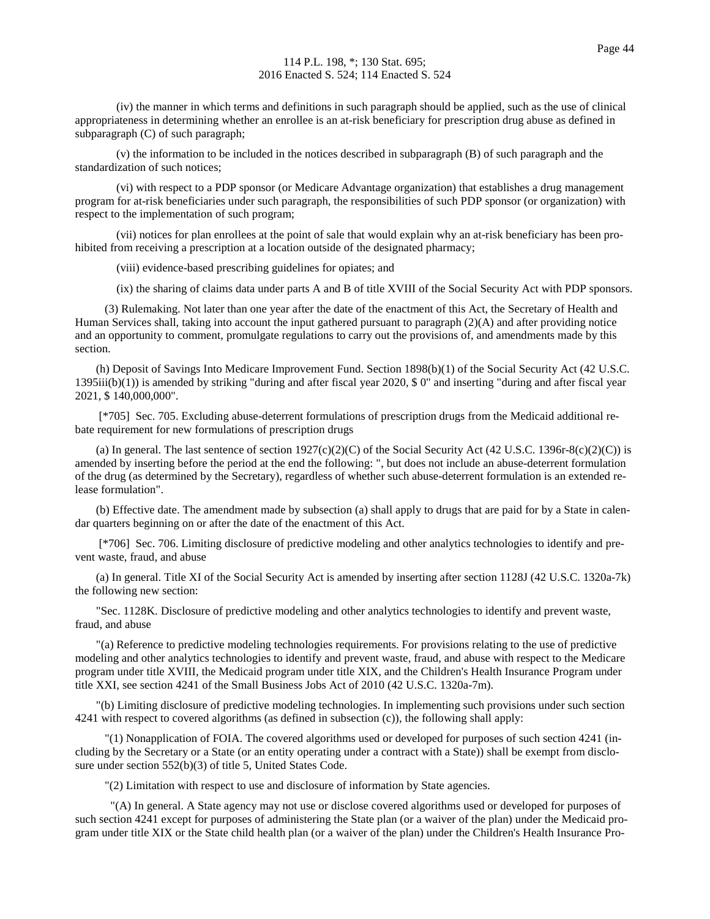(iv) the manner in which terms and definitions in such paragraph should be applied, such as the use of clinical appropriateness in determining whether an enrollee is an at-risk beneficiary for prescription drug abuse as defined in subparagraph (C) of such paragraph;

(v) the information to be included in the notices described in subparagraph (B) of such paragraph and the standardization of such notices;

(vi) with respect to a PDP sponsor (or Medicare Advantage organization) that establishes a drug management program for at-risk beneficiaries under such paragraph, the responsibilities of such PDP sponsor (or organization) with respect to the implementation of such program;

(vii) notices for plan enrollees at the point of sale that would explain why an at-risk beneficiary has been prohibited from receiving a prescription at a location outside of the designated pharmacy;

(viii) evidence-based prescribing guidelines for opiates; and

(ix) the sharing of claims data under parts A and B of title XVIII of the Social Security Act with PDP sponsors.

(3) Rulemaking. Not later than one year after the date of the enactment of this Act, the Secretary of Health and Human Services shall, taking into account the input gathered pursuant to paragraph (2)(A) and after providing notice and an opportunity to comment, promulgate regulations to carry out the provisions of, and amendments made by this section.

(h) Deposit of Savings Into Medicare Improvement Fund. Section 1898(b)(1) of the Social Security Act (42 U.S.C. 1395iii(b)(1)) is amended by striking "during and after fiscal year 2020, $ 0" and inserting "during and after fiscal year 2021, $ 140,000,000".

[*705] Sec. 705. Excluding abuse-deterrent formulations of prescription drugs from the Medicaid additional rebate requirement for new formulations of prescription drugs

(a) In general. The last sentence of section 1927(c)(2)(C) of the Social Security Act (42 U.S.C. 1396r-8(c)(2)(C)) is amended by inserting before the period at the end the following: ", but does not include an abuse-deterrent formulation of the drug (as determined by the Secretary), regardless of whether such abuse-deterrent formulation is an extended release formulation".

(b) Effective date. The amendment made by subsection (a) shall apply to drugs that are paid for by a State in calendar quarters beginning on or after the date of the enactment of this Act.

[*706] Sec. 706. Limiting disclosure of predictive modeling and other analytics technologies to identify and prevent waste, fraud, and abuse

(a) In general. Title XI of the Social Security Act is amended by inserting after section 1128J (42 U.S.C. 1320a-7k) the following new section:

"Sec. 1128K. Disclosure of predictive modeling and other analytics technologies to identify and prevent waste, fraud, and abuse

"(a) Reference to predictive modeling technologies requirements. For provisions relating to the use of predictive modeling and other analytics technologies to identify and prevent waste, fraud, and abuse with respect to the Medicare program under title XVIII, the Medicaid program under title XIX, and the Children's Health Insurance Program under title XXI, see section 4241 of the Small Business Jobs Act of 2010 (42 U.S.C. 1320a-7m).

"(b) Limiting disclosure of predictive modeling technologies. In implementing such provisions under such section 4241 with respect to covered algorithms (as defined in subsection (c)), the following shall apply:

"(1) Nonapplication of FOIA. The covered algorithms used or developed for purposes of such section 4241 (including by the Secretary or a State (or an entity operating under a contract with a State)) shall be exempt from disclosure under section 552(b)(3) of title 5, United States Code.

"(2) Limitation with respect to use and disclosure of information by State agencies.

"(A) In general. A State agency may not use or disclose covered algorithms used or developed for purposes of such section 4241 except for purposes of administering the State plan (or a waiver of the plan) under the Medicaid program under title XIX or the State child health plan (or a waiver of the plan) under the Children's Health Insurance Pro-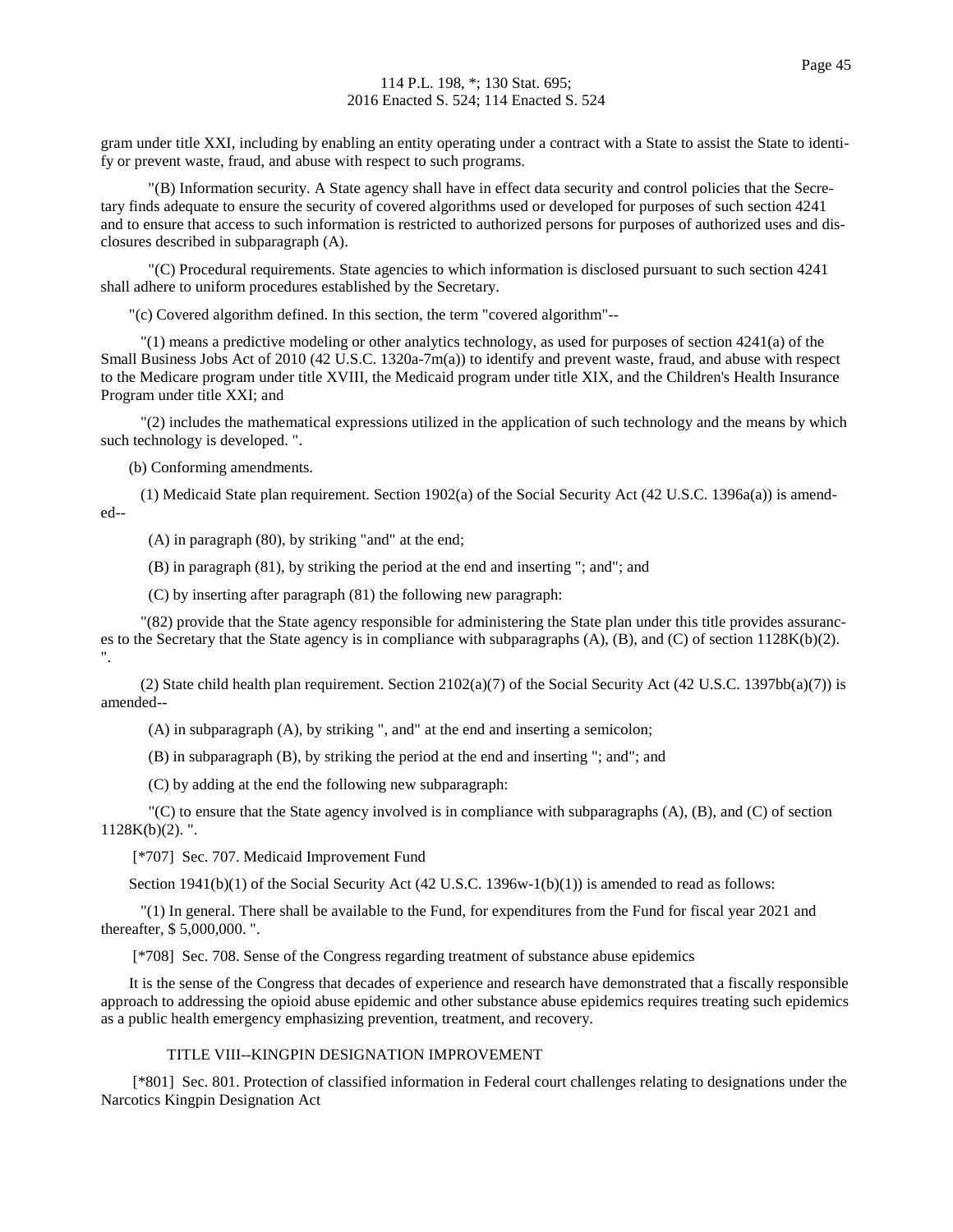gram under title XXI, including by enabling an entity operating under a contract with a State to assist the State to identify or prevent waste, fraud, and abuse with respect to such programs.

"(B) Information security. A State agency shall have in effect data security and control policies that the Secretary finds adequate to ensure the security of covered algorithms used or developed for purposes of such section 4241 and to ensure that access to such information is restricted to authorized persons for purposes of authorized uses and disclosures described in subparagraph (A).

"(C) Procedural requirements. State agencies to which information is disclosed pursuant to such section 4241 shall adhere to uniform procedures established by the Secretary.

"(c) Covered algorithm defined. In this section, the term "covered algorithm"--

"(1) means a predictive modeling or other analytics technology, as used for purposes of section 4241(a) of the Small Business Jobs Act of 2010 (42 U.S.C. 1320a-7m(a)) to identify and prevent waste, fraud, and abuse with respect to the Medicare program under title XVIII, the Medicaid program under title XIX, and the Children's Health Insurance Program under title XXI; and

"(2) includes the mathematical expressions utilized in the application of such technology and the means by which such technology is developed. ".

(b) Conforming amendments.

(1) Medicaid State plan requirement. Section 1902(a) of the Social Security Act (42 U.S.C. 1396a(a)) is amended--

(A) in paragraph (80), by striking "and" at the end;

(B) in paragraph (81), by striking the period at the end and inserting "; and"; and

(C) by inserting after paragraph (81) the following new paragraph:

"(82) provide that the State agency responsible for administering the State plan under this title provides assurances to the Secretary that the State agency is in compliance with subparagraphs (A), (B), and (C) of section 1128K(b)(2). ".

(2) State child health plan requirement. Section 2102(a)(7) of the Social Security Act (42 U.S.C. 1397bb(a)(7)) is amended--

(A) in subparagraph (A), by striking ", and" at the end and inserting a semicolon;

(B) in subparagraph (B), by striking the period at the end and inserting "; and"; and

(C) by adding at the end the following new subparagraph:

"(C) to ensure that the State agency involved is in compliance with subparagraphs (A), (B), and (C) of section 1128K(b)(2). ".

[*707] Sec. 707. Medicaid Improvement Fund

Section 1941(b)(1) of the Social Security Act (42 U.S.C. 1396w-1(b)(1)) is amended to read as follows:

"(1) In general. There shall be available to the Fund, for expenditures from the Fund for fiscal year 2021 and thereafter, $ 5,000,000. ".

[*708] Sec. 708. Sense of the Congress regarding treatment of substance abuse epidemics

It is the sense of the Congress that decades of experience and research have demonstrated that a fiscally responsible approach to addressing the opioid abuse epidemic and other substance abuse epidemics requires treating such epidemics as a public health emergency emphasizing prevention, treatment, and recovery.

## TITLE VIII--KINGPIN DESIGNATION IMPROVEMENT

[*801] Sec. 801. Protection of classified information in Federal court challenges relating to designations under the Narcotics Kingpin Designation Act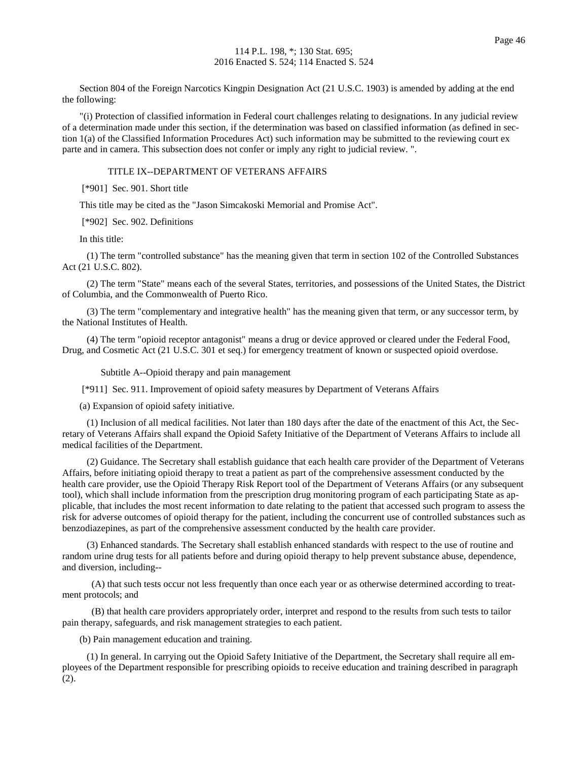Section 804 of the Foreign Narcotics Kingpin Designation Act (21 U.S.C. 1903) is amended by adding at the end the following:

"(i) Protection of classified information in Federal court challenges relating to designations. In any judicial review of a determination made under this section, if the determination was based on classified information (as defined in section 1(a) of the Classified Information Procedures Act) such information may be submitted to the reviewing court ex parte and in camera. This subsection does not confer or imply any right to judicial review. ".

## TITLE IX--DEPARTMENT OF VETERANS AFFAIRS

[*901] Sec. 901. Short title

This title may be cited as the "Jason Simcakoski Memorial and Promise Act".

[*902] Sec. 902. Definitions

In this title:

(1) The term "controlled substance" has the meaning given that term in section 102 of the Controlled Substances Act (21 U.S.C. 802).

(2) The term "State" means each of the several States, territories, and possessions of the United States, the District of Columbia, and the Commonwealth of Puerto Rico.

(3) The term "complementary and integrative health" has the meaning given that term, or any successor term, by the National Institutes of Health.

(4) The term "opioid receptor antagonist" means a drug or device approved or cleared under the Federal Food, Drug, and Cosmetic Act (21 U.S.C. 301 et seq.) for emergency treatment of known or suspected opioid overdose.

### Subtitle A--Opioid therapy and pain management

[*911] Sec. 911. Improvement of opioid safety measures by Department of Veterans Affairs

(a) Expansion of opioid safety initiative.

(1) Inclusion of all medical facilities. Not later than 180 days after the date of the enactment of this Act, the Secretary of Veterans Affairs shall expand the Opioid Safety Initiative of the Department of Veterans Affairs to include all medical facilities of the Department.

(2) Guidance. The Secretary shall establish guidance that each health care provider of the Department of Veterans Affairs, before initiating opioid therapy to treat a patient as part of the comprehensive assessment conducted by the health care provider, use the Opioid Therapy Risk Report tool of the Department of Veterans Affairs (or any subsequent tool), which shall include information from the prescription drug monitoring program of each participating State as applicable, that includes the most recent information to date relating to the patient that accessed such program to assess the risk for adverse outcomes of opioid therapy for the patient, including the concurrent use of controlled substances such as benzodiazepines, as part of the comprehensive assessment conducted by the health care provider.

(3) Enhanced standards. The Secretary shall establish enhanced standards with respect to the use of routine and random urine drug tests for all patients before and during opioid therapy to help prevent substance abuse, dependence, and diversion, including--

(A) that such tests occur not less frequently than once each year or as otherwise determined according to treatment protocols; and

(B) that health care providers appropriately order, interpret and respond to the results from such tests to tailor pain therapy, safeguards, and risk management strategies to each patient.

(b) Pain management education and training.

(1) In general. In carrying out the Opioid Safety Initiative of the Department, the Secretary shall require all employees of the Department responsible for prescribing opioids to receive education and training described in paragraph (2).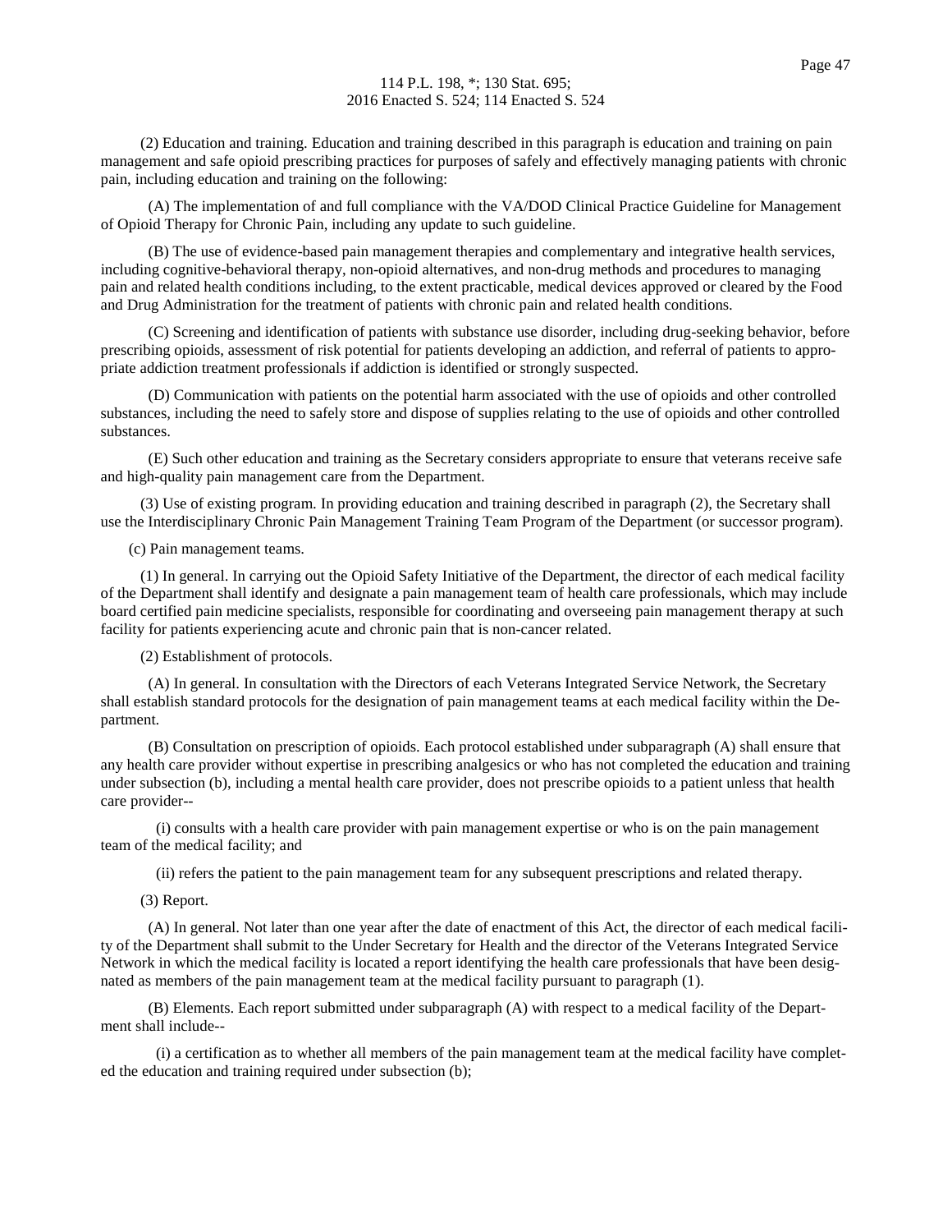(2) Education and training. Education and training described in this paragraph is education and training on pain management and safe opioid prescribing practices for purposes of safely and effectively managing patients with chronic pain, including education and training on the following:

(A) The implementation of and full compliance with the VA/DOD Clinical Practice Guideline for Management of Opioid Therapy for Chronic Pain, including any update to such guideline.

(B) The use of evidence-based pain management therapies and complementary and integrative health services, including cognitive-behavioral therapy, non-opioid alternatives, and non-drug methods and procedures to managing pain and related health conditions including, to the extent practicable, medical devices approved or cleared by the Food and Drug Administration for the treatment of patients with chronic pain and related health conditions.

(C) Screening and identification of patients with substance use disorder, including drug-seeking behavior, before prescribing opioids, assessment of risk potential for patients developing an addiction, and referral of patients to appropriate addiction treatment professionals if addiction is identified or strongly suspected.

(D) Communication with patients on the potential harm associated with the use of opioids and other controlled substances, including the need to safely store and dispose of supplies relating to the use of opioids and other controlled substances.

(E) Such other education and training as the Secretary considers appropriate to ensure that veterans receive safe and high-quality pain management care from the Department.

(3) Use of existing program. In providing education and training described in paragraph (2), the Secretary shall use the Interdisciplinary Chronic Pain Management Training Team Program of the Department (or successor program).

(c) Pain management teams.

(1) In general. In carrying out the Opioid Safety Initiative of the Department, the director of each medical facility of the Department shall identify and designate a pain management team of health care professionals, which may include board certified pain medicine specialists, responsible for coordinating and overseeing pain management therapy at such facility for patients experiencing acute and chronic pain that is non-cancer related.

(2) Establishment of protocols.

(A) In general. In consultation with the Directors of each Veterans Integrated Service Network, the Secretary shall establish standard protocols for the designation of pain management teams at each medical facility within the Department.

(B) Consultation on prescription of opioids. Each protocol established under subparagraph (A) shall ensure that any health care provider without expertise in prescribing analgesics or who has not completed the education and training under subsection (b), including a mental health care provider, does not prescribe opioids to a patient unless that health care provider--

(i) consults with a health care provider with pain management expertise or who is on the pain management team of the medical facility; and

(ii) refers the patient to the pain management team for any subsequent prescriptions and related therapy.

(3) Report.

(A) In general. Not later than one year after the date of enactment of this Act, the director of each medical facility of the Department shall submit to the Under Secretary for Health and the director of the Veterans Integrated Service Network in which the medical facility is located a report identifying the health care professionals that have been designated as members of the pain management team at the medical facility pursuant to paragraph (1).

(B) Elements. Each report submitted under subparagraph (A) with respect to a medical facility of the Department shall include--

(i) a certification as to whether all members of the pain management team at the medical facility have completed the education and training required under subsection (b);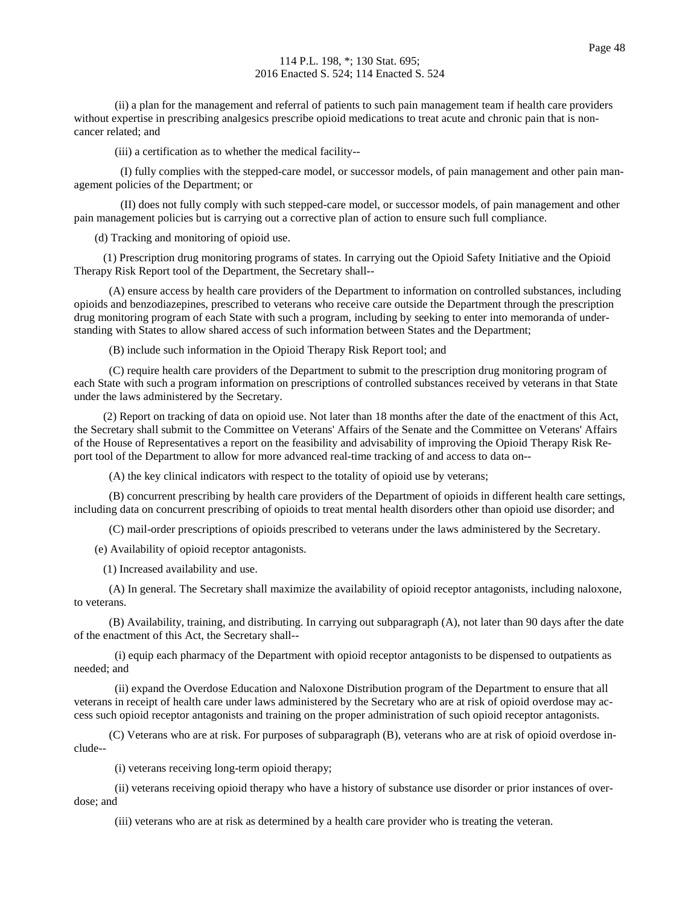(ii) a plan for the management and referral of patients to such pain management team if health care providers without expertise in prescribing analgesics prescribe opioid medications to treat acute and chronic pain that is non-cancer related; and

(iii) a certification as to whether the medical facility--

(I) fully complies with the stepped-care model, or successor models, of pain management and other pain management policies of the Department; or

(II) does not fully comply with such stepped-care model, or successor models, of pain management and other pain management policies but is carrying out a corrective plan of action to ensure such full compliance.

(d) Tracking and monitoring of opioid use.

(1) Prescription drug monitoring programs of states. In carrying out the Opioid Safety Initiative and the Opioid Therapy Risk Report tool of the Department, the Secretary shall--

(A) ensure access by health care providers of the Department to information on controlled substances, including opioids and benzodiazepines, prescribed to veterans who receive care outside the Department through the prescription drug monitoring program of each State with such a program, including by seeking to enter into memoranda of understanding with States to allow shared access of such information between States and the Department;

(B) include such information in the Opioid Therapy Risk Report tool; and

(C) require health care providers of the Department to submit to the prescription drug monitoring program of each State with such a program information on prescriptions of controlled substances received by veterans in that State under the laws administered by the Secretary.

(2) Report on tracking of data on opioid use. Not later than 18 months after the date of the enactment of this Act, the Secretary shall submit to the Committee on Veterans' Affairs of the Senate and the Committee on Veterans' Affairs of the House of Representatives a report on the feasibility and advisability of improving the Opioid Therapy Risk Report tool of the Department to allow for more advanced real-time tracking of and access to data on--

(A) the key clinical indicators with respect to the totality of opioid use by veterans;

(B) concurrent prescribing by health care providers of the Department of opioids in different health care settings, including data on concurrent prescribing of opioids to treat mental health disorders other than opioid use disorder; and

(C) mail-order prescriptions of opioids prescribed to veterans under the laws administered by the Secretary.

(e) Availability of opioid receptor antagonists.

(1) Increased availability and use.

(A) In general. The Secretary shall maximize the availability of opioid receptor antagonists, including naloxone, to veterans.

(B) Availability, training, and distributing. In carrying out subparagraph (A), not later than 90 days after the date of the enactment of this Act, the Secretary shall--

(i) equip each pharmacy of the Department with opioid receptor antagonists to be dispensed to outpatients as needed; and

(ii) expand the Overdose Education and Naloxone Distribution program of the Department to ensure that all veterans in receipt of health care under laws administered by the Secretary who are at risk of opioid overdose may access such opioid receptor antagonists and training on the proper administration of such opioid receptor antagonists.

(C) Veterans who are at risk. For purposes of subparagraph (B), veterans who are at risk of opioid overdose include--

(i) veterans receiving long-term opioid therapy;

(ii) veterans receiving opioid therapy who have a history of substance use disorder or prior instances of overdose; and

(iii) veterans who are at risk as determined by a health care provider who is treating the veteran.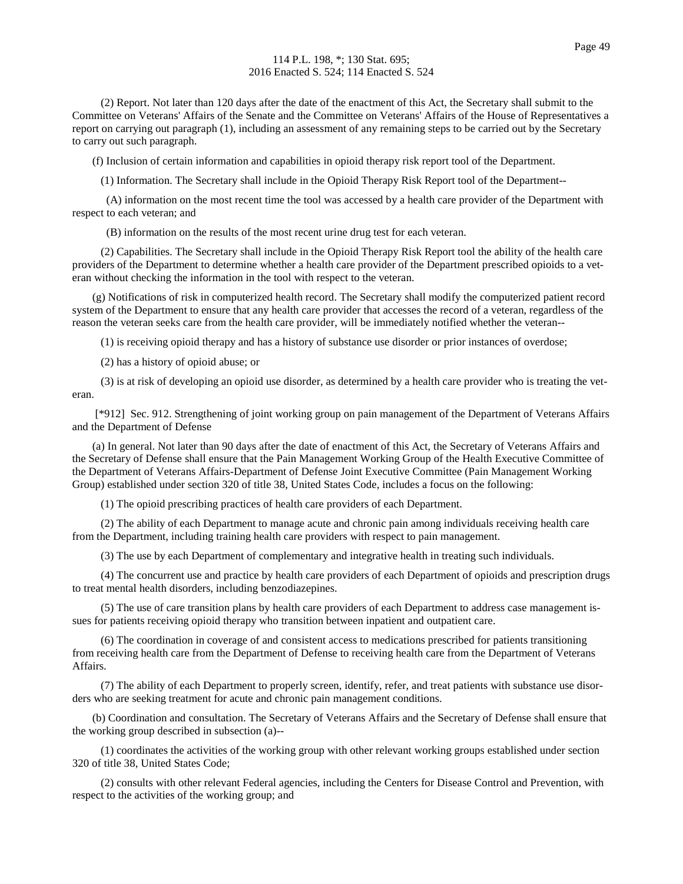(2) Report. Not later than 120 days after the date of the enactment of this Act, the Secretary shall submit to the Committee on Veterans' Affairs of the Senate and the Committee on Veterans' Affairs of the House of Representatives a report on carrying out paragraph (1), including an assessment of any remaining steps to be carried out by the Secretary to carry out such paragraph.

(f) Inclusion of certain information and capabilities in opioid therapy risk report tool of the Department.

(1) Information. The Secretary shall include in the Opioid Therapy Risk Report tool of the Department--

(A) information on the most recent time the tool was accessed by a health care provider of the Department with respect to each veteran; and

(B) information on the results of the most recent urine drug test for each veteran.

(2) Capabilities. The Secretary shall include in the Opioid Therapy Risk Report tool the ability of the health care providers of the Department to determine whether a health care provider of the Department prescribed opioids to a veteran without checking the information in the tool with respect to the veteran.

(g) Notifications of risk in computerized health record. The Secretary shall modify the computerized patient record system of the Department to ensure that any health care provider that accesses the record of a veteran, regardless of the reason the veteran seeks care from the health care provider, will be immediately notified whether the veteran--

(1) is receiving opioid therapy and has a history of substance use disorder or prior instances of overdose;

(2) has a history of opioid abuse; or

(3) is at risk of developing an opioid use disorder, as determined by a health care provider who is treating the veteran.

[*912] Sec. 912. Strengthening of joint working group on pain management of the Department of Veterans Affairs and the Department of Defense

(a) In general. Not later than 90 days after the date of enactment of this Act, the Secretary of Veterans Affairs and the Secretary of Defense shall ensure that the Pain Management Working Group of the Health Executive Committee of the Department of Veterans Affairs-Department of Defense Joint Executive Committee (Pain Management Working Group) established under section 320 of title 38, United States Code, includes a focus on the following:

(1) The opioid prescribing practices of health care providers of each Department.

(2) The ability of each Department to manage acute and chronic pain among individuals receiving health care from the Department, including training health care providers with respect to pain management.

(3) The use by each Department of complementary and integrative health in treating such individuals.

(4) The concurrent use and practice by health care providers of each Department of opioids and prescription drugs to treat mental health disorders, including benzodiazepines.

(5) The use of care transition plans by health care providers of each Department to address case management issues for patients receiving opioid therapy who transition between inpatient and outpatient care.

(6) The coordination in coverage of and consistent access to medications prescribed for patients transitioning from receiving health care from the Department of Defense to receiving health care from the Department of Veterans Affairs.

(7) The ability of each Department to properly screen, identify, refer, and treat patients with substance use disorders who are seeking treatment for acute and chronic pain management conditions.

(b) Coordination and consultation. The Secretary of Veterans Affairs and the Secretary of Defense shall ensure that the working group described in subsection (a)--

(1) coordinates the activities of the working group with other relevant working groups established under section 320 of title 38, United States Code;

(2) consults with other relevant Federal agencies, including the Centers for Disease Control and Prevention, with respect to the activities of the working group; and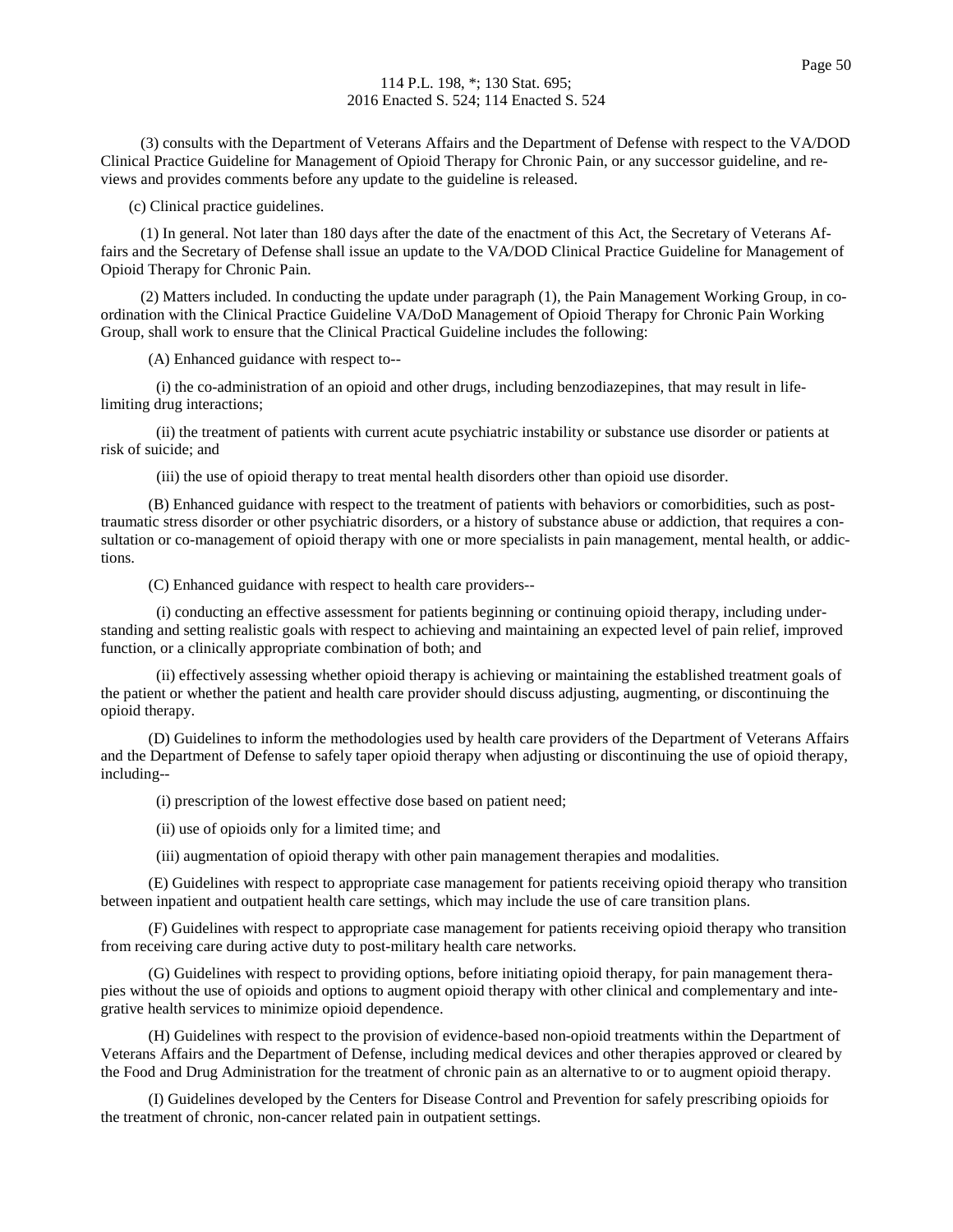(3) consults with the Department of Veterans Affairs and the Department of Defense with respect to the VA/DOD Clinical Practice Guideline for Management of Opioid Therapy for Chronic Pain, or any successor guideline, and reviews and provides comments before any update to the guideline is released.

(c) Clinical practice guidelines.

(1) In general. Not later than 180 days after the date of the enactment of this Act, the Secretary of Veterans Affairs and the Secretary of Defense shall issue an update to the VA/DOD Clinical Practice Guideline for Management of Opioid Therapy for Chronic Pain.

(2) Matters included. In conducting the update under paragraph (1), the Pain Management Working Group, in coordination with the Clinical Practice Guideline VA/DoD Management of Opioid Therapy for Chronic Pain Working Group, shall work to ensure that the Clinical Practical Guideline includes the following:

(A) Enhanced guidance with respect to--

(i) the co-administration of an opioid and other drugs, including benzodiazepines, that may result in life-limiting drug interactions;

(ii) the treatment of patients with current acute psychiatric instability or substance use disorder or patients at risk of suicide; and

(iii) the use of opioid therapy to treat mental health disorders other than opioid use disorder.

(B) Enhanced guidance with respect to the treatment of patients with behaviors or comorbidities, such as post-traumatic stress disorder or other psychiatric disorders, or a history of substance abuse or addiction, that requires a consultation or co-management of opioid therapy with one or more specialists in pain management, mental health, or addictions.

(C) Enhanced guidance with respect to health care providers--

(i) conducting an effective assessment for patients beginning or continuing opioid therapy, including understanding and setting realistic goals with respect to achieving and maintaining an expected level of pain relief, improved function, or a clinically appropriate combination of both; and

(ii) effectively assessing whether opioid therapy is achieving or maintaining the established treatment goals of the patient or whether the patient and health care provider should discuss adjusting, augmenting, or discontinuing the opioid therapy.

(D) Guidelines to inform the methodologies used by health care providers of the Department of Veterans Affairs and the Department of Defense to safely taper opioid therapy when adjusting or discontinuing the use of opioid therapy, including--

(i) prescription of the lowest effective dose based on patient need;

(ii) use of opioids only for a limited time; and

(iii) augmentation of opioid therapy with other pain management therapies and modalities.

(E) Guidelines with respect to appropriate case management for patients receiving opioid therapy who transition between inpatient and outpatient health care settings, which may include the use of care transition plans.

(F) Guidelines with respect to appropriate case management for patients receiving opioid therapy who transition from receiving care during active duty to post-military health care networks.

(G) Guidelines with respect to providing options, before initiating opioid therapy, for pain management therapies without the use of opioids and options to augment opioid therapy with other clinical and complementary and integrative health services to minimize opioid dependence.

(H) Guidelines with respect to the provision of evidence-based non-opioid treatments within the Department of Veterans Affairs and the Department of Defense, including medical devices and other therapies approved or cleared by the Food and Drug Administration for the treatment of chronic pain as an alternative to or to augment opioid therapy.

(I) Guidelines developed by the Centers for Disease Control and Prevention for safely prescribing opioids for the treatment of chronic, non-cancer related pain in outpatient settings.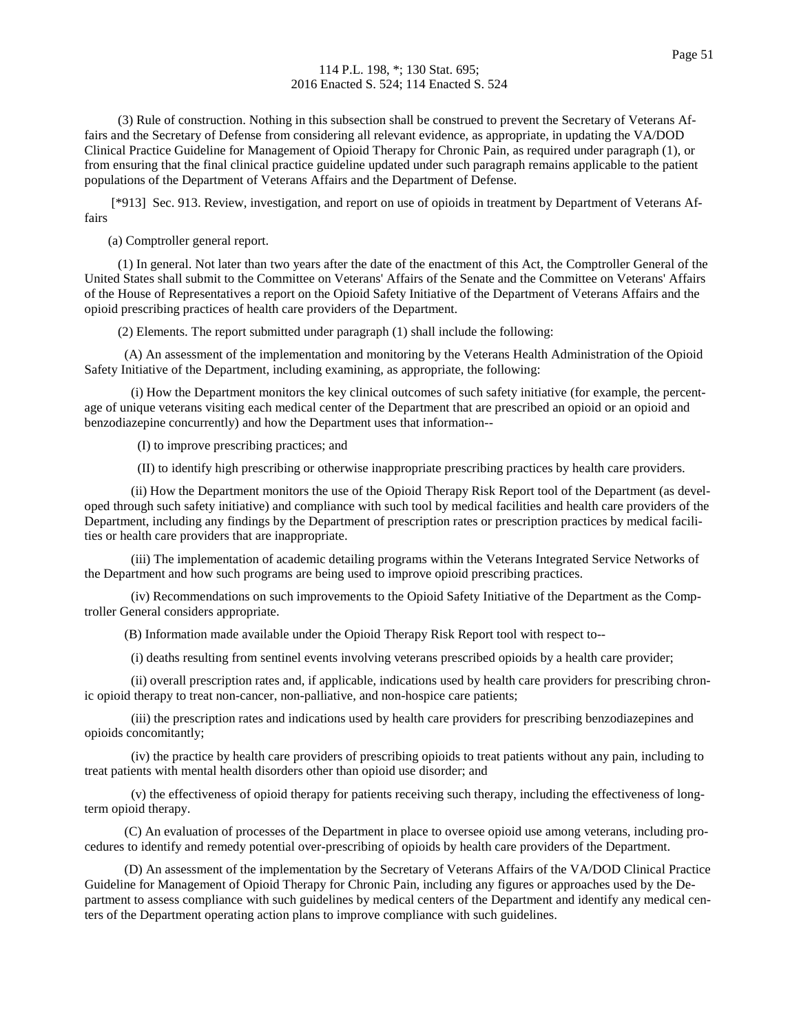(3) Rule of construction. Nothing in this subsection shall be construed to prevent the Secretary of Veterans Affairs and the Secretary of Defense from considering all relevant evidence, as appropriate, in updating the VA/DOD Clinical Practice Guideline for Management of Opioid Therapy for Chronic Pain, as required under paragraph (1), or from ensuring that the final clinical practice guideline updated under such paragraph remains applicable to the patient populations of the Department of Veterans Affairs and the Department of Defense.

[*913] Sec. 913. Review, investigation, and report on use of opioids in treatment by Department of Veterans Affairs

(a) Comptroller general report.

(1) In general. Not later than two years after the date of the enactment of this Act, the Comptroller General of the United States shall submit to the Committee on Veterans' Affairs of the Senate and the Committee on Veterans' Affairs of the House of Representatives a report on the Opioid Safety Initiative of the Department of Veterans Affairs and the opioid prescribing practices of health care providers of the Department.

(2) Elements. The report submitted under paragraph (1) shall include the following:

(A) An assessment of the implementation and monitoring by the Veterans Health Administration of the Opioid Safety Initiative of the Department, including examining, as appropriate, the following:

(i) How the Department monitors the key clinical outcomes of such safety initiative (for example, the percentage of unique veterans visiting each medical center of the Department that are prescribed an opioid or an opioid and benzodiazepine concurrently) and how the Department uses that information--

(I) to improve prescribing practices; and

(II) to identify high prescribing or otherwise inappropriate prescribing practices by health care providers.

(ii) How the Department monitors the use of the Opioid Therapy Risk Report tool of the Department (as developed through such safety initiative) and compliance with such tool by medical facilities and health care providers of the Department, including any findings by the Department of prescription rates or prescription practices by medical facilities or health care providers that are inappropriate.

(iii) The implementation of academic detailing programs within the Veterans Integrated Service Networks of the Department and how such programs are being used to improve opioid prescribing practices.

(iv) Recommendations on such improvements to the Opioid Safety Initiative of the Department as the Comptroller General considers appropriate.

(B) Information made available under the Opioid Therapy Risk Report tool with respect to--

(i) deaths resulting from sentinel events involving veterans prescribed opioids by a health care provider;

(ii) overall prescription rates and, if applicable, indications used by health care providers for prescribing chronic opioid therapy to treat non-cancer, non-palliative, and non-hospice care patients;

(iii) the prescription rates and indications used by health care providers for prescribing benzodiazepines and opioids concomitantly;

(iv) the practice by health care providers of prescribing opioids to treat patients without any pain, including to treat patients with mental health disorders other than opioid use disorder; and

(v) the effectiveness of opioid therapy for patients receiving such therapy, including the effectiveness of long-term opioid therapy.

(C) An evaluation of processes of the Department in place to oversee opioid use among veterans, including procedures to identify and remedy potential over-prescribing of opioids by health care providers of the Department.

(D) An assessment of the implementation by the Secretary of Veterans Affairs of the VA/DOD Clinical Practice Guideline for Management of Opioid Therapy for Chronic Pain, including any figures or approaches used by the Department to assess compliance with such guidelines by medical centers of the Department and identify any medical centers of the Department operating action plans to improve compliance with such guidelines.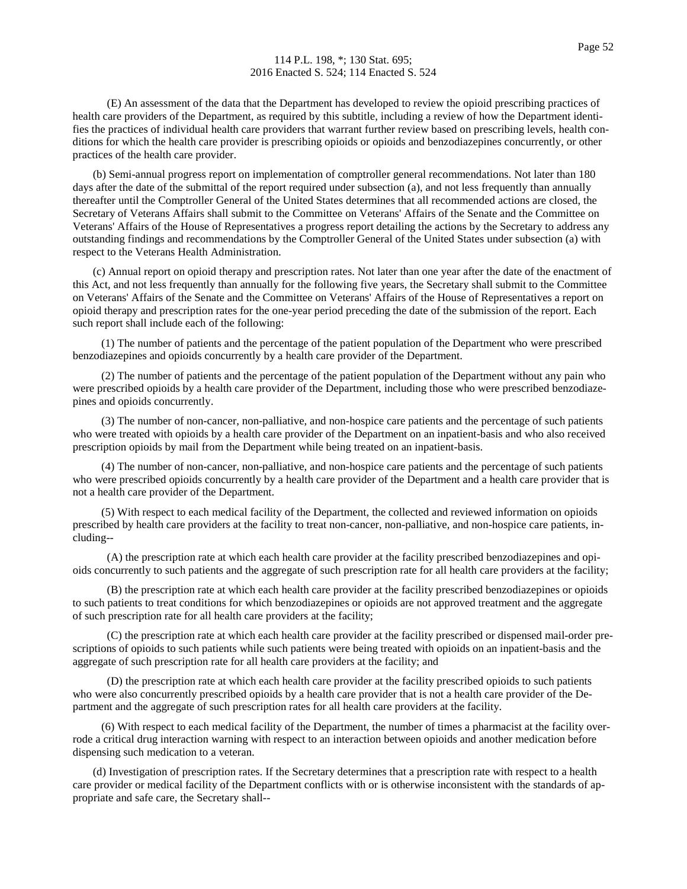(E) An assessment of the data that the Department has developed to review the opioid prescribing practices of health care providers of the Department, as required by this subtitle, including a review of how the Department identifies the practices of individual health care providers that warrant further review based on prescribing levels, health conditions for which the health care provider is prescribing opioids or opioids and benzodiazepines concurrently, or other practices of the health care provider.

(b) Semi-annual progress report on implementation of comptroller general recommendations. Not later than 180 days after the date of the submittal of the report required under subsection (a), and not less frequently than annually thereafter until the Comptroller General of the United States determines that all recommended actions are closed, the Secretary of Veterans Affairs shall submit to the Committee on Veterans' Affairs of the Senate and the Committee on Veterans' Affairs of the House of Representatives a progress report detailing the actions by the Secretary to address any outstanding findings and recommendations by the Comptroller General of the United States under subsection (a) with respect to the Veterans Health Administration.

(c) Annual report on opioid therapy and prescription rates. Not later than one year after the date of the enactment of this Act, and not less frequently than annually for the following five years, the Secretary shall submit to the Committee on Veterans' Affairs of the Senate and the Committee on Veterans' Affairs of the House of Representatives a report on opioid therapy and prescription rates for the one-year period preceding the date of the submission of the report. Each such report shall include each of the following:

(1) The number of patients and the percentage of the patient population of the Department who were prescribed benzodiazepines and opioids concurrently by a health care provider of the Department.

(2) The number of patients and the percentage of the patient population of the Department without any pain who were prescribed opioids by a health care provider of the Department, including those who were prescribed benzodiazepines and opioids concurrently.

(3) The number of non-cancer, non-palliative, and non-hospice care patients and the percentage of such patients who were treated with opioids by a health care provider of the Department on an inpatient-basis and who also received prescription opioids by mail from the Department while being treated on an inpatient-basis.

(4) The number of non-cancer, non-palliative, and non-hospice care patients and the percentage of such patients who were prescribed opioids concurrently by a health care provider of the Department and a health care provider that is not a health care provider of the Department.

(5) With respect to each medical facility of the Department, the collected and reviewed information on opioids prescribed by health care providers at the facility to treat non-cancer, non-palliative, and non-hospice care patients, including--

(A) the prescription rate at which each health care provider at the facility prescribed benzodiazepines and opioids concurrently to such patients and the aggregate of such prescription rate for all health care providers at the facility;

(B) the prescription rate at which each health care provider at the facility prescribed benzodiazepines or opioids to such patients to treat conditions for which benzodiazepines or opioids are not approved treatment and the aggregate of such prescription rate for all health care providers at the facility;

(C) the prescription rate at which each health care provider at the facility prescribed or dispensed mail-order prescriptions of opioids to such patients while such patients were being treated with opioids on an inpatient-basis and the aggregate of such prescription rate for all health care providers at the facility; and

(D) the prescription rate at which each health care provider at the facility prescribed opioids to such patients who were also concurrently prescribed opioids by a health care provider that is not a health care provider of the Department and the aggregate of such prescription rates for all health care providers at the facility.

(6) With respect to each medical facility of the Department, the number of times a pharmacist at the facility overrode a critical drug interaction warning with respect to an interaction between opioids and another medication before dispensing such medication to a veteran.

(d) Investigation of prescription rates. If the Secretary determines that a prescription rate with respect to a health care provider or medical facility of the Department conflicts with or is otherwise inconsistent with the standards of appropriate and safe care, the Secretary shall--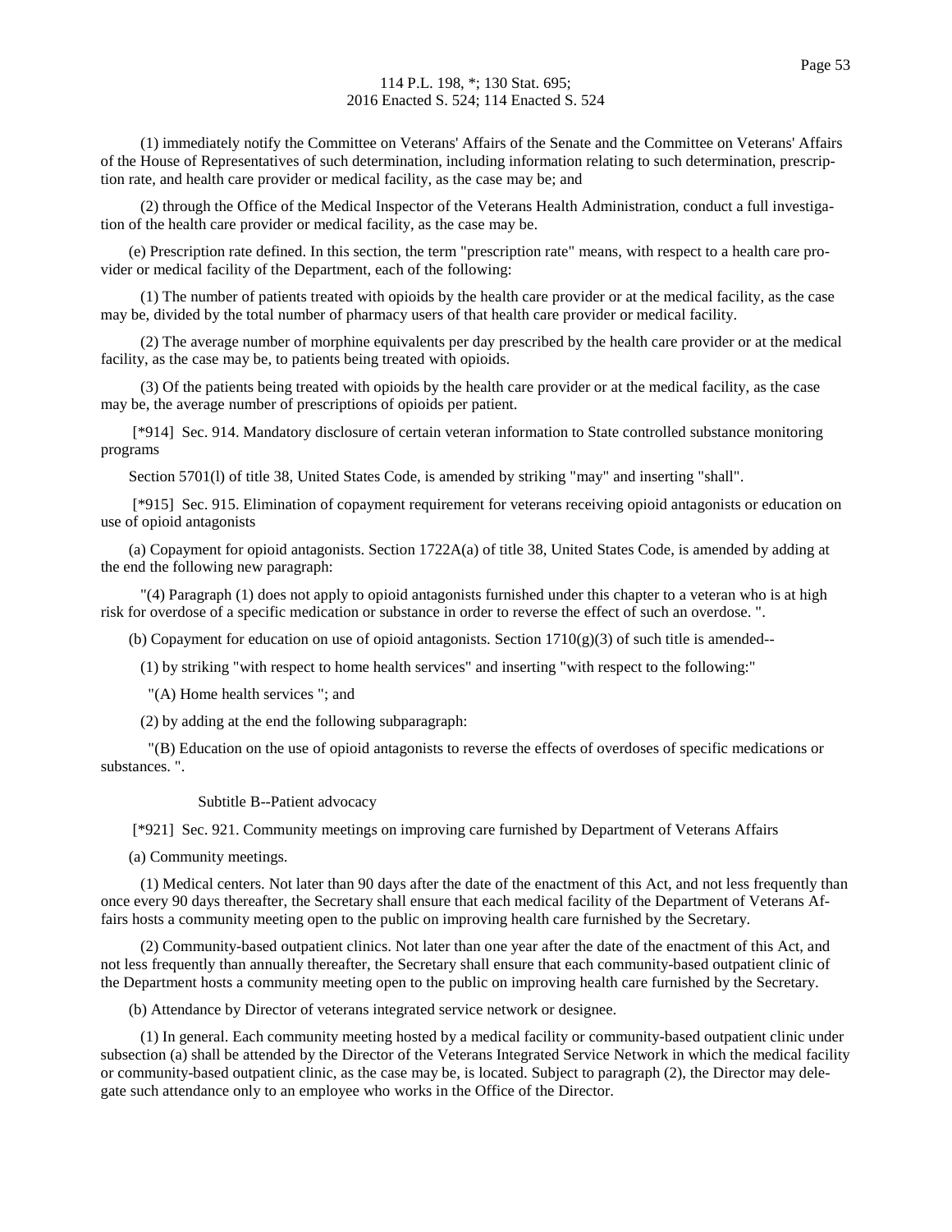(1) immediately notify the Committee on Veterans' Affairs of the Senate and the Committee on Veterans' Affairs of the House of Representatives of such determination, including information relating to such determination, prescription rate, and health care provider or medical facility, as the case may be; and

(2) through the Office of the Medical Inspector of the Veterans Health Administration, conduct a full investigation of the health care provider or medical facility, as the case may be.

(e) Prescription rate defined. In this section, the term "prescription rate" means, with respect to a health care provider or medical facility of the Department, each of the following:

(1) The number of patients treated with opioids by the health care provider or at the medical facility, as the case may be, divided by the total number of pharmacy users of that health care provider or medical facility.

(2) The average number of morphine equivalents per day prescribed by the health care provider or at the medical facility, as the case may be, to patients being treated with opioids.

(3) Of the patients being treated with opioids by the health care provider or at the medical facility, as the case may be, the average number of prescriptions of opioids per patient.

[*914] Sec. 914. Mandatory disclosure of certain veteran information to State controlled substance monitoring programs

Section 5701(l) of title 38, United States Code, is amended by striking "may" and inserting "shall".

[*915] Sec. 915. Elimination of copayment requirement for veterans receiving opioid antagonists or education on use of opioid antagonists

(a) Copayment for opioid antagonists. Section 1722A(a) of title 38, United States Code, is amended by adding at the end the following new paragraph:

"(4) Paragraph (1) does not apply to opioid antagonists furnished under this chapter to a veteran who is at high risk for overdose of a specific medication or substance in order to reverse the effect of such an overdose. ".

(b) Copayment for education on use of opioid antagonists. Section 1710(g)(3) of such title is amended--

(1) by striking "with respect to home health services" and inserting "with respect to the following:"

"(A) Home health services "; and

(2) by adding at the end the following subparagraph:

"(B) Education on the use of opioid antagonists to reverse the effects of overdoses of specific medications or substances. ".

Subtitle B--Patient advocacy

[*921] Sec. 921. Community meetings on improving care furnished by Department of Veterans Affairs

(a) Community meetings.

(1) Medical centers. Not later than 90 days after the date of the enactment of this Act, and not less frequently than once every 90 days thereafter, the Secretary shall ensure that each medical facility of the Department of Veterans Affairs hosts a community meeting open to the public on improving health care furnished by the Secretary.

(2) Community-based outpatient clinics. Not later than one year after the date of the enactment of this Act, and not less frequently than annually thereafter, the Secretary shall ensure that each community-based outpatient clinic of the Department hosts a community meeting open to the public on improving health care furnished by the Secretary.

(b) Attendance by Director of veterans integrated service network or designee.

(1) In general. Each community meeting hosted by a medical facility or community-based outpatient clinic under subsection (a) shall be attended by the Director of the Veterans Integrated Service Network in which the medical facility or community-based outpatient clinic, as the case may be, is located. Subject to paragraph (2), the Director may delegate such attendance only to an employee who works in the Office of the Director.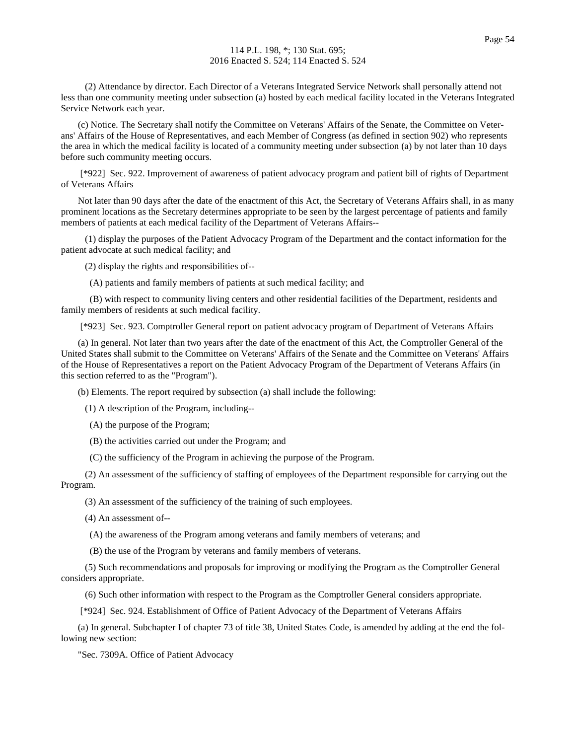(2) Attendance by director. Each Director of a Veterans Integrated Service Network shall personally attend not less than one community meeting under subsection (a) hosted by each medical facility located in the Veterans Integrated Service Network each year.

(c) Notice. The Secretary shall notify the Committee on Veterans' Affairs of the Senate, the Committee on Veterans' Affairs of the House of Representatives, and each Member of Congress (as defined in section 902) who represents the area in which the medical facility is located of a community meeting under subsection (a) by not later than 10 days before such community meeting occurs.

[*922] Sec. 922. Improvement of awareness of patient advocacy program and patient bill of rights of Department of Veterans Affairs

Not later than 90 days after the date of the enactment of this Act, the Secretary of Veterans Affairs shall, in as many prominent locations as the Secretary determines appropriate to be seen by the largest percentage of patients and family members of patients at each medical facility of the Department of Veterans Affairs--

(1) display the purposes of the Patient Advocacy Program of the Department and the contact information for the patient advocate at such medical facility; and

(2) display the rights and responsibilities of--

(A) patients and family members of patients at such medical facility; and

(B) with respect to community living centers and other residential facilities of the Department, residents and family members of residents at such medical facility.

[*923] Sec. 923. Comptroller General report on patient advocacy program of Department of Veterans Affairs

(a) In general. Not later than two years after the date of the enactment of this Act, the Comptroller General of the United States shall submit to the Committee on Veterans' Affairs of the Senate and the Committee on Veterans' Affairs of the House of Representatives a report on the Patient Advocacy Program of the Department of Veterans Affairs (in this section referred to as the "Program").

(b) Elements. The report required by subsection (a) shall include the following:

(1) A description of the Program, including--

(A) the purpose of the Program;

(B) the activities carried out under the Program; and

(C) the sufficiency of the Program in achieving the purpose of the Program.

(2) An assessment of the sufficiency of staffing of employees of the Department responsible for carrying out the Program.

(3) An assessment of the sufficiency of the training of such employees.

(4) An assessment of--

(A) the awareness of the Program among veterans and family members of veterans; and

(B) the use of the Program by veterans and family members of veterans.

(5) Such recommendations and proposals for improving or modifying the Program as the Comptroller General considers appropriate.

(6) Such other information with respect to the Program as the Comptroller General considers appropriate.

[*924] Sec. 924. Establishment of Office of Patient Advocacy of the Department of Veterans Affairs

(a) In general. Subchapter I of chapter 73 of title 38, United States Code, is amended by adding at the end the following new section:

"Sec. 7309A. Office of Patient Advocacy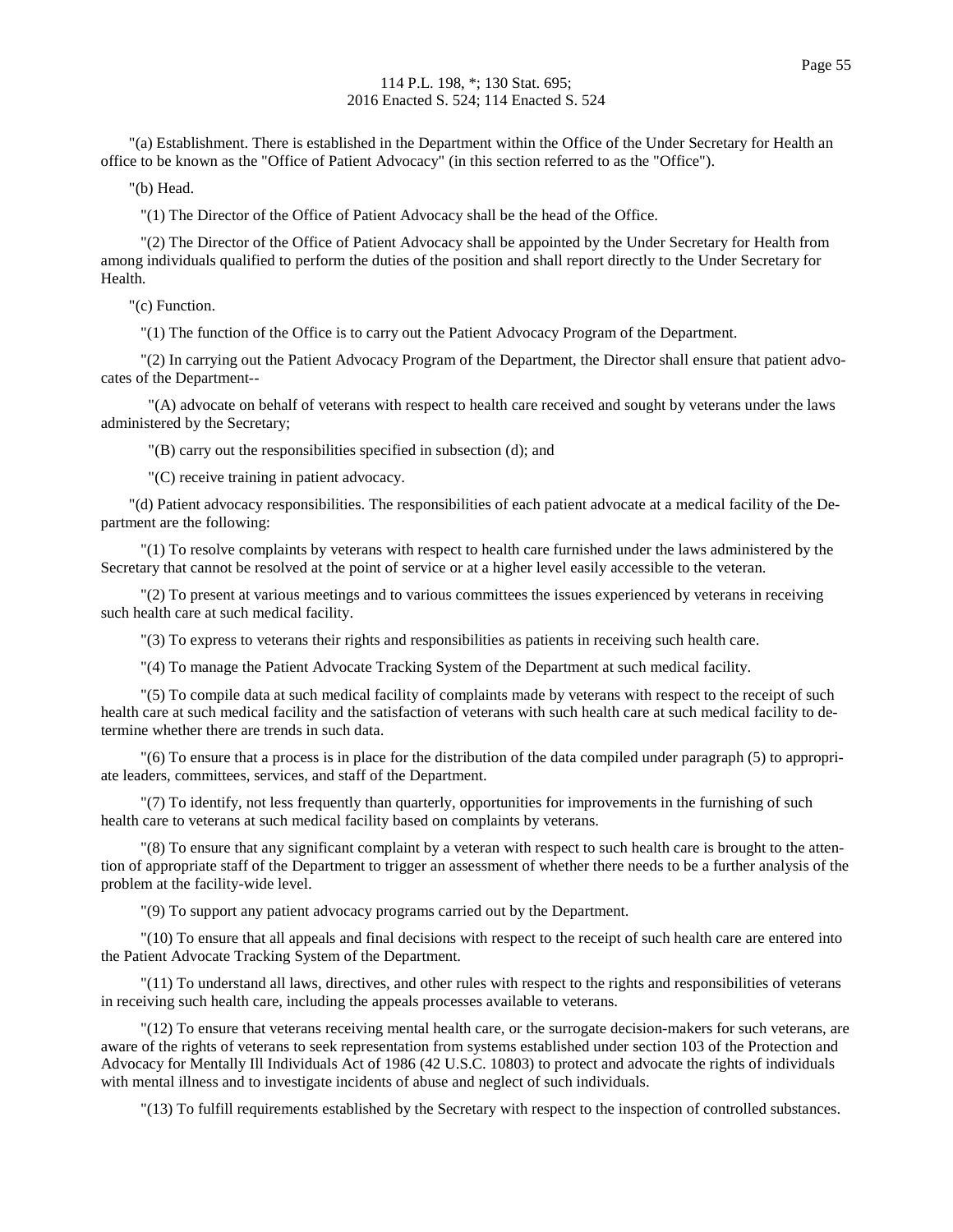"(a) Establishment. There is established in the Department within the Office of the Under Secretary for Health an office to be known as the "Office of Patient Advocacy" (in this section referred to as the "Office").

"(b) Head.

"(1) The Director of the Office of Patient Advocacy shall be the head of the Office.

"(2) The Director of the Office of Patient Advocacy shall be appointed by the Under Secretary for Health from among individuals qualified to perform the duties of the position and shall report directly to the Under Secretary for Health.

"(c) Function.

"(1) The function of the Office is to carry out the Patient Advocacy Program of the Department.

"(2) In carrying out the Patient Advocacy Program of the Department, the Director shall ensure that patient advocates of the Department--

"(A) advocate on behalf of veterans with respect to health care received and sought by veterans under the laws administered by the Secretary;

"(B) carry out the responsibilities specified in subsection (d); and

"(C) receive training in patient advocacy.

"(d) Patient advocacy responsibilities. The responsibilities of each patient advocate at a medical facility of the Department are the following:

"(1) To resolve complaints by veterans with respect to health care furnished under the laws administered by the Secretary that cannot be resolved at the point of service or at a higher level easily accessible to the veteran.

"(2) To present at various meetings and to various committees the issues experienced by veterans in receiving such health care at such medical facility.

"(3) To express to veterans their rights and responsibilities as patients in receiving such health care.

"(4) To manage the Patient Advocate Tracking System of the Department at such medical facility.

"(5) To compile data at such medical facility of complaints made by veterans with respect to the receipt of such health care at such medical facility and the satisfaction of veterans with such health care at such medical facility to determine whether there are trends in such data.

"(6) To ensure that a process is in place for the distribution of the data compiled under paragraph (5) to appropriate leaders, committees, services, and staff of the Department.

"(7) To identify, not less frequently than quarterly, opportunities for improvements in the furnishing of such health care to veterans at such medical facility based on complaints by veterans.

"(8) To ensure that any significant complaint by a veteran with respect to such health care is brought to the attention of appropriate staff of the Department to trigger an assessment of whether there needs to be a further analysis of the problem at the facility-wide level.

"(9) To support any patient advocacy programs carried out by the Department.

"(10) To ensure that all appeals and final decisions with respect to the receipt of such health care are entered into the Patient Advocate Tracking System of the Department.

"(11) To understand all laws, directives, and other rules with respect to the rights and responsibilities of veterans in receiving such health care, including the appeals processes available to veterans.

"(12) To ensure that veterans receiving mental health care, or the surrogate decision-makers for such veterans, are aware of the rights of veterans to seek representation from systems established under section 103 of the Protection and Advocacy for Mentally Ill Individuals Act of 1986 (42 U.S.C. 10803) to protect and advocate the rights of individuals with mental illness and to investigate incidents of abuse and neglect of such individuals.

"(13) To fulfill requirements established by the Secretary with respect to the inspection of controlled substances.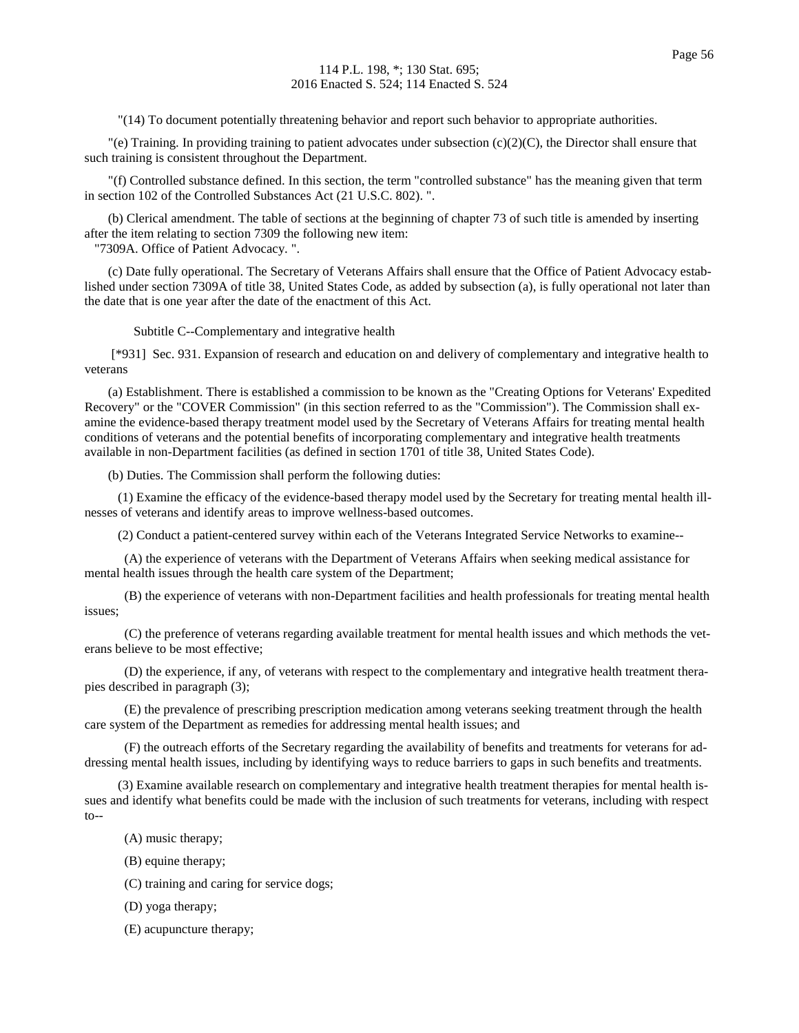"(14) To document potentially threatening behavior and report such behavior to appropriate authorities.

"(e) Training. In providing training to patient advocates under subsection (c)(2)(C), the Director shall ensure that such training is consistent throughout the Department.

"(f) Controlled substance defined. In this section, the term "controlled substance" has the meaning given that term in section 102 of the Controlled Substances Act (21 U.S.C. 802). ".

(b) Clerical amendment. The table of sections at the beginning of chapter 73 of such title is amended by inserting after the item relating to section 7309 the following new item:
"7309A. Office of Patient Advocacy. ".

(c) Date fully operational. The Secretary of Veterans Affairs shall ensure that the Office of Patient Advocacy established under section 7309A of title 38, United States Code, as added by subsection (a), is fully operational not later than the date that is one year after the date of the enactment of this Act.

Subtitle C--Complementary and integrative health

[*931] Sec. 931. Expansion of research and education on and delivery of complementary and integrative health to veterans

(a) Establishment. There is established a commission to be known as the "Creating Options for Veterans' Expedited Recovery" or the "COVER Commission" (in this section referred to as the "Commission"). The Commission shall examine the evidence-based therapy treatment model used by the Secretary of Veterans Affairs for treating mental health conditions of veterans and the potential benefits of incorporating complementary and integrative health treatments available in non-Department facilities (as defined in section 1701 of title 38, United States Code).

(b) Duties. The Commission shall perform the following duties:

(1) Examine the efficacy of the evidence-based therapy model used by the Secretary for treating mental health illnesses of veterans and identify areas to improve wellness-based outcomes.

(2) Conduct a patient-centered survey within each of the Veterans Integrated Service Networks to examine--

(A) the experience of veterans with the Department of Veterans Affairs when seeking medical assistance for mental health issues through the health care system of the Department;

(B) the experience of veterans with non-Department facilities and health professionals for treating mental health issues;

(C) the preference of veterans regarding available treatment for mental health issues and which methods the veterans believe to be most effective;

(D) the experience, if any, of veterans with respect to the complementary and integrative health treatment therapies described in paragraph (3);

(E) the prevalence of prescribing prescription medication among veterans seeking treatment through the health care system of the Department as remedies for addressing mental health issues; and

(F) the outreach efforts of the Secretary regarding the availability of benefits and treatments for veterans for addressing mental health issues, including by identifying ways to reduce barriers to gaps in such benefits and treatments.

(3) Examine available research on complementary and integrative health treatment therapies for mental health issues and identify what benefits could be made with the inclusion of such treatments for veterans, including with respect to--

(A) music therapy;

(B) equine therapy;

(C) training and caring for service dogs;

(D) yoga therapy;

(E) acupuncture therapy;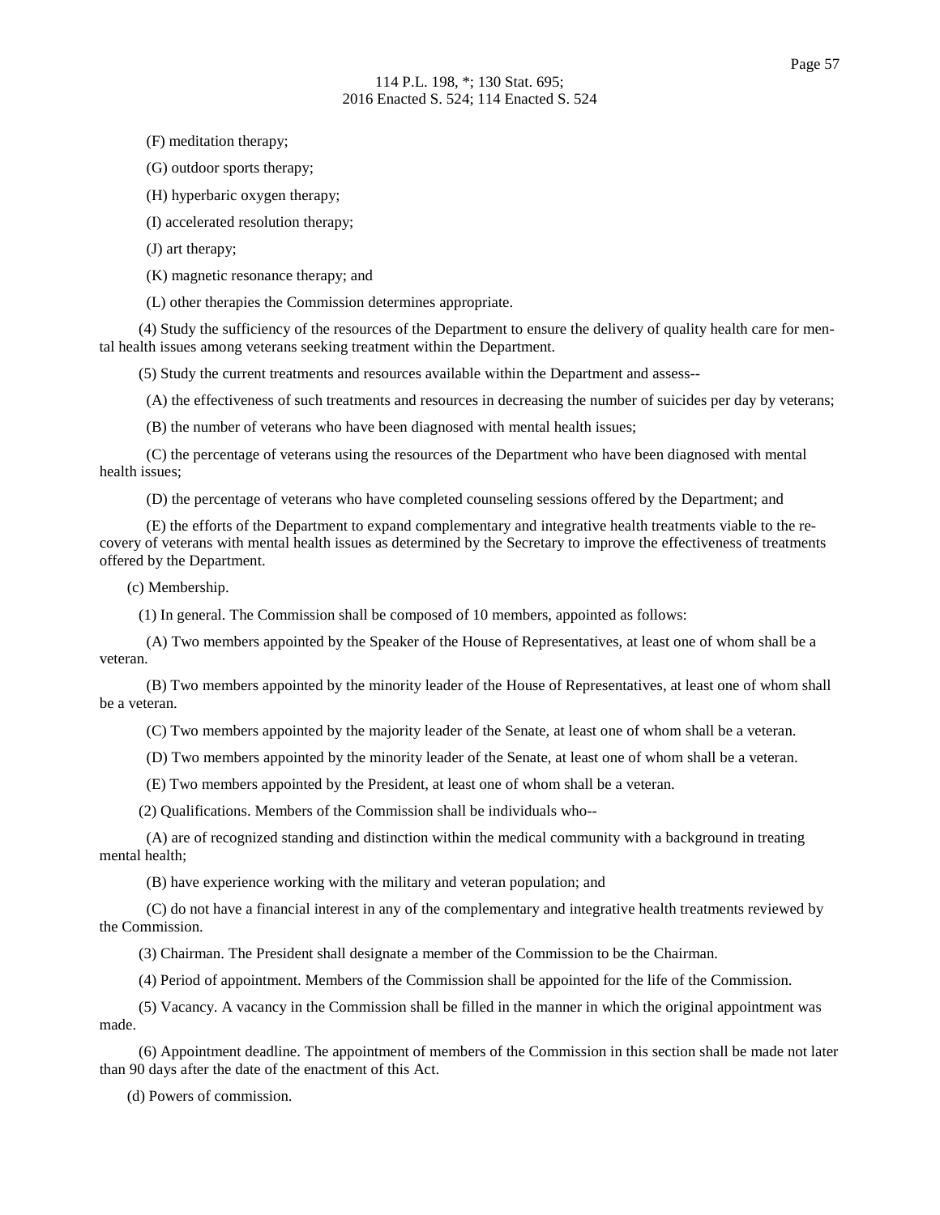(F) meditation therapy;

(G) outdoor sports therapy;

(H) hyperbaric oxygen therapy;

(I) accelerated resolution therapy;

(J) art therapy;

(K) magnetic resonance therapy; and

(L) other therapies the Commission determines appropriate.

(4) Study the sufficiency of the resources of the Department to ensure the delivery of quality health care for mental health issues among veterans seeking treatment within the Department.

(5) Study the current treatments and resources available within the Department and assess--

(A) the effectiveness of such treatments and resources in decreasing the number of suicides per day by veterans;

(B) the number of veterans who have been diagnosed with mental health issues;

(C) the percentage of veterans using the resources of the Department who have been diagnosed with mental health issues;

(D) the percentage of veterans who have completed counseling sessions offered by the Department; and

(E) the efforts of the Department to expand complementary and integrative health treatments viable to the recovery of veterans with mental health issues as determined by the Secretary to improve the effectiveness of treatments offered by the Department.

(c) Membership.

(1) In general. The Commission shall be composed of 10 members, appointed as follows:

(A) Two members appointed by the Speaker of the House of Representatives, at least one of whom shall be a veteran.

(B) Two members appointed by the minority leader of the House of Representatives, at least one of whom shall be a veteran.

(C) Two members appointed by the majority leader of the Senate, at least one of whom shall be a veteran.

(D) Two members appointed by the minority leader of the Senate, at least one of whom shall be a veteran.

(E) Two members appointed by the President, at least one of whom shall be a veteran.

(2) Qualifications. Members of the Commission shall be individuals who--

(A) are of recognized standing and distinction within the medical community with a background in treating mental health;

(B) have experience working with the military and veteran population; and

(C) do not have a financial interest in any of the complementary and integrative health treatments reviewed by the Commission.

(3) Chairman. The President shall designate a member of the Commission to be the Chairman.

(4) Period of appointment. Members of the Commission shall be appointed for the life of the Commission.

(5) Vacancy. A vacancy in the Commission shall be filled in the manner in which the original appointment was made.

(6) Appointment deadline. The appointment of members of the Commission in this section shall be made not later than 90 days after the date of the enactment of this Act.

(d) Powers of commission.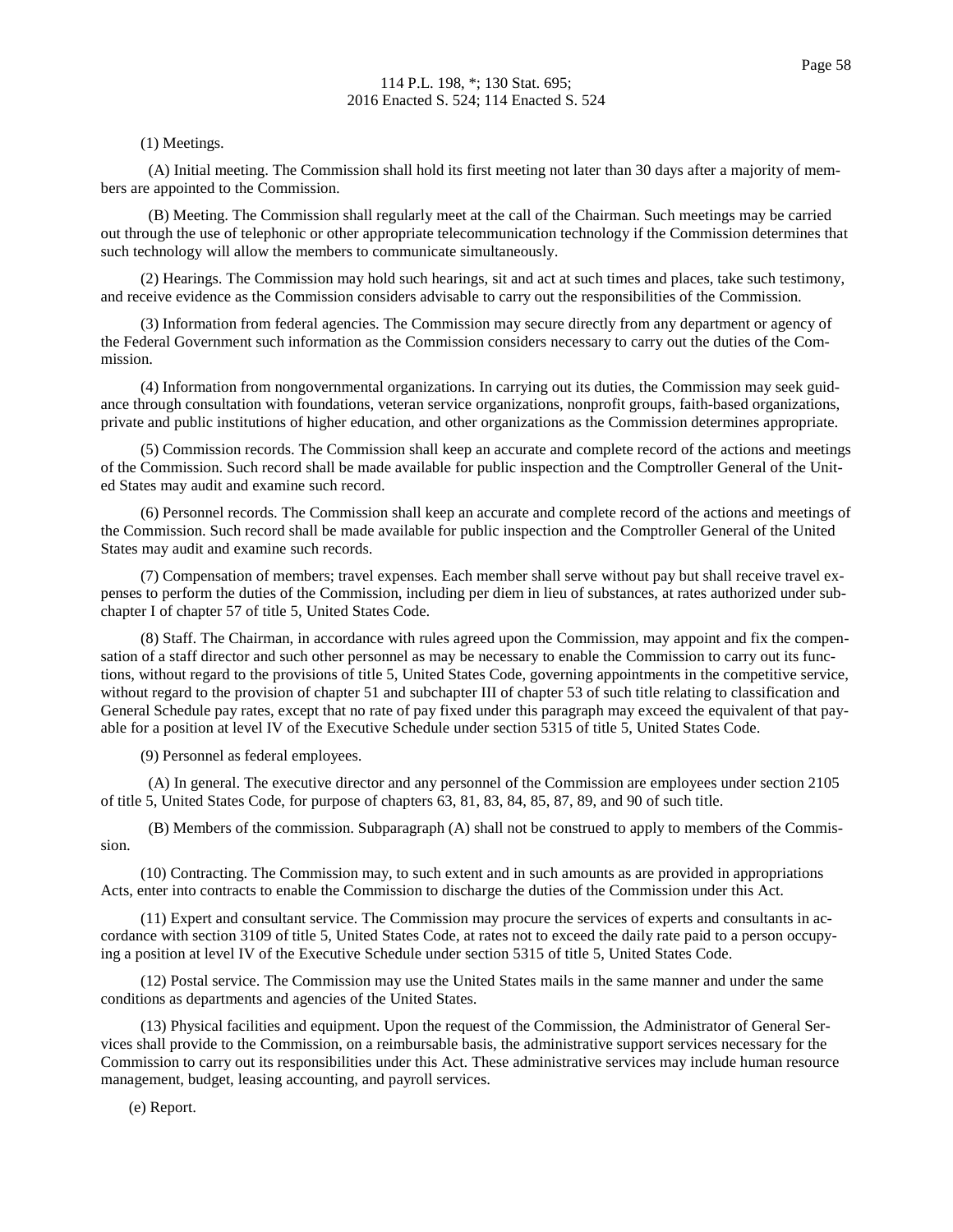(1) Meetings.

(A) Initial meeting. The Commission shall hold its first meeting not later than 30 days after a majority of members are appointed to the Commission.

(B) Meeting. The Commission shall regularly meet at the call of the Chairman. Such meetings may be carried out through the use of telephonic or other appropriate telecommunication technology if the Commission determines that such technology will allow the members to communicate simultaneously.

(2) Hearings. The Commission may hold such hearings, sit and act at such times and places, take such testimony, and receive evidence as the Commission considers advisable to carry out the responsibilities of the Commission.

(3) Information from federal agencies. The Commission may secure directly from any department or agency of the Federal Government such information as the Commission considers necessary to carry out the duties of the Commission.

(4) Information from nongovernmental organizations. In carrying out its duties, the Commission may seek guidance through consultation with foundations, veteran service organizations, nonprofit groups, faith-based organizations, private and public institutions of higher education, and other organizations as the Commission determines appropriate.

(5) Commission records. The Commission shall keep an accurate and complete record of the actions and meetings of the Commission. Such record shall be made available for public inspection and the Comptroller General of the United States may audit and examine such record.

(6) Personnel records. The Commission shall keep an accurate and complete record of the actions and meetings of the Commission. Such record shall be made available for public inspection and the Comptroller General of the United States may audit and examine such records.

(7) Compensation of members; travel expenses. Each member shall serve without pay but shall receive travel expenses to perform the duties of the Commission, including per diem in lieu of substances, at rates authorized under subchapter I of chapter 57 of title 5, United States Code.

(8) Staff. The Chairman, in accordance with rules agreed upon the Commission, may appoint and fix the compensation of a staff director and such other personnel as may be necessary to enable the Commission to carry out its functions, without regard to the provisions of title 5, United States Code, governing appointments in the competitive service, without regard to the provision of chapter 51 and subchapter III of chapter 53 of such title relating to classification and General Schedule pay rates, except that no rate of pay fixed under this paragraph may exceed the equivalent of that payable for a position at level IV of the Executive Schedule under section 5315 of title 5, United States Code.

(9) Personnel as federal employees.

(A) In general. The executive director and any personnel of the Commission are employees under section 2105 of title 5, United States Code, for purpose of chapters 63, 81, 83, 84, 85, 87, 89, and 90 of such title.

(B) Members of the commission. Subparagraph (A) shall not be construed to apply to members of the Commission.

(10) Contracting. The Commission may, to such extent and in such amounts as are provided in appropriations Acts, enter into contracts to enable the Commission to discharge the duties of the Commission under this Act.

(11) Expert and consultant service. The Commission may procure the services of experts and consultants in accordance with section 3109 of title 5, United States Code, at rates not to exceed the daily rate paid to a person occupying a position at level IV of the Executive Schedule under section 5315 of title 5, United States Code.

(12) Postal service. The Commission may use the United States mails in the same manner and under the same conditions as departments and agencies of the United States.

(13) Physical facilities and equipment. Upon the request of the Commission, the Administrator of General Services shall provide to the Commission, on a reimbursable basis, the administrative support services necessary for the Commission to carry out its responsibilities under this Act. These administrative services may include human resource management, budget, leasing accounting, and payroll services.

(e) Report.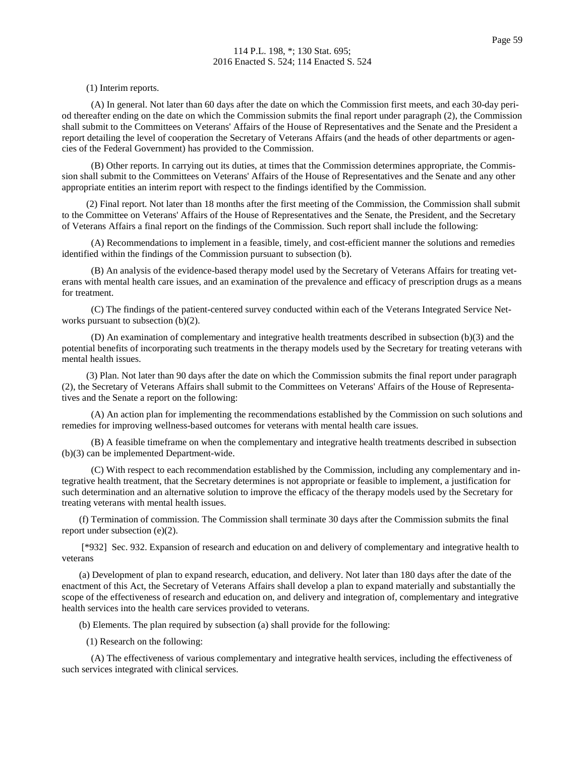(1) Interim reports.

(A) In general. Not later than 60 days after the date on which the Commission first meets, and each 30-day period thereafter ending on the date on which the Commission submits the final report under paragraph (2), the Commission shall submit to the Committees on Veterans' Affairs of the House of Representatives and the Senate and the President a report detailing the level of cooperation the Secretary of Veterans Affairs (and the heads of other departments or agencies of the Federal Government) has provided to the Commission.

(B) Other reports. In carrying out its duties, at times that the Commission determines appropriate, the Commission shall submit to the Committees on Veterans' Affairs of the House of Representatives and the Senate and any other appropriate entities an interim report with respect to the findings identified by the Commission.

(2) Final report. Not later than 18 months after the first meeting of the Commission, the Commission shall submit to the Committee on Veterans' Affairs of the House of Representatives and the Senate, the President, and the Secretary of Veterans Affairs a final report on the findings of the Commission. Such report shall include the following:

(A) Recommendations to implement in a feasible, timely, and cost-efficient manner the solutions and remedies identified within the findings of the Commission pursuant to subsection (b).

(B) An analysis of the evidence-based therapy model used by the Secretary of Veterans Affairs for treating veterans with mental health care issues, and an examination of the prevalence and efficacy of prescription drugs as a means for treatment.

(C) The findings of the patient-centered survey conducted within each of the Veterans Integrated Service Networks pursuant to subsection (b)(2).

(D) An examination of complementary and integrative health treatments described in subsection (b)(3) and the potential benefits of incorporating such treatments in the therapy models used by the Secretary for treating veterans with mental health issues.

(3) Plan. Not later than 90 days after the date on which the Commission submits the final report under paragraph (2), the Secretary of Veterans Affairs shall submit to the Committees on Veterans' Affairs of the House of Representatives and the Senate a report on the following:

(A) An action plan for implementing the recommendations established by the Commission on such solutions and remedies for improving wellness-based outcomes for veterans with mental health care issues.

(B) A feasible timeframe on when the complementary and integrative health treatments described in subsection (b)(3) can be implemented Department-wide.

(C) With respect to each recommendation established by the Commission, including any complementary and integrative health treatment, that the Secretary determines is not appropriate or feasible to implement, a justification for such determination and an alternative solution to improve the efficacy of the therapy models used by the Secretary for treating veterans with mental health issues.

(f) Termination of commission. The Commission shall terminate 30 days after the Commission submits the final report under subsection (e)(2).

[*932] Sec. 932. Expansion of research and education on and delivery of complementary and integrative health to veterans

(a) Development of plan to expand research, education, and delivery. Not later than 180 days after the date of the enactment of this Act, the Secretary of Veterans Affairs shall develop a plan to expand materially and substantially the scope of the effectiveness of research and education on, and delivery and integration of, complementary and integrative health services into the health care services provided to veterans.

(b) Elements. The plan required by subsection (a) shall provide for the following:

(1) Research on the following:

(A) The effectiveness of various complementary and integrative health services, including the effectiveness of such services integrated with clinical services.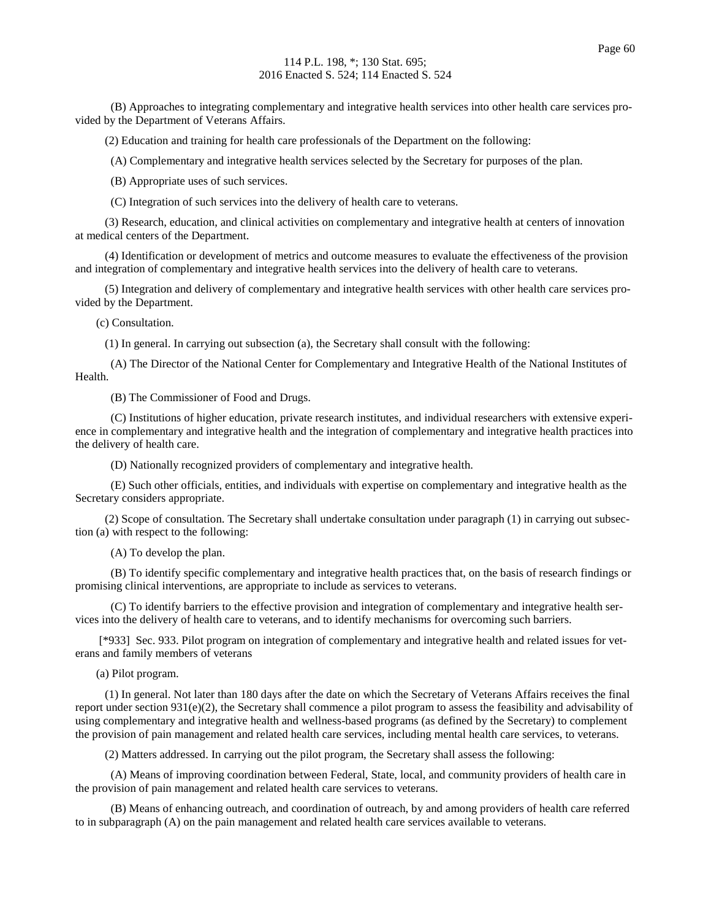(B) Approaches to integrating complementary and integrative health services into other health care services provided by the Department of Veterans Affairs.

(2) Education and training for health care professionals of the Department on the following:

(A) Complementary and integrative health services selected by the Secretary for purposes of the plan.

(B) Appropriate uses of such services.

(C) Integration of such services into the delivery of health care to veterans.

(3) Research, education, and clinical activities on complementary and integrative health at centers of innovation at medical centers of the Department.

(4) Identification or development of metrics and outcome measures to evaluate the effectiveness of the provision and integration of complementary and integrative health services into the delivery of health care to veterans.

(5) Integration and delivery of complementary and integrative health services with other health care services provided by the Department.

(c) Consultation.

(1) In general. In carrying out subsection (a), the Secretary shall consult with the following:

(A) The Director of the National Center for Complementary and Integrative Health of the National Institutes of Health.

(B) The Commissioner of Food and Drugs.

(C) Institutions of higher education, private research institutes, and individual researchers with extensive experience in complementary and integrative health and the integration of complementary and integrative health practices into the delivery of health care.

(D) Nationally recognized providers of complementary and integrative health.

(E) Such other officials, entities, and individuals with expertise on complementary and integrative health as the Secretary considers appropriate.

(2) Scope of consultation. The Secretary shall undertake consultation under paragraph (1) in carrying out subsection (a) with respect to the following:

(A) To develop the plan.

(B) To identify specific complementary and integrative health practices that, on the basis of research findings or promising clinical interventions, are appropriate to include as services to veterans.

(C) To identify barriers to the effective provision and integration of complementary and integrative health services into the delivery of health care to veterans, and to identify mechanisms for overcoming such barriers.

[*933] Sec. 933. Pilot program on integration of complementary and integrative health and related issues for veterans and family members of veterans

(a) Pilot program.

(1) In general. Not later than 180 days after the date on which the Secretary of Veterans Affairs receives the final report under section 931(e)(2), the Secretary shall commence a pilot program to assess the feasibility and advisability of using complementary and integrative health and wellness-based programs (as defined by the Secretary) to complement the provision of pain management and related health care services, including mental health care services, to veterans.

(2) Matters addressed. In carrying out the pilot program, the Secretary shall assess the following:

(A) Means of improving coordination between Federal, State, local, and community providers of health care in the provision of pain management and related health care services to veterans.

(B) Means of enhancing outreach, and coordination of outreach, by and among providers of health care referred to in subparagraph (A) on the pain management and related health care services available to veterans.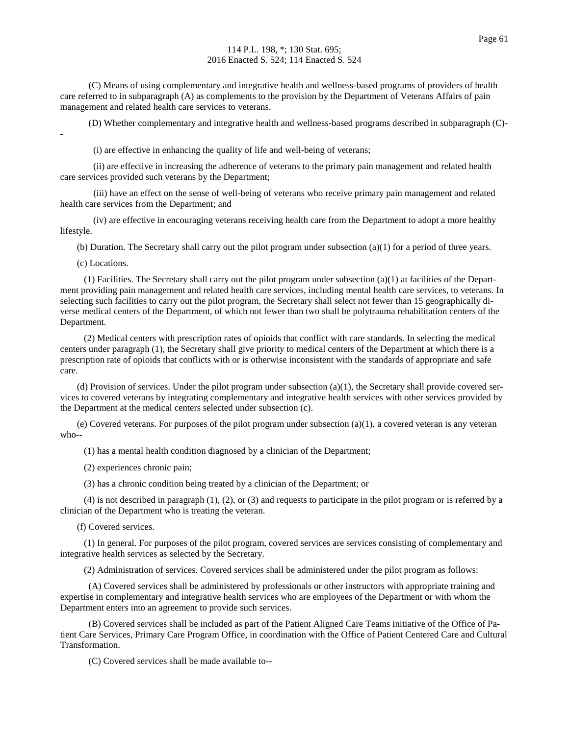(C) Means of using complementary and integrative health and wellness-based programs of providers of health care referred to in subparagraph (A) as complements to the provision by the Department of Veterans Affairs of pain management and related health care services to veterans.

(D) Whether complementary and integrative health and wellness-based programs described in subparagraph (C)--

(i) are effective in enhancing the quality of life and well-being of veterans;

(ii) are effective in increasing the adherence of veterans to the primary pain management and related health care services provided such veterans by the Department;

(iii) have an effect on the sense of well-being of veterans who receive primary pain management and related health care services from the Department; and

(iv) are effective in encouraging veterans receiving health care from the Department to adopt a more healthy lifestyle.

(b) Duration. The Secretary shall carry out the pilot program under subsection (a)(1) for a period of three years.

(c) Locations.

(1) Facilities. The Secretary shall carry out the pilot program under subsection (a)(1) at facilities of the Department providing pain management and related health care services, including mental health care services, to veterans. In selecting such facilities to carry out the pilot program, the Secretary shall select not fewer than 15 geographically diverse medical centers of the Department, of which not fewer than two shall be polytrauma rehabilitation centers of the Department.

(2) Medical centers with prescription rates of opioids that conflict with care standards. In selecting the medical centers under paragraph (1), the Secretary shall give priority to medical centers of the Department at which there is a prescription rate of opioids that conflicts with or is otherwise inconsistent with the standards of appropriate and safe care.

(d) Provision of services. Under the pilot program under subsection (a)(1), the Secretary shall provide covered services to covered veterans by integrating complementary and integrative health services with other services provided by the Department at the medical centers selected under subsection (c).

(e) Covered veterans. For purposes of the pilot program under subsection (a)(1), a covered veteran is any veteran who--

(1) has a mental health condition diagnosed by a clinician of the Department;

(2) experiences chronic pain;

(3) has a chronic condition being treated by a clinician of the Department; or

(4) is not described in paragraph (1), (2), or (3) and requests to participate in the pilot program or is referred by a clinician of the Department who is treating the veteran.

(f) Covered services.

(1) In general. For purposes of the pilot program, covered services are services consisting of complementary and integrative health services as selected by the Secretary.

(2) Administration of services. Covered services shall be administered under the pilot program as follows:

(A) Covered services shall be administered by professionals or other instructors with appropriate training and expertise in complementary and integrative health services who are employees of the Department or with whom the Department enters into an agreement to provide such services.

(B) Covered services shall be included as part of the Patient Aligned Care Teams initiative of the Office of Patient Care Services, Primary Care Program Office, in coordination with the Office of Patient Centered Care and Cultural Transformation.

(C) Covered services shall be made available to--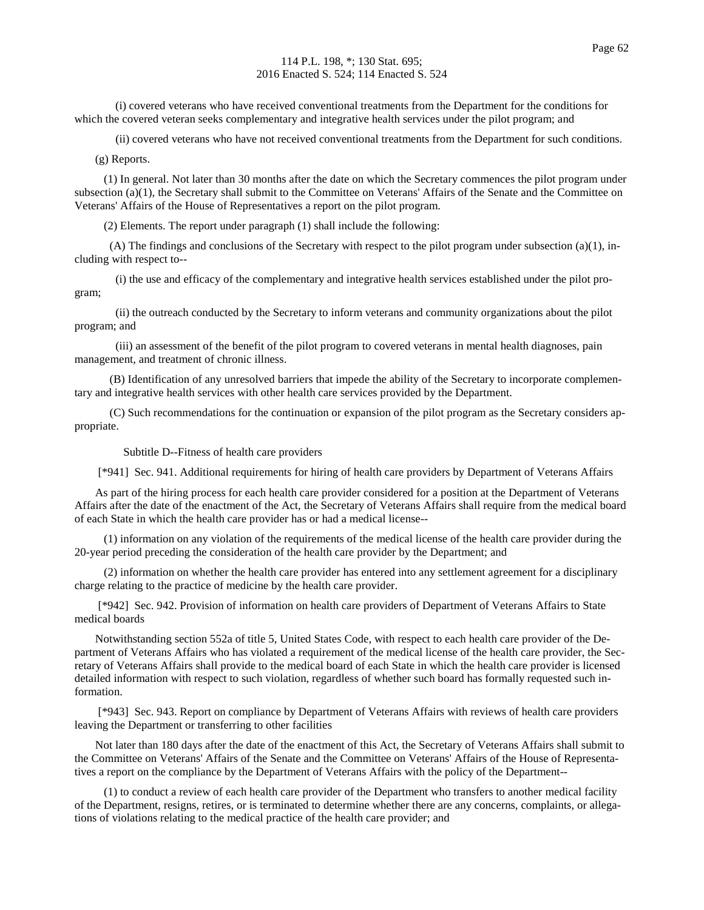(i) covered veterans who have received conventional treatments from the Department for the conditions for which the covered veteran seeks complementary and integrative health services under the pilot program; and

(ii) covered veterans who have not received conventional treatments from the Department for such conditions.

(g) Reports.

(1) In general. Not later than 30 months after the date on which the Secretary commences the pilot program under subsection (a)(1), the Secretary shall submit to the Committee on Veterans' Affairs of the Senate and the Committee on Veterans' Affairs of the House of Representatives a report on the pilot program.

(2) Elements. The report under paragraph (1) shall include the following:

(A) The findings and conclusions of the Secretary with respect to the pilot program under subsection (a)(1), including with respect to--

(i) the use and efficacy of the complementary and integrative health services established under the pilot program;

(ii) the outreach conducted by the Secretary to inform veterans and community organizations about the pilot program; and

(iii) an assessment of the benefit of the pilot program to covered veterans in mental health diagnoses, pain management, and treatment of chronic illness.

(B) Identification of any unresolved barriers that impede the ability of the Secretary to incorporate complementary and integrative health services with other health care services provided by the Department.

(C) Such recommendations for the continuation or expansion of the pilot program as the Secretary considers appropriate.

## Subtitle D--Fitness of health care providers

[*941] Sec. 941. Additional requirements for hiring of health care providers by Department of Veterans Affairs

As part of the hiring process for each health care provider considered for a position at the Department of Veterans Affairs after the date of the enactment of the Act, the Secretary of Veterans Affairs shall require from the medical board of each State in which the health care provider has or had a medical license--

(1) information on any violation of the requirements of the medical license of the health care provider during the 20-year period preceding the consideration of the health care provider by the Department; and

(2) information on whether the health care provider has entered into any settlement agreement for a disciplinary charge relating to the practice of medicine by the health care provider.

[*942] Sec. 942. Provision of information on health care providers of Department of Veterans Affairs to State medical boards

Notwithstanding section 552a of title 5, United States Code, with respect to each health care provider of the Department of Veterans Affairs who has violated a requirement of the medical license of the health care provider, the Secretary of Veterans Affairs shall provide to the medical board of each State in which the health care provider is licensed detailed information with respect to such violation, regardless of whether such board has formally requested such information.

[*943] Sec. 943. Report on compliance by Department of Veterans Affairs with reviews of health care providers leaving the Department or transferring to other facilities

Not later than 180 days after the date of the enactment of this Act, the Secretary of Veterans Affairs shall submit to the Committee on Veterans' Affairs of the Senate and the Committee on Veterans' Affairs of the House of Representatives a report on the compliance by the Department of Veterans Affairs with the policy of the Department--

(1) to conduct a review of each health care provider of the Department who transfers to another medical facility of the Department, resigns, retires, or is terminated to determine whether there are any concerns, complaints, or allegations of violations relating to the medical practice of the health care provider; and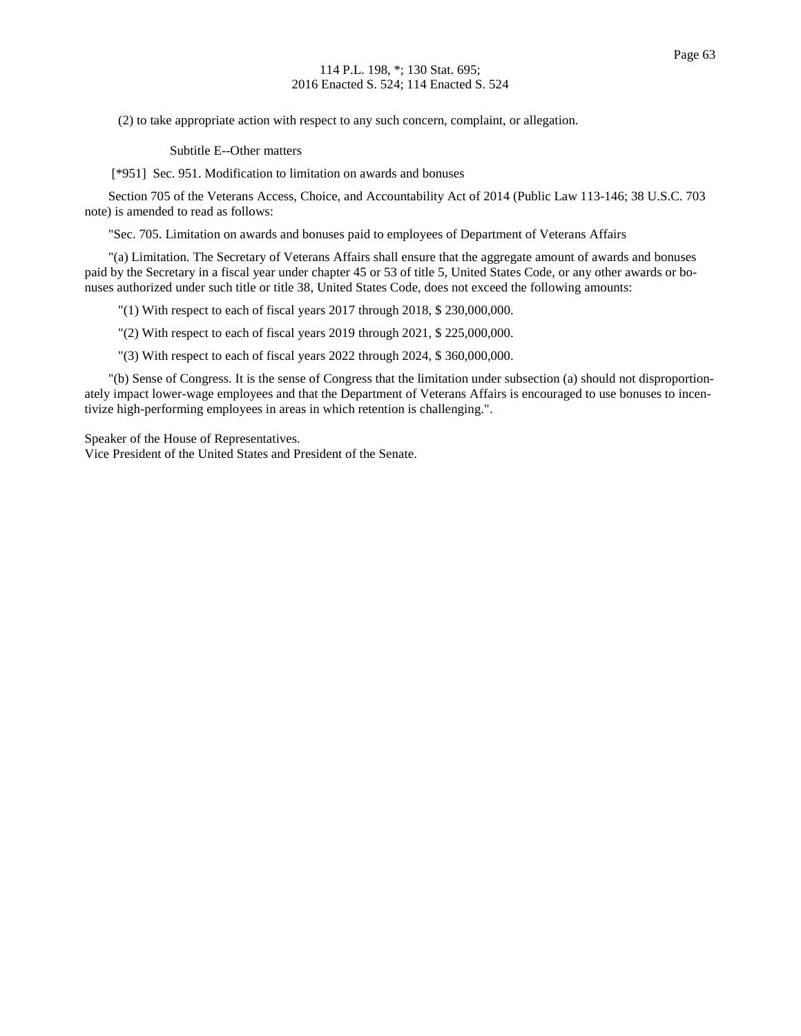(2) to take appropriate action with respect to any such concern, complaint, or allegation.

Subtitle E--Other matters

[*951] Sec. 951. Modification to limitation on awards and bonuses

Section 705 of the Veterans Access, Choice, and Accountability Act of 2014 (Public Law 113-146; 38 U.S.C. 703 note) is amended to read as follows:

"Sec. 705. Limitation on awards and bonuses paid to employees of Department of Veterans Affairs

"(a) Limitation. The Secretary of Veterans Affairs shall ensure that the aggregate amount of awards and bonuses paid by the Secretary in a fiscal year under chapter 45 or 53 of title 5, United States Code, or any other awards or bonuses authorized under such title or title 38, United States Code, does not exceed the following amounts:

"(1) With respect to each of fiscal years 2017 through 2018, $ 230,000,000.

"(2) With respect to each of fiscal years 2019 through 2021, $ 225,000,000.

"(3) With respect to each of fiscal years 2022 through 2024, $ 360,000,000.

"(b) Sense of Congress. It is the sense of Congress that the limitation under subsection (a) should not disproportionately impact lower-wage employees and that the Department of Veterans Affairs is encouraged to use bonuses to incentivize high-performing employees in areas in which retention is challenging.".

Speaker of the House of Representatives.
Vice President of the United States and President of the Senate.